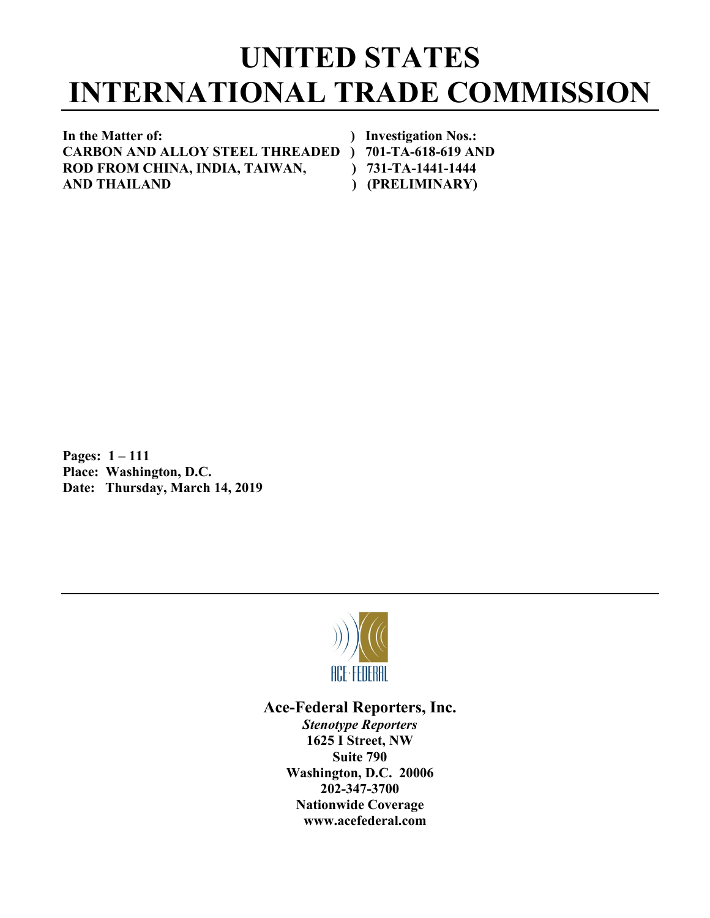# UNITED STATES INTERNATIONAL TRADE COMMISSION

| | |
|---|---|
| **In the Matter of:** | **) Investigation Nos.:** |
| **CARBON AND ALLOY STEEL THREADED** | **) 701-TA-618-619 AND** |
| **ROD FROM CHINA, INDIA, TAIWAN,** | **) 731-TA-1441-1444** |
| **AND THAILAND** | **) (PRELIMINARY)** |

**Pages: 1 – 111**
**Place: Washington, D.C.**
**Date: Thursday, March 14, 2019**

ACE·FEDERAL

**Ace-Federal Reporters, Inc.**
***Stenotype Reporters***
**1625 I Street, NW**
**Suite 790**
**Washington, D.C. 20006**
**202-347-3700**
**Nationwide Coverage**
**www.acefederal.com**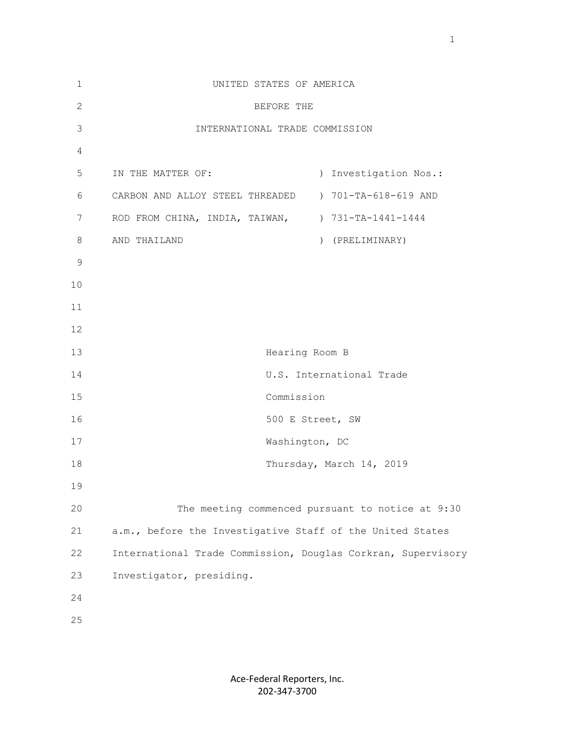UNITED STATES OF AMERICA

BEFORE THE

INTERNATIONAL TRADE COMMISSION

| | |
|---|---|
| IN THE MATTER OF: | ) Investigation Nos.: |
| CARBON AND ALLOY STEEL THREADED | ) 701-TA-618-619 AND |
| ROD FROM CHINA, INDIA, TAIWAN, | ) 731-TA-1441-1444 |
| AND THAILAND | ) (PRELIMINARY) |

Hearing Room B
U.S. International Trade
Commission
500 E Street, SW
Washington, DC
Thursday, March 14, 2019

The meeting commenced pursuant to notice at 9:30 a.m., before the Investigative Staff of the United States International Trade Commission, Douglas Corkran, Supervisory Investigator, presiding.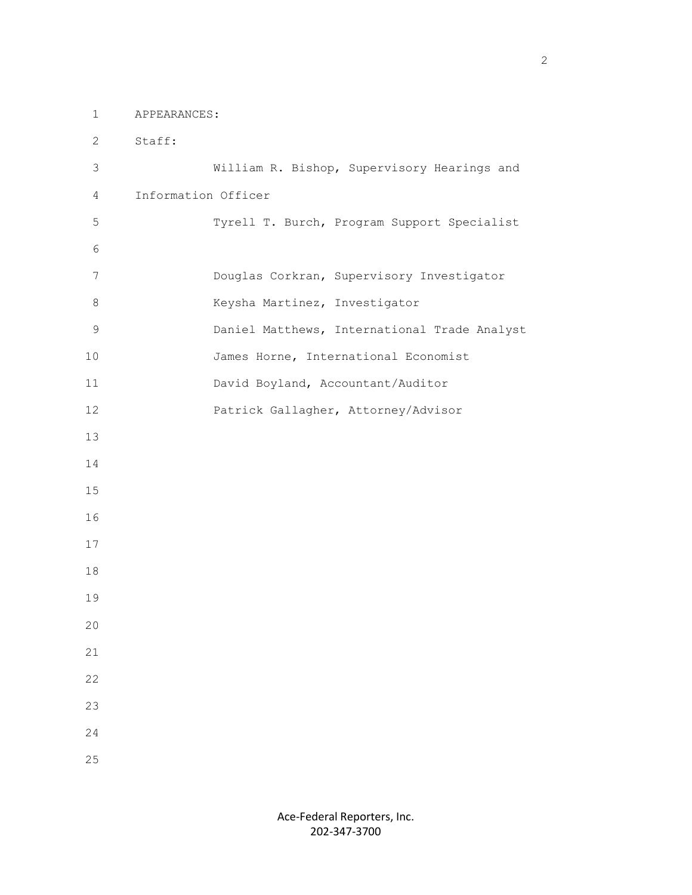APPEARANCES:

Staff:

William R. Bishop, Supervisory Hearings and Information Officer

Tyrell T. Burch, Program Support Specialist

Douglas Corkran, Supervisory Investigator

Keysha Martinez, Investigator

Daniel Matthews, International Trade Analyst

James Horne, International Economist

David Boyland, Accountant/Auditor

Patrick Gallagher, Attorney/Advisor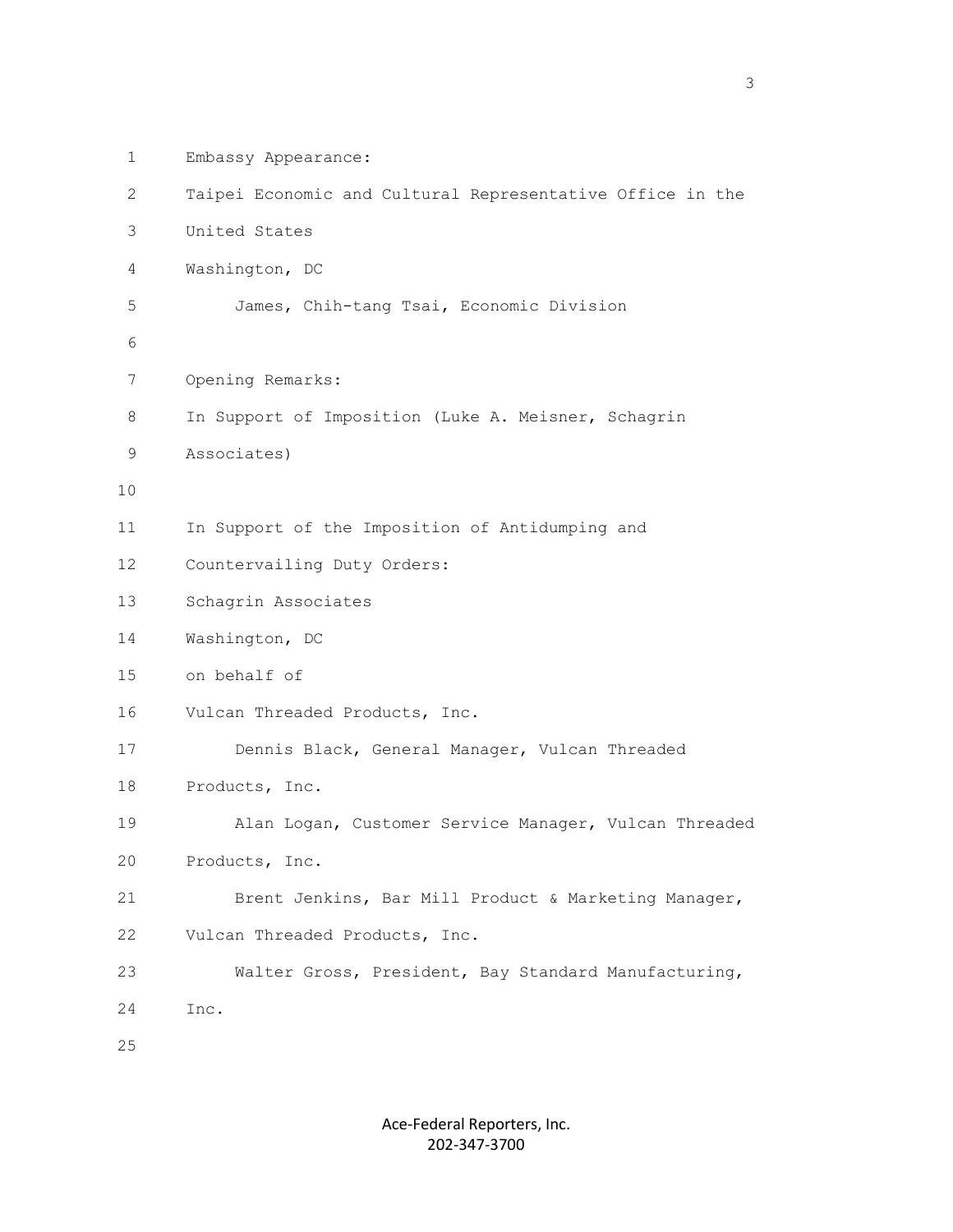Embassy Appearance:

Taipei Economic and Cultural Representative Office in the United States

Washington, DC

James, Chih-tang Tsai, Economic Division

Opening Remarks:

In Support of Imposition (Luke A. Meisner, Schagrin Associates)

In Support of the Imposition of Antidumping and Countervailing Duty Orders:

Schagrin Associates

Washington, DC

on behalf of

Vulcan Threaded Products, Inc.

Dennis Black, General Manager, Vulcan Threaded Products, Inc.

Alan Logan, Customer Service Manager, Vulcan Threaded Products, Inc.

Brent Jenkins, Bar Mill Product & Marketing Manager, Vulcan Threaded Products, Inc.

Walter Gross, President, Bay Standard Manufacturing, Inc.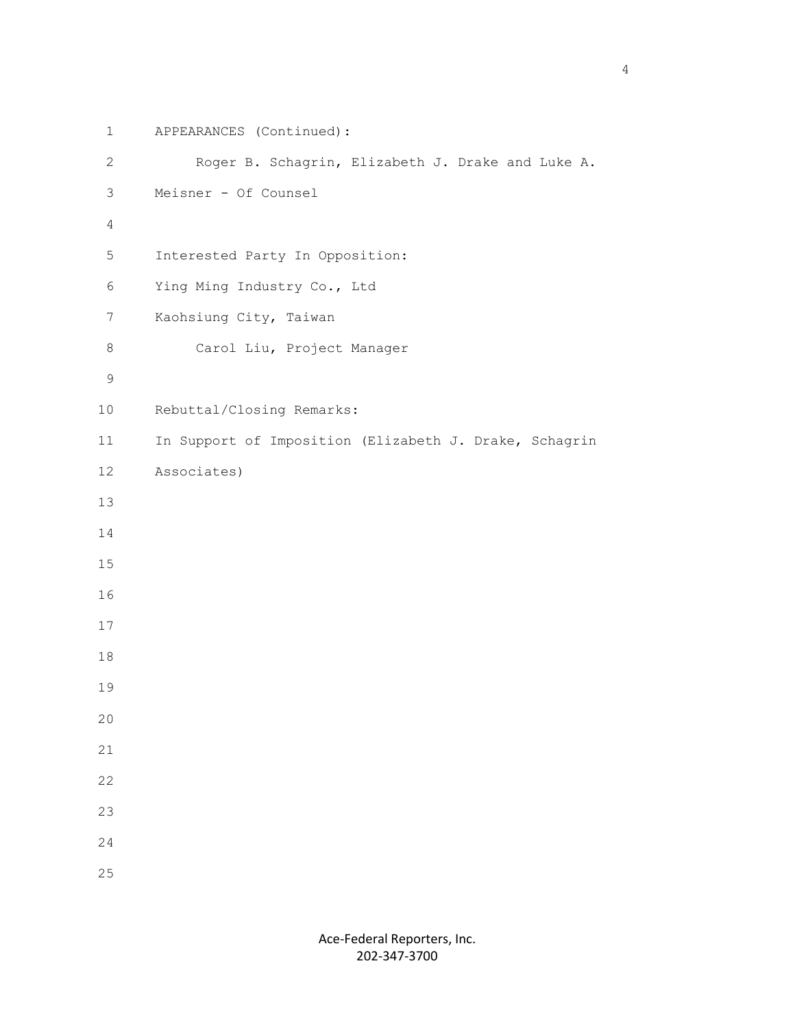APPEARANCES (Continued):

Roger B. Schagrin, Elizabeth J. Drake and Luke A. Meisner - Of Counsel

Interested Party In Opposition:

Ying Ming Industry Co., Ltd

Kaohsiung City, Taiwan

Carol Liu, Project Manager

Rebuttal/Closing Remarks:

In Support of Imposition (Elizabeth J. Drake, Schagrin Associates)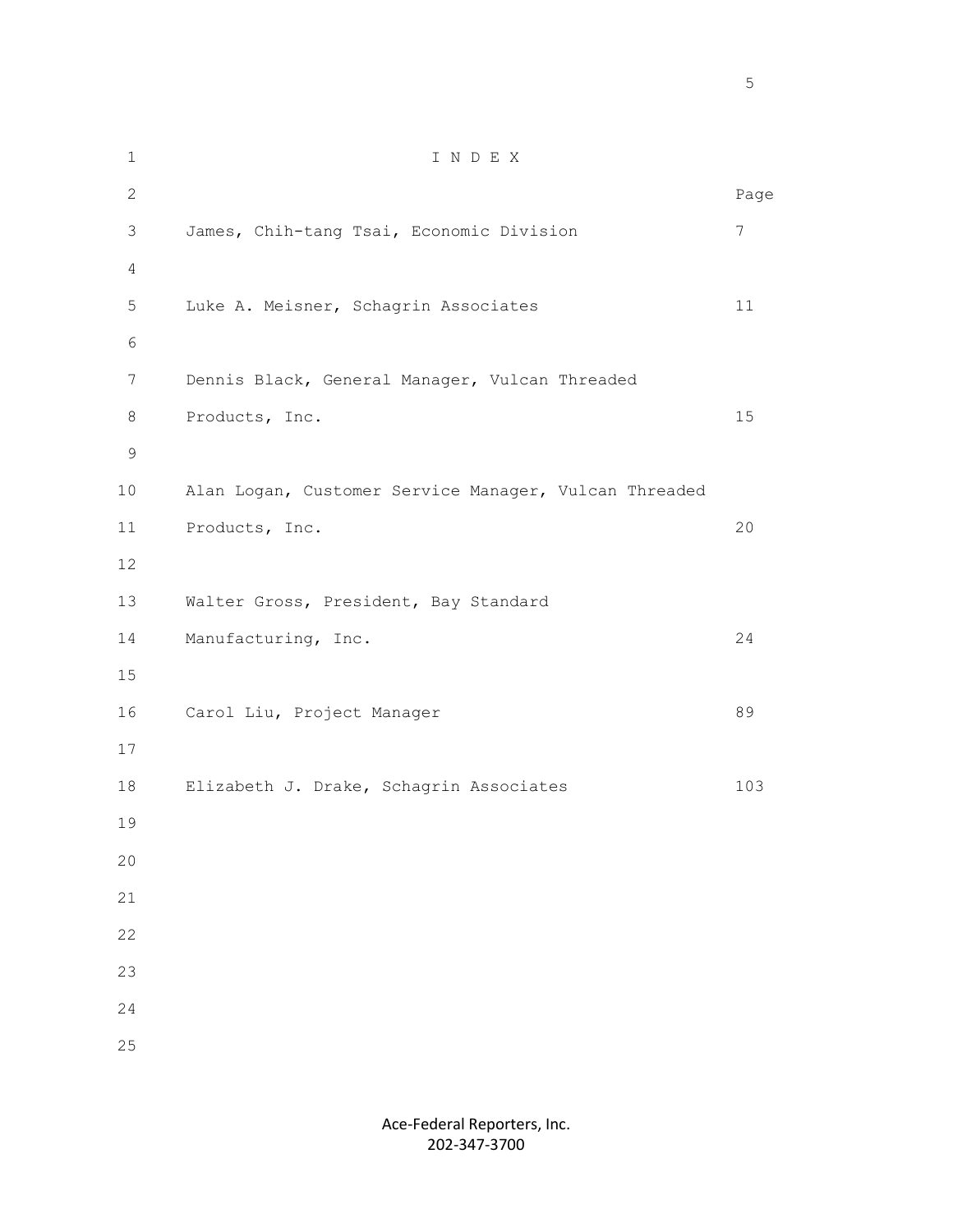# I N D E X

| | Page |
|---|---|
| James, Chih-tang Tsai, Economic Division | 7 |
| Luke A. Meisner, Schagrin Associates | 11 |
| Dennis Black, General Manager, Vulcan Threaded Products, Inc. | 15 |
| Alan Logan, Customer Service Manager, Vulcan Threaded Products, Inc. | 20 |
| Walter Gross, President, Bay Standard Manufacturing, Inc. | 24 |
| Carol Liu, Project Manager | 89 |
| Elizabeth J. Drake, Schagrin Associates | 103 |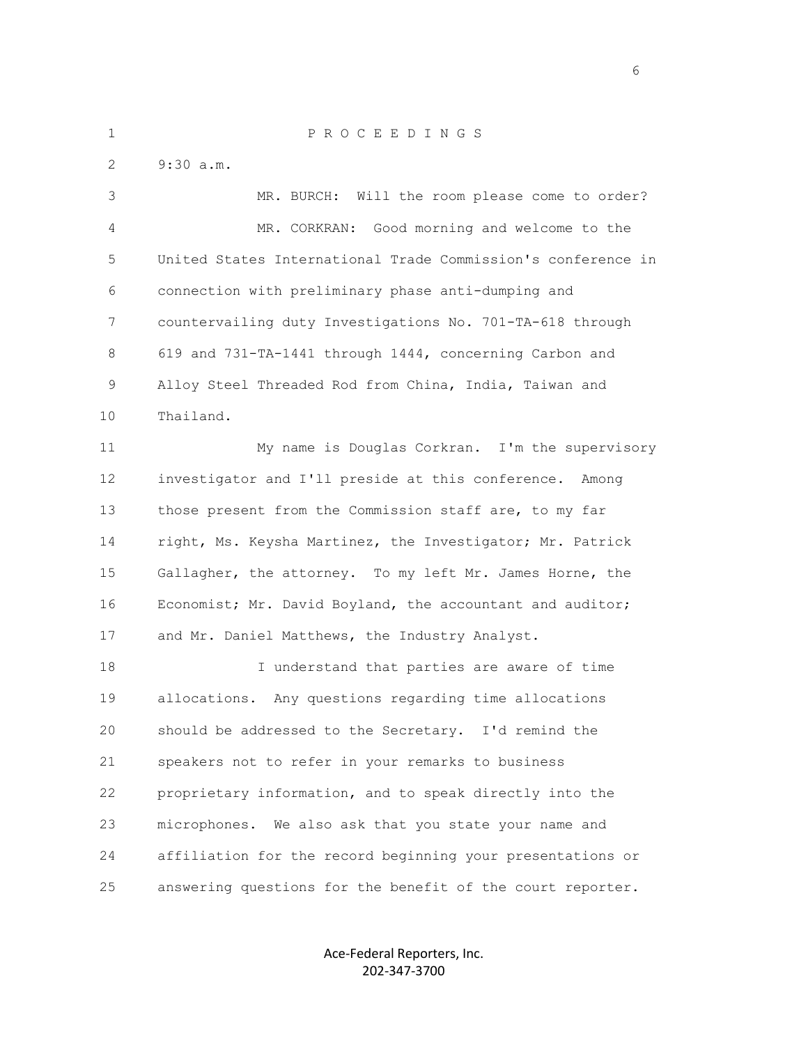P R O C E E D I N G S

9:30 a.m.

MR. BURCH: Will the room please come to order?

MR. CORKRAN: Good morning and welcome to the United States International Trade Commission's conference in connection with preliminary phase anti-dumping and countervailing duty Investigations No. 701-TA-618 through 619 and 731-TA-1441 through 1444, concerning Carbon and Alloy Steel Threaded Rod from China, India, Taiwan and Thailand.

My name is Douglas Corkran. I'm the supervisory investigator and I'll preside at this conference. Among those present from the Commission staff are, to my far right, Ms. Keysha Martinez, the Investigator; Mr. Patrick Gallagher, the attorney. To my left Mr. James Horne, the Economist; Mr. David Boyland, the accountant and auditor; and Mr. Daniel Matthews, the Industry Analyst.

I understand that parties are aware of time allocations. Any questions regarding time allocations should be addressed to the Secretary. I'd remind the speakers not to refer in your remarks to business proprietary information, and to speak directly into the microphones. We also ask that you state your name and affiliation for the record beginning your presentations or answering questions for the benefit of the court reporter.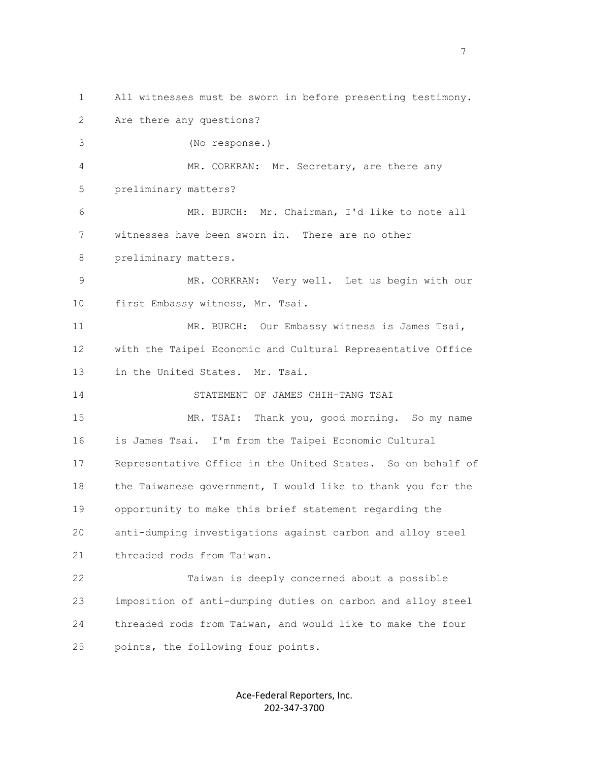All witnesses must be sworn in before presenting testimony. Are there any questions?

(No response.)

MR. CORKRAN: Mr. Secretary, are there any preliminary matters?

MR. BURCH: Mr. Chairman, I'd like to note all witnesses have been sworn in. There are no other preliminary matters.

MR. CORKRAN: Very well. Let us begin with our first Embassy witness, Mr. Tsai.

MR. BURCH: Our Embassy witness is James Tsai, with the Taipei Economic and Cultural Representative Office in the United States. Mr. Tsai.

STATEMENT OF JAMES CHIH-TANG TSAI

MR. TSAI: Thank you, good morning. So my name is James Tsai. I'm from the Taipei Economic Cultural Representative Office in the United States. So on behalf of the Taiwanese government, I would like to thank you for the opportunity to make this brief statement regarding the anti-dumping investigations against carbon and alloy steel threaded rods from Taiwan.

Taiwan is deeply concerned about a possible imposition of anti-dumping duties on carbon and alloy steel threaded rods from Taiwan, and would like to make the four points, the following four points.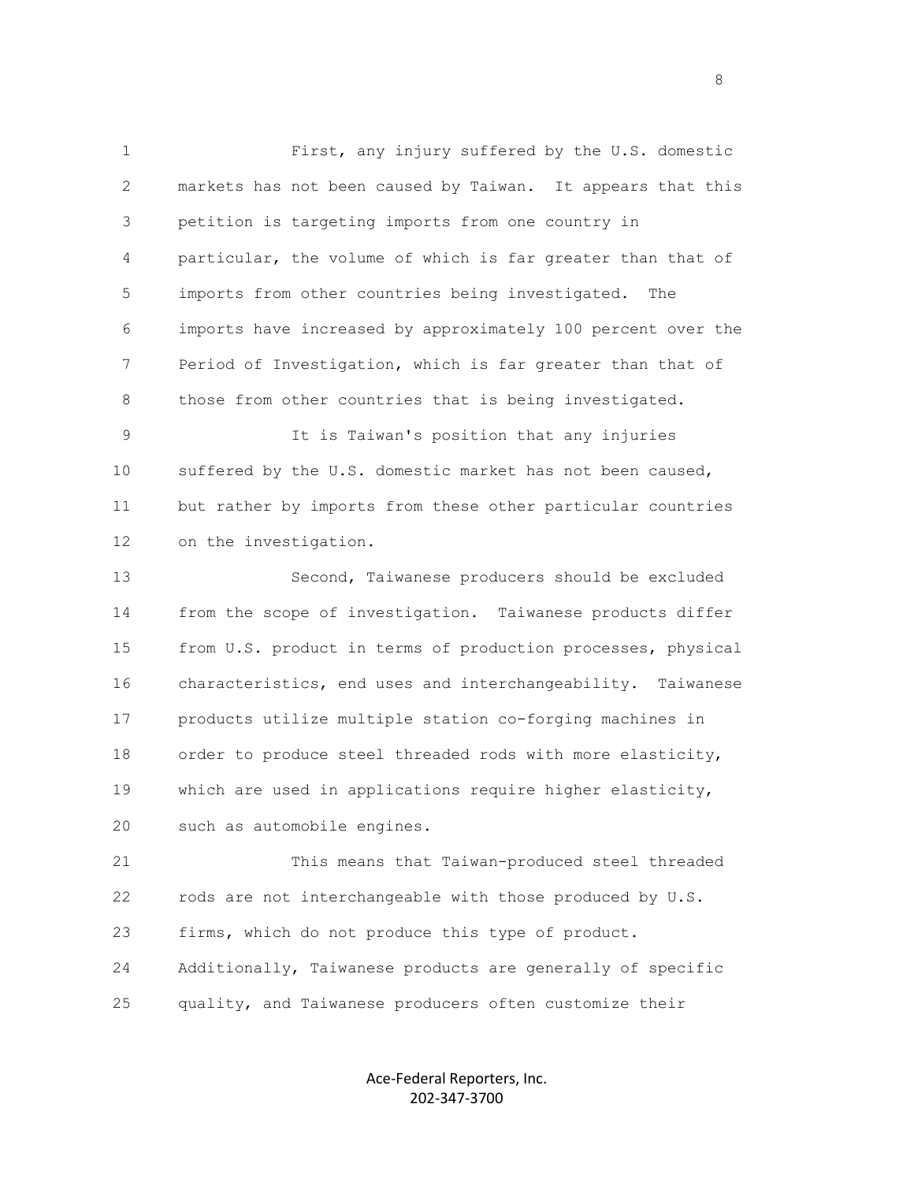First, any injury suffered by the U.S. domestic markets has not been caused by Taiwan. It appears that this petition is targeting imports from one country in particular, the volume of which is far greater than that of imports from other countries being investigated. The imports have increased by approximately 100 percent over the Period of Investigation, which is far greater than that of those from other countries that is being investigated.

It is Taiwan's position that any injuries suffered by the U.S. domestic market has not been caused, but rather by imports from these other particular countries on the investigation.

Second, Taiwanese producers should be excluded from the scope of investigation. Taiwanese products differ from U.S. product in terms of production processes, physical characteristics, end uses and interchangeability. Taiwanese products utilize multiple station co-forging machines in order to produce steel threaded rods with more elasticity, which are used in applications require higher elasticity, such as automobile engines.

This means that Taiwan-produced steel threaded rods are not interchangeable with those produced by U.S. firms, which do not produce this type of product. Additionally, Taiwanese products are generally of specific quality, and Taiwanese producers often customize their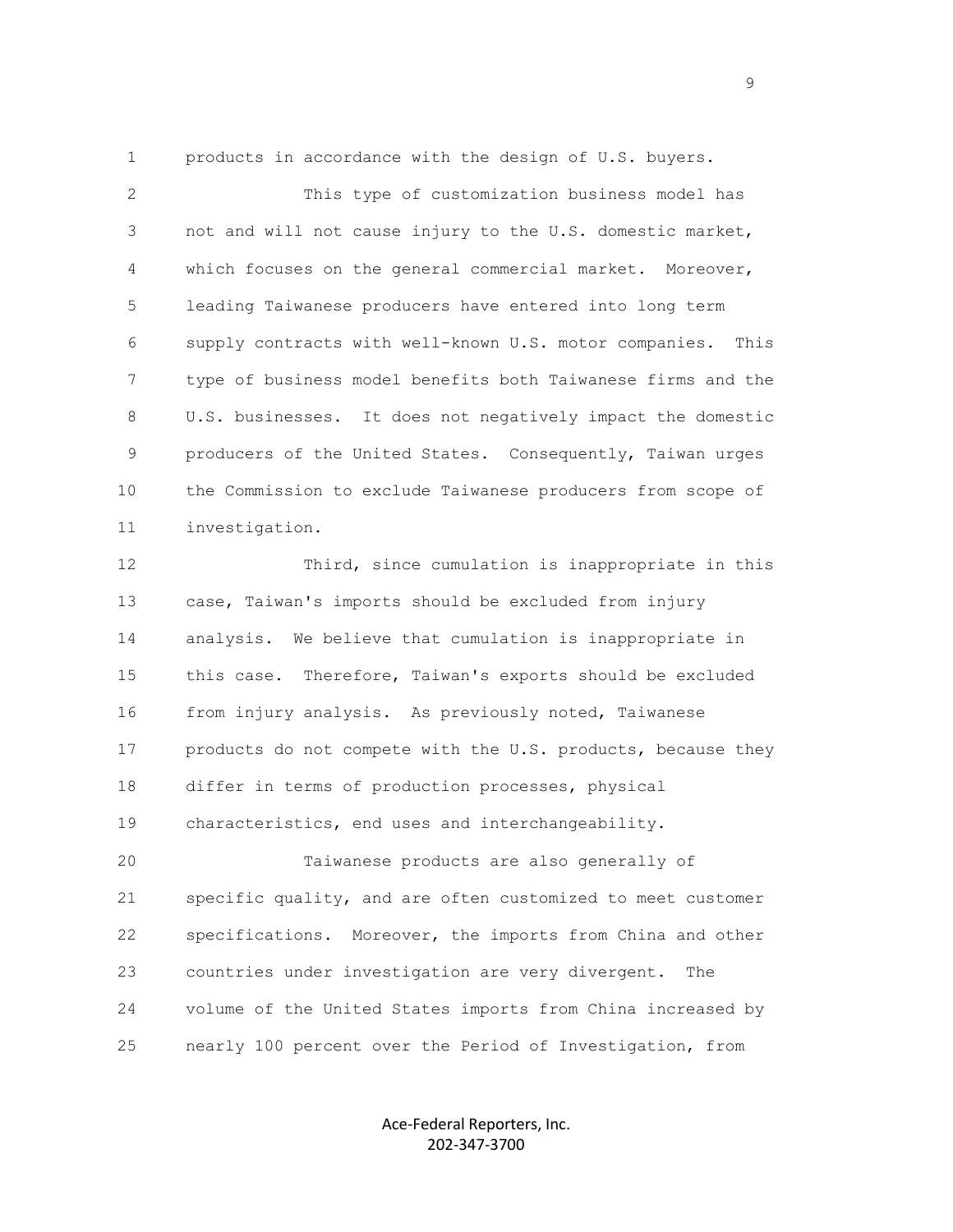products in accordance with the design of U.S. buyers.

This type of customization business model has not and will not cause injury to the U.S. domestic market, which focuses on the general commercial market. Moreover, leading Taiwanese producers have entered into long term supply contracts with well-known U.S. motor companies. This type of business model benefits both Taiwanese firms and the U.S. businesses. It does not negatively impact the domestic producers of the United States. Consequently, Taiwan urges the Commission to exclude Taiwanese producers from scope of investigation.

Third, since cumulation is inappropriate in this case, Taiwan's imports should be excluded from injury analysis. We believe that cumulation is inappropriate in this case. Therefore, Taiwan's exports should be excluded from injury analysis. As previously noted, Taiwanese products do not compete with the U.S. products, because they differ in terms of production processes, physical characteristics, end uses and interchangeability.

Taiwanese products are also generally of specific quality, and are often customized to meet customer specifications. Moreover, the imports from China and other countries under investigation are very divergent. The volume of the United States imports from China increased by nearly 100 percent over the Period of Investigation, from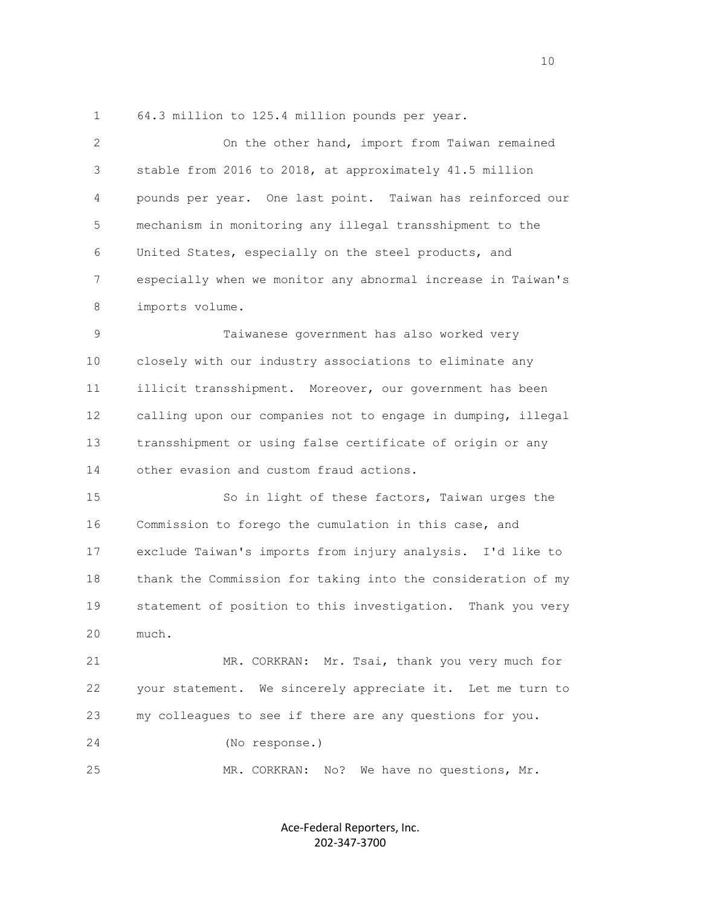64.3 million to 125.4 million pounds per year.

On the other hand, import from Taiwan remained stable from 2016 to 2018, at approximately 41.5 million pounds per year. One last point. Taiwan has reinforced our mechanism in monitoring any illegal transshipment to the United States, especially on the steel products, and especially when we monitor any abnormal increase in Taiwan's imports volume.

Taiwanese government has also worked very closely with our industry associations to eliminate any illicit transshipment. Moreover, our government has been calling upon our companies not to engage in dumping, illegal transshipment or using false certificate of origin or any other evasion and custom fraud actions.

So in light of these factors, Taiwan urges the Commission to forego the cumulation in this case, and exclude Taiwan's imports from injury analysis. I'd like to thank the Commission for taking into the consideration of my statement of position to this investigation. Thank you very much.

MR. CORKRAN: Mr. Tsai, thank you very much for your statement. We sincerely appreciate it. Let me turn to my colleagues to see if there are any questions for you.

(No response.)

MR. CORKRAN: No? We have no questions, Mr.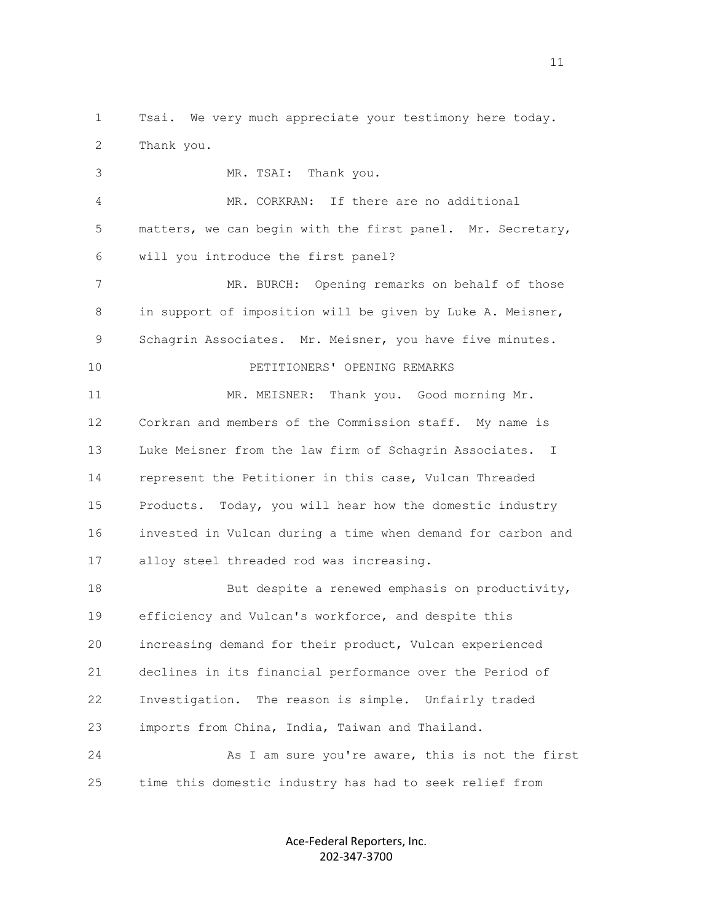Tsai. We very much appreciate your testimony here today. Thank you.

MR. TSAI: Thank you.

MR. CORKRAN: If there are no additional matters, we can begin with the first panel. Mr. Secretary, will you introduce the first panel?

MR. BURCH: Opening remarks on behalf of those in support of imposition will be given by Luke A. Meisner, Schagrin Associates. Mr. Meisner, you have five minutes.

PETITIONERS' OPENING REMARKS

MR. MEISNER: Thank you. Good morning Mr. Corkran and members of the Commission staff. My name is Luke Meisner from the law firm of Schagrin Associates. I represent the Petitioner in this case, Vulcan Threaded Products. Today, you will hear how the domestic industry invested in Vulcan during a time when demand for carbon and alloy steel threaded rod was increasing.

But despite a renewed emphasis on productivity, efficiency and Vulcan's workforce, and despite this increasing demand for their product, Vulcan experienced declines in its financial performance over the Period of Investigation. The reason is simple. Unfairly traded imports from China, India, Taiwan and Thailand.

As I am sure you're aware, this is not the first time this domestic industry has had to seek relief from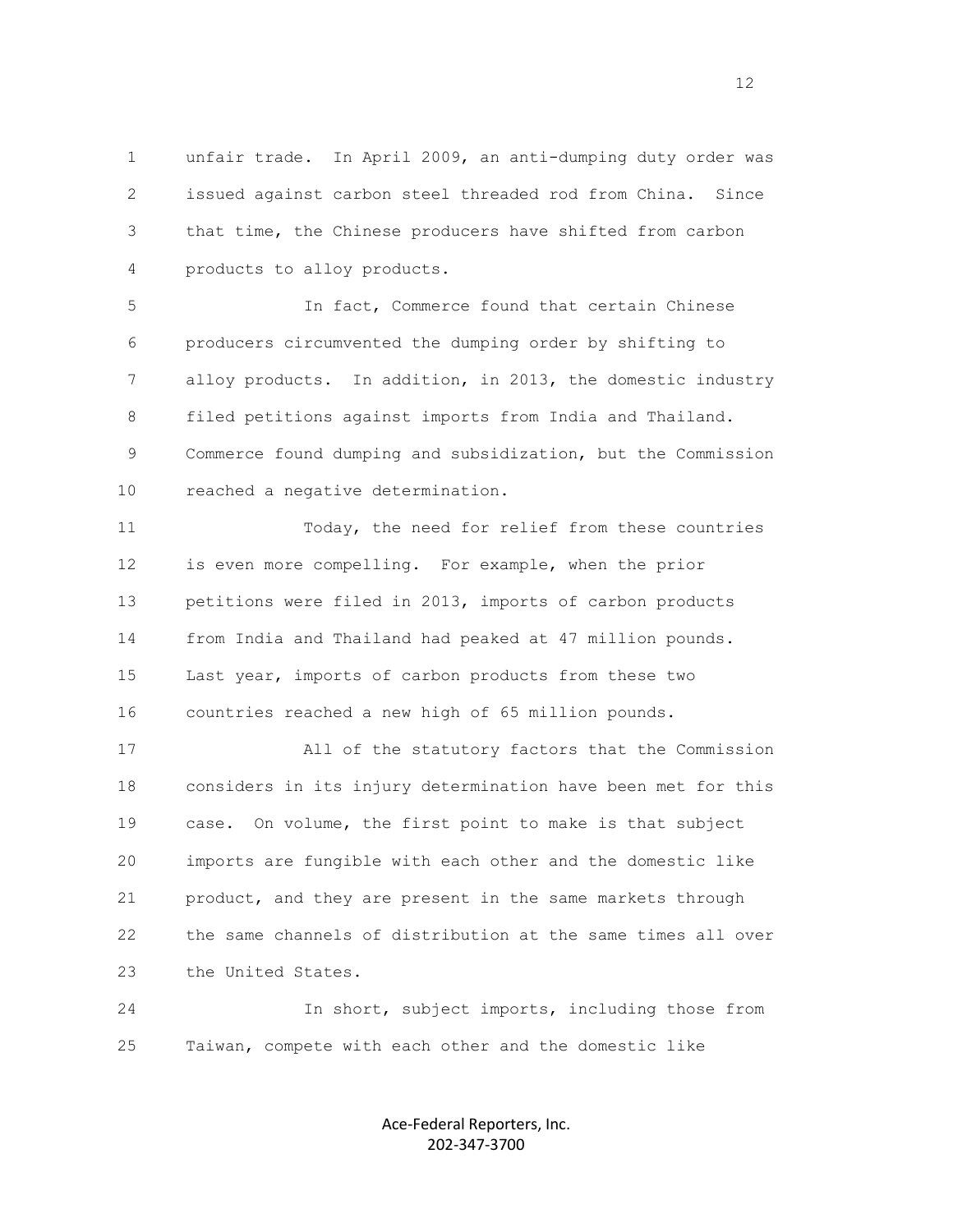unfair trade. In April 2009, an anti-dumping duty order was issued against carbon steel threaded rod from China. Since that time, the Chinese producers have shifted from carbon products to alloy products.

In fact, Commerce found that certain Chinese producers circumvented the dumping order by shifting to alloy products. In addition, in 2013, the domestic industry filed petitions against imports from India and Thailand. Commerce found dumping and subsidization, but the Commission reached a negative determination.

Today, the need for relief from these countries is even more compelling. For example, when the prior petitions were filed in 2013, imports of carbon products from India and Thailand had peaked at 47 million pounds. Last year, imports of carbon products from these two countries reached a new high of 65 million pounds.

All of the statutory factors that the Commission considers in its injury determination have been met for this case. On volume, the first point to make is that subject imports are fungible with each other and the domestic like product, and they are present in the same markets through the same channels of distribution at the same times all over the United States.

In short, subject imports, including those from Taiwan, compete with each other and the domestic like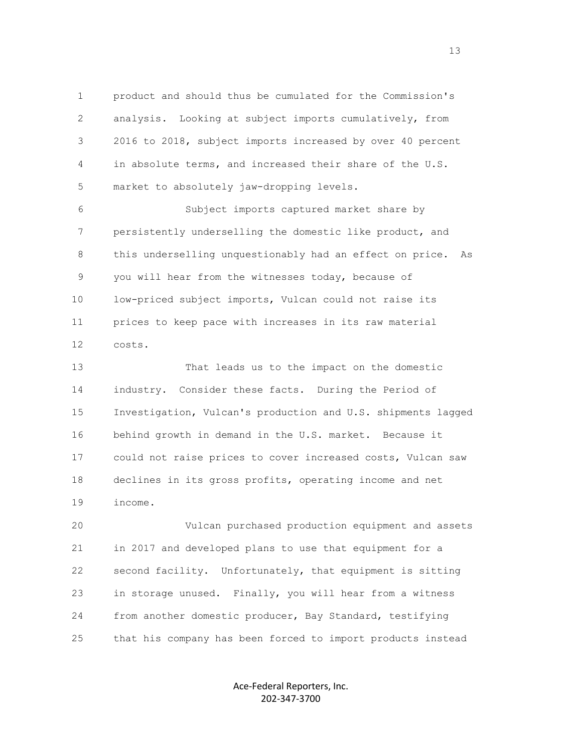product and should thus be cumulated for the Commission's analysis. Looking at subject imports cumulatively, from 2016 to 2018, subject imports increased by over 40 percent in absolute terms, and increased their share of the U.S. market to absolutely jaw-dropping levels.

Subject imports captured market share by persistently underselling the domestic like product, and this underselling unquestionably had an effect on price. As you will hear from the witnesses today, because of low-priced subject imports, Vulcan could not raise its prices to keep pace with increases in its raw material costs.

That leads us to the impact on the domestic industry. Consider these facts. During the Period of Investigation, Vulcan's production and U.S. shipments lagged behind growth in demand in the U.S. market. Because it could not raise prices to cover increased costs, Vulcan saw declines in its gross profits, operating income and net income.

Vulcan purchased production equipment and assets in 2017 and developed plans to use that equipment for a second facility. Unfortunately, that equipment is sitting in storage unused. Finally, you will hear from a witness from another domestic producer, Bay Standard, testifying that his company has been forced to import products instead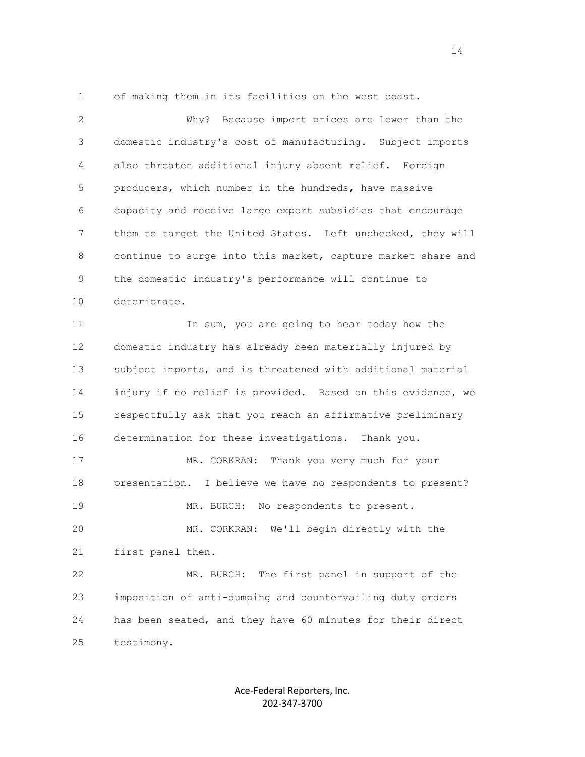of making them in its facilities on the west coast.

Why? Because import prices are lower than the domestic industry's cost of manufacturing. Subject imports also threaten additional injury absent relief. Foreign producers, which number in the hundreds, have massive capacity and receive large export subsidies that encourage them to target the United States. Left unchecked, they will continue to surge into this market, capture market share and the domestic industry's performance will continue to deteriorate.

In sum, you are going to hear today how the domestic industry has already been materially injured by subject imports, and is threatened with additional material injury if no relief is provided. Based on this evidence, we respectfully ask that you reach an affirmative preliminary determination for these investigations. Thank you.

MR. CORKRAN: Thank you very much for your presentation. I believe we have no respondents to present?

MR. BURCH: No respondents to present.

MR. CORKRAN: We'll begin directly with the first panel then.

MR. BURCH: The first panel in support of the imposition of anti-dumping and countervailing duty orders has been seated, and they have 60 minutes for their direct testimony.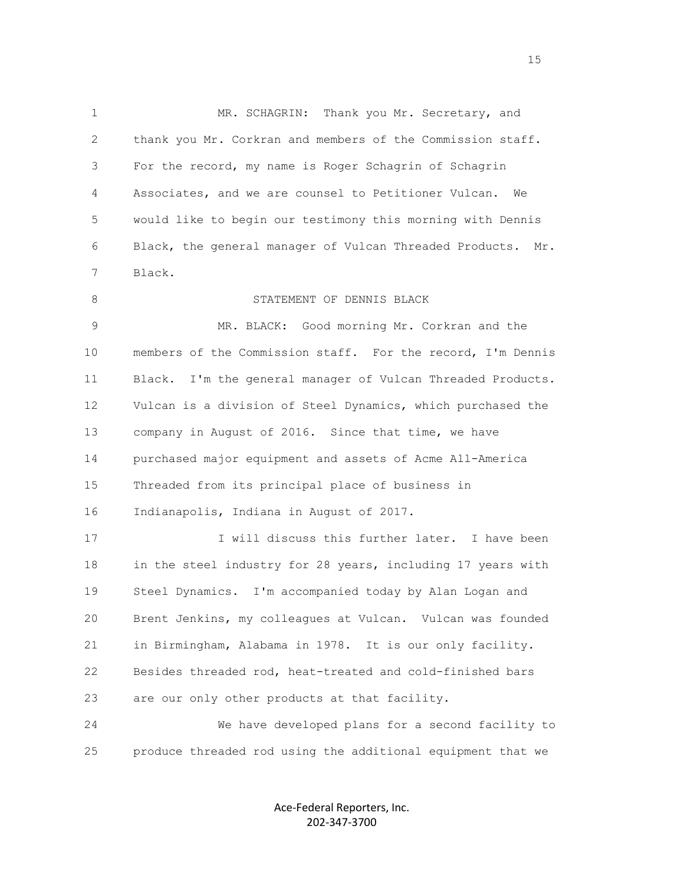MR. SCHAGRIN: Thank you Mr. Secretary, and thank you Mr. Corkran and members of the Commission staff. For the record, my name is Roger Schagrin of Schagrin Associates, and we are counsel to Petitioner Vulcan. We would like to begin our testimony this morning with Dennis Black, the general manager of Vulcan Threaded Products. Mr. Black.

STATEMENT OF DENNIS BLACK

MR. BLACK: Good morning Mr. Corkran and the members of the Commission staff. For the record, I'm Dennis Black. I'm the general manager of Vulcan Threaded Products. Vulcan is a division of Steel Dynamics, which purchased the company in August of 2016. Since that time, we have purchased major equipment and assets of Acme All-America Threaded from its principal place of business in Indianapolis, Indiana in August of 2017.

I will discuss this further later. I have been in the steel industry for 28 years, including 17 years with Steel Dynamics. I'm accompanied today by Alan Logan and Brent Jenkins, my colleagues at Vulcan. Vulcan was founded in Birmingham, Alabama in 1978. It is our only facility. Besides threaded rod, heat-treated and cold-finished bars are our only other products at that facility.

We have developed plans for a second facility to produce threaded rod using the additional equipment that we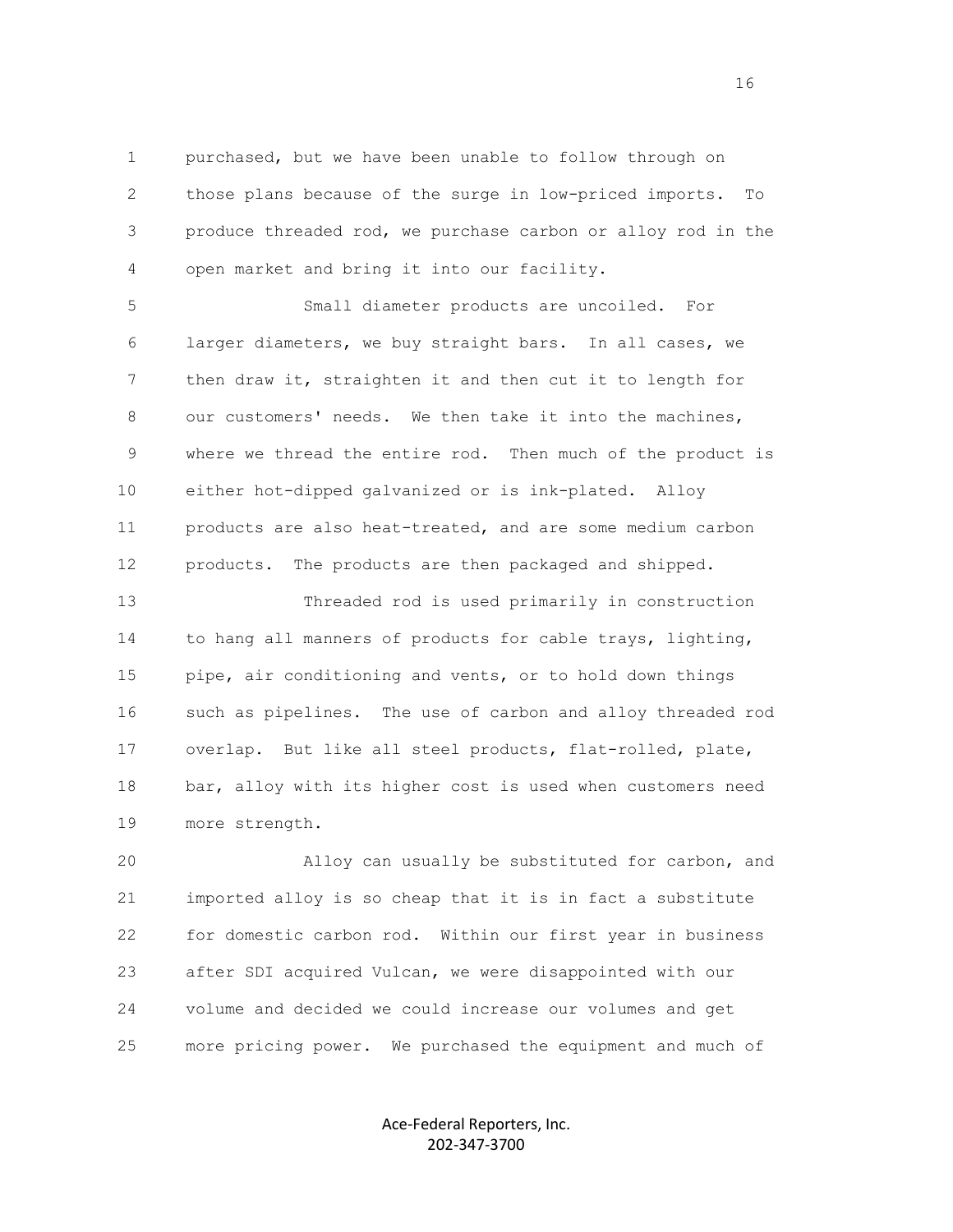purchased, but we have been unable to follow through on those plans because of the surge in low-priced imports. To produce threaded rod, we purchase carbon or alloy rod in the open market and bring it into our facility.

Small diameter products are uncoiled. For larger diameters, we buy straight bars. In all cases, we then draw it, straighten it and then cut it to length for our customers' needs. We then take it into the machines, where we thread the entire rod. Then much of the product is either hot-dipped galvanized or is ink-plated. Alloy products are also heat-treated, and are some medium carbon products. The products are then packaged and shipped.

Threaded rod is used primarily in construction to hang all manners of products for cable trays, lighting, pipe, air conditioning and vents, or to hold down things such as pipelines. The use of carbon and alloy threaded rod overlap. But like all steel products, flat-rolled, plate, bar, alloy with its higher cost is used when customers need more strength.

Alloy can usually be substituted for carbon, and imported alloy is so cheap that it is in fact a substitute for domestic carbon rod. Within our first year in business after SDI acquired Vulcan, we were disappointed with our volume and decided we could increase our volumes and get more pricing power. We purchased the equipment and much of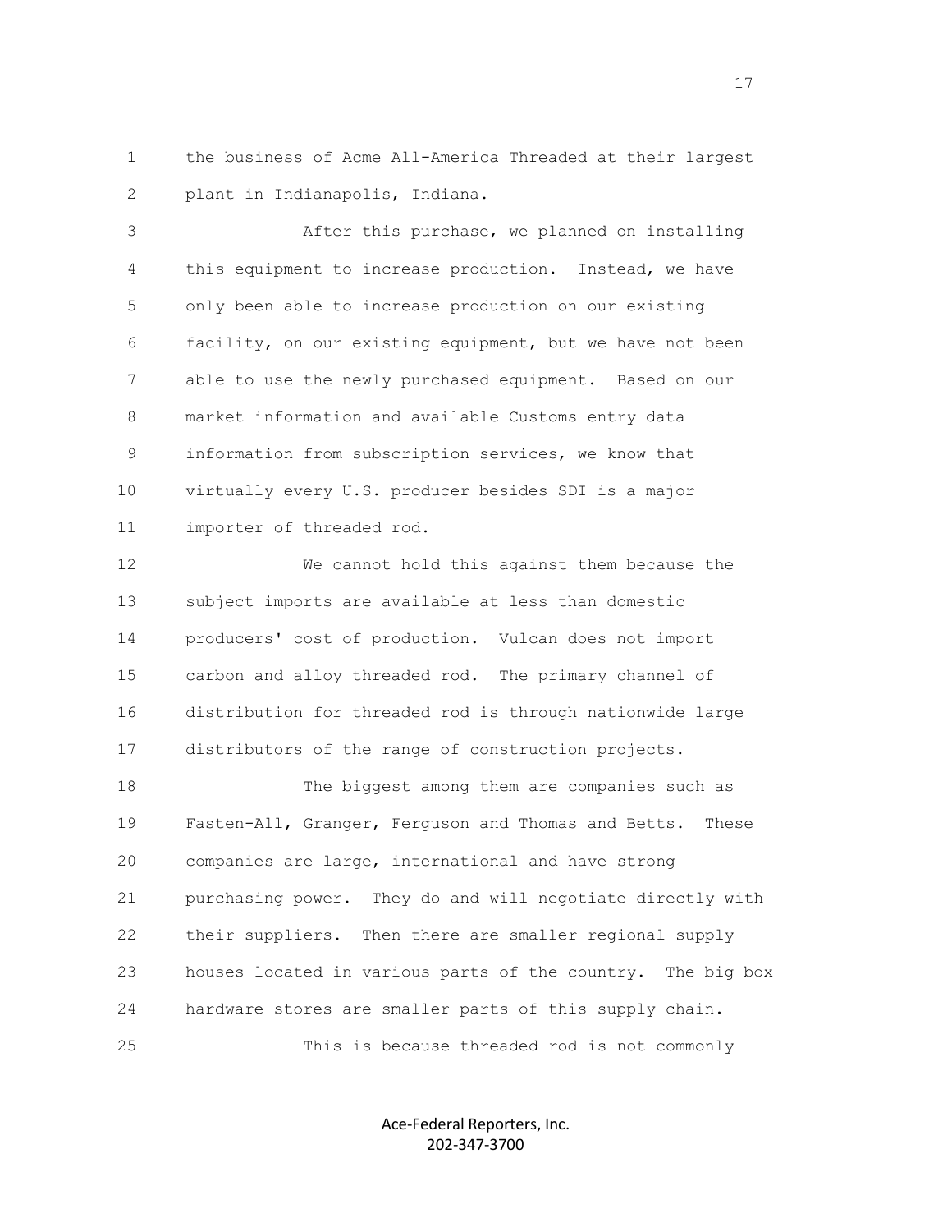the business of Acme All-America Threaded at their largest plant in Indianapolis, Indiana.

After this purchase, we planned on installing this equipment to increase production. Instead, we have only been able to increase production on our existing facility, on our existing equipment, but we have not been able to use the newly purchased equipment. Based on our market information and available Customs entry data information from subscription services, we know that virtually every U.S. producer besides SDI is a major importer of threaded rod.

We cannot hold this against them because the subject imports are available at less than domestic producers' cost of production. Vulcan does not import carbon and alloy threaded rod. The primary channel of distribution for threaded rod is through nationwide large distributors of the range of construction projects.

The biggest among them are companies such as Fasten-All, Granger, Ferguson and Thomas and Betts. These companies are large, international and have strong purchasing power. They do and will negotiate directly with their suppliers. Then there are smaller regional supply houses located in various parts of the country. The big box hardware stores are smaller parts of this supply chain.

This is because threaded rod is not commonly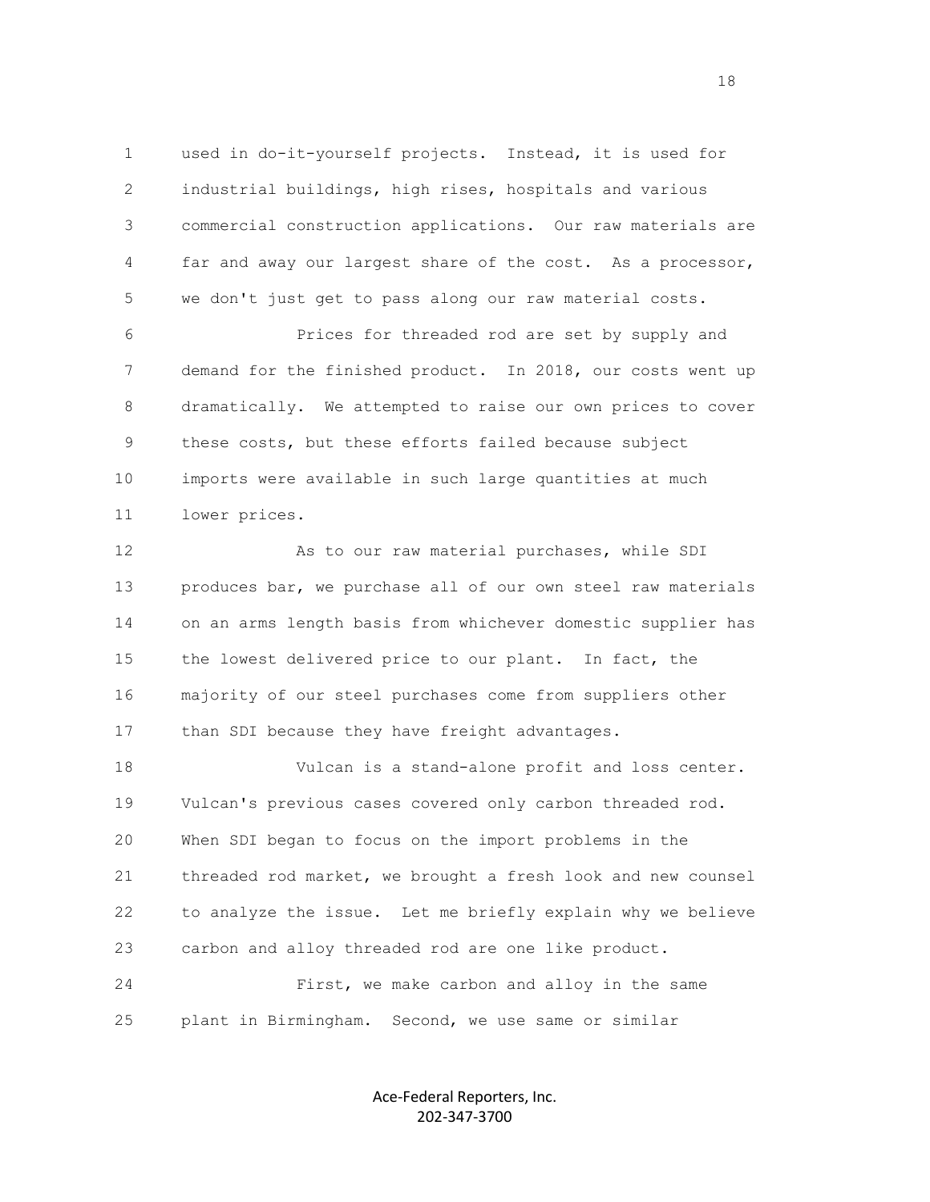used in do-it-yourself projects. Instead, it is used for industrial buildings, high rises, hospitals and various commercial construction applications. Our raw materials are far and away our largest share of the cost. As a processor, we don't just get to pass along our raw material costs.

Prices for threaded rod are set by supply and demand for the finished product. In 2018, our costs went up dramatically. We attempted to raise our own prices to cover these costs, but these efforts failed because subject imports were available in such large quantities at much lower prices.

As to our raw material purchases, while SDI produces bar, we purchase all of our own steel raw materials on an arms length basis from whichever domestic supplier has the lowest delivered price to our plant. In fact, the majority of our steel purchases come from suppliers other than SDI because they have freight advantages.

Vulcan is a stand-alone profit and loss center. Vulcan's previous cases covered only carbon threaded rod. When SDI began to focus on the import problems in the threaded rod market, we brought a fresh look and new counsel to analyze the issue. Let me briefly explain why we believe carbon and alloy threaded rod are one like product.

First, we make carbon and alloy in the same plant in Birmingham. Second, we use same or similar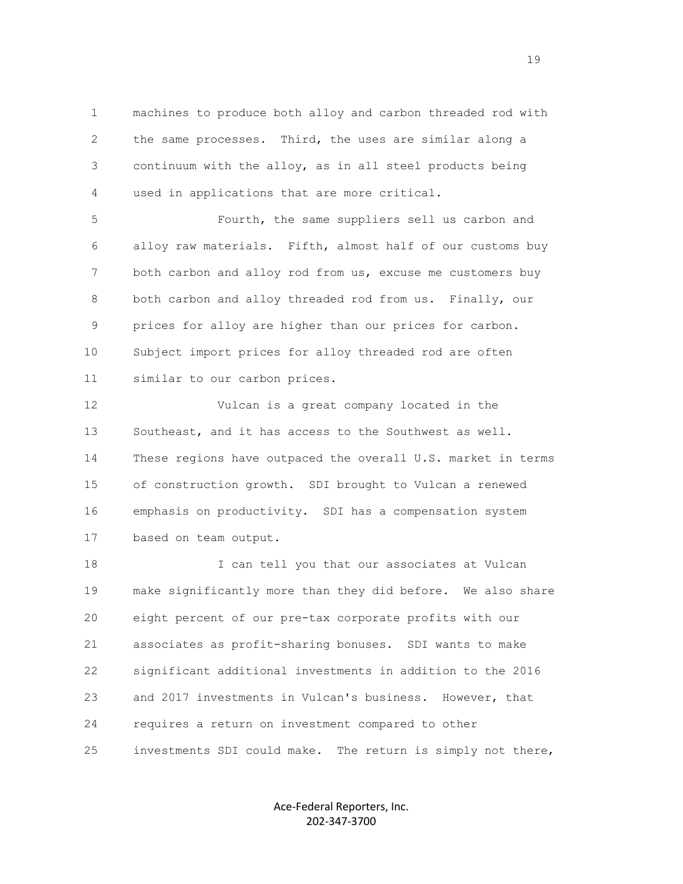machines to produce both alloy and carbon threaded rod with the same processes. Third, the uses are similar along a continuum with the alloy, as in all steel products being used in applications that are more critical.

Fourth, the same suppliers sell us carbon and alloy raw materials. Fifth, almost half of our customs buy both carbon and alloy rod from us, excuse me customers buy both carbon and alloy threaded rod from us. Finally, our prices for alloy are higher than our prices for carbon. Subject import prices for alloy threaded rod are often similar to our carbon prices.

Vulcan is a great company located in the Southeast, and it has access to the Southwest as well. These regions have outpaced the overall U.S. market in terms of construction growth. SDI brought to Vulcan a renewed emphasis on productivity. SDI has a compensation system based on team output.

I can tell you that our associates at Vulcan make significantly more than they did before. We also share eight percent of our pre-tax corporate profits with our associates as profit-sharing bonuses. SDI wants to make significant additional investments in addition to the 2016 and 2017 investments in Vulcan's business. However, that requires a return on investment compared to other investments SDI could make. The return is simply not there,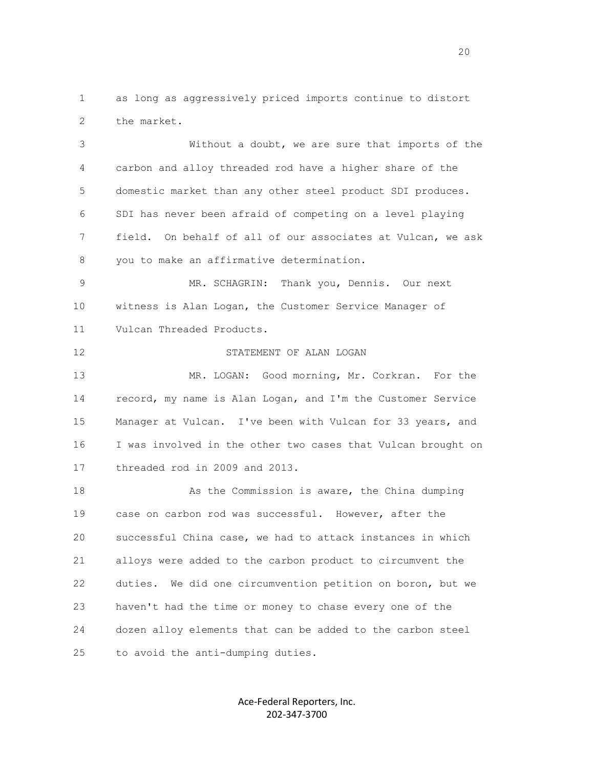as long as aggressively priced imports continue to distort the market.

Without a doubt, we are sure that imports of the carbon and alloy threaded rod have a higher share of the domestic market than any other steel product SDI produces. SDI has never been afraid of competing on a level playing field. On behalf of all of our associates at Vulcan, we ask you to make an affirmative determination.

MR. SCHAGRIN: Thank you, Dennis. Our next witness is Alan Logan, the Customer Service Manager of Vulcan Threaded Products.

STATEMENT OF ALAN LOGAN

MR. LOGAN: Good morning, Mr. Corkran. For the record, my name is Alan Logan, and I'm the Customer Service Manager at Vulcan. I've been with Vulcan for 33 years, and I was involved in the other two cases that Vulcan brought on threaded rod in 2009 and 2013.

As the Commission is aware, the China dumping case on carbon rod was successful. However, after the successful China case, we had to attack instances in which alloys were added to the carbon product to circumvent the duties. We did one circumvention petition on boron, but we haven't had the time or money to chase every one of the dozen alloy elements that can be added to the carbon steel to avoid the anti-dumping duties.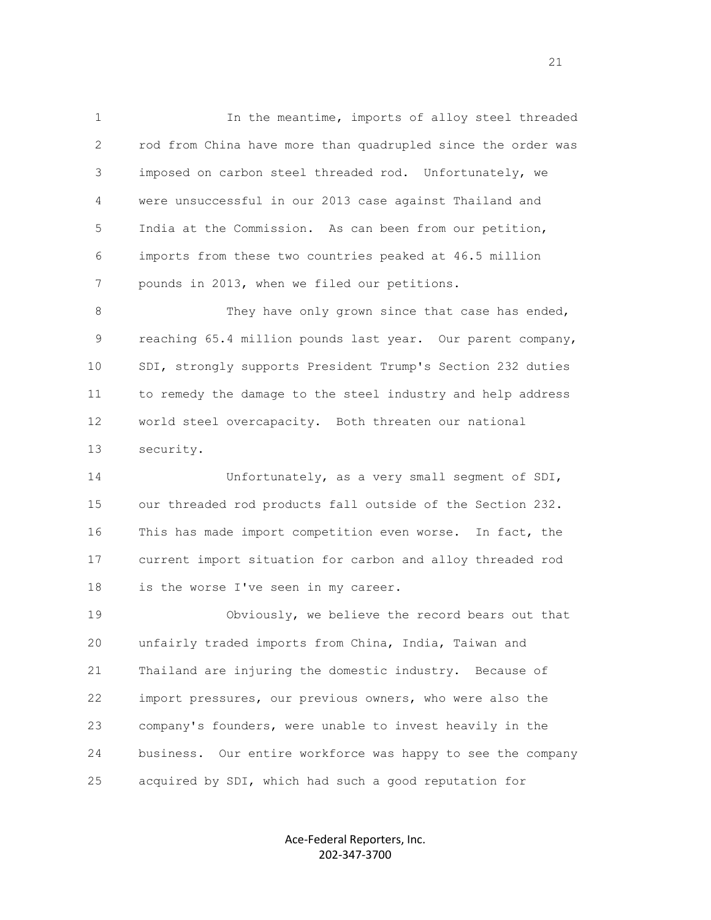In the meantime, imports of alloy steel threaded rod from China have more than quadrupled since the order was imposed on carbon steel threaded rod. Unfortunately, we were unsuccessful in our 2013 case against Thailand and India at the Commission. As can been from our petition, imports from these two countries peaked at 46.5 million pounds in 2013, when we filed our petitions.

They have only grown since that case has ended, reaching 65.4 million pounds last year. Our parent company, SDI, strongly supports President Trump's Section 232 duties to remedy the damage to the steel industry and help address world steel overcapacity. Both threaten our national security.

Unfortunately, as a very small segment of SDI, our threaded rod products fall outside of the Section 232. This has made import competition even worse. In fact, the current import situation for carbon and alloy threaded rod is the worse I've seen in my career.

Obviously, we believe the record bears out that unfairly traded imports from China, India, Taiwan and Thailand are injuring the domestic industry. Because of import pressures, our previous owners, who were also the company's founders, were unable to invest heavily in the business. Our entire workforce was happy to see the company acquired by SDI, which had such a good reputation for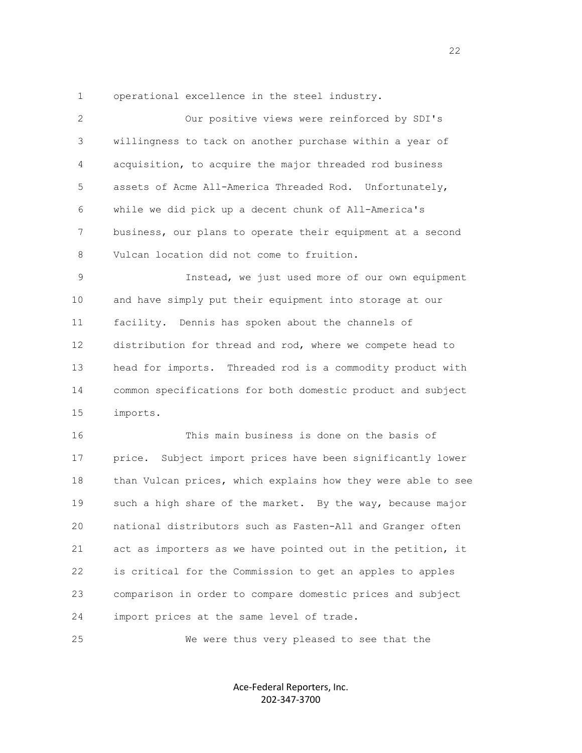operational excellence in the steel industry.

Our positive views were reinforced by SDI's willingness to tack on another purchase within a year of acquisition, to acquire the major threaded rod business assets of Acme All-America Threaded Rod. Unfortunately, while we did pick up a decent chunk of All-America's business, our plans to operate their equipment at a second Vulcan location did not come to fruition.

Instead, we just used more of our own equipment and have simply put their equipment into storage at our facility. Dennis has spoken about the channels of distribution for thread and rod, where we compete head to head for imports. Threaded rod is a commodity product with common specifications for both domestic product and subject imports.

This main business is done on the basis of price. Subject import prices have been significantly lower than Vulcan prices, which explains how they were able to see such a high share of the market. By the way, because major national distributors such as Fasten-All and Granger often act as importers as we have pointed out in the petition, it is critical for the Commission to get an apples to apples comparison in order to compare domestic prices and subject import prices at the same level of trade.

We were thus very pleased to see that the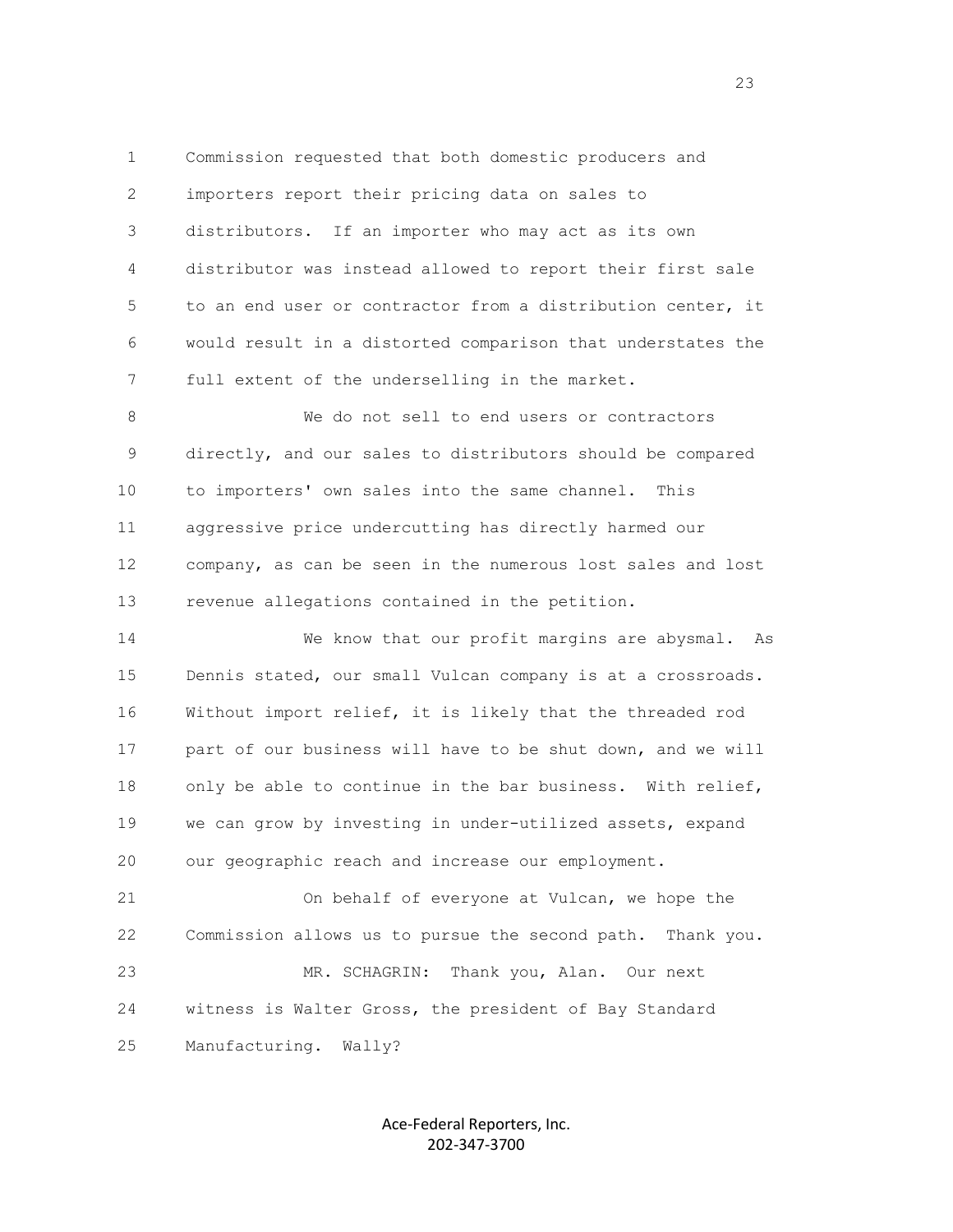Commission requested that both domestic producers and importers report their pricing data on sales to distributors. If an importer who may act as its own distributor was instead allowed to report their first sale to an end user or contractor from a distribution center, it would result in a distorted comparison that understates the full extent of the underselling in the market.

We do not sell to end users or contractors directly, and our sales to distributors should be compared to importers' own sales into the same channel. This aggressive price undercutting has directly harmed our company, as can be seen in the numerous lost sales and lost revenue allegations contained in the petition.

We know that our profit margins are abysmal. As Dennis stated, our small Vulcan company is at a crossroads. Without import relief, it is likely that the threaded rod part of our business will have to be shut down, and we will only be able to continue in the bar business. With relief, we can grow by investing in under-utilized assets, expand our geographic reach and increase our employment.

On behalf of everyone at Vulcan, we hope the Commission allows us to pursue the second path. Thank you.

MR. SCHAGRIN: Thank you, Alan. Our next witness is Walter Gross, the president of Bay Standard Manufacturing. Wally?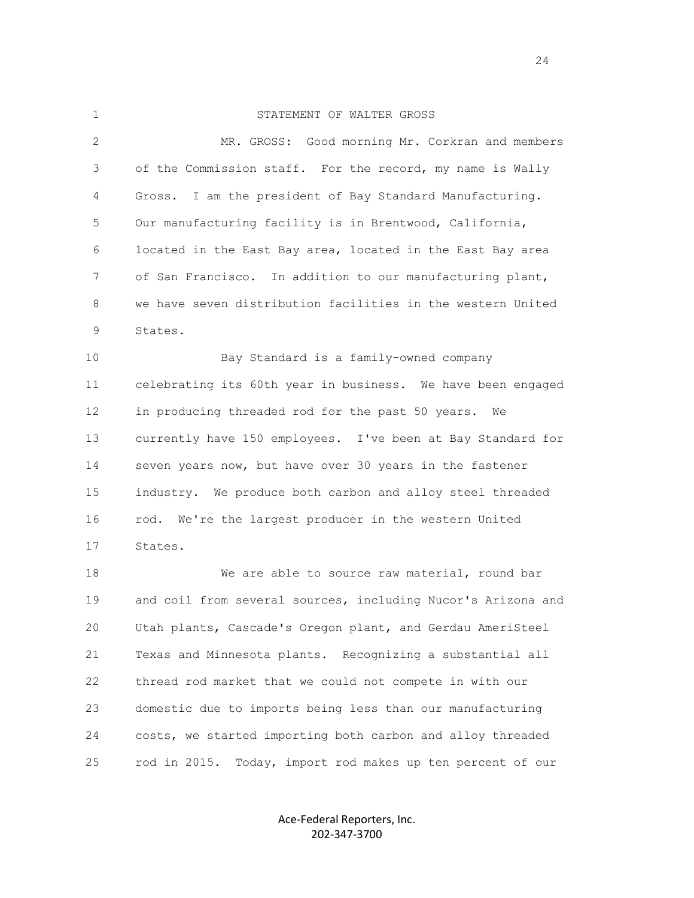STATEMENT OF WALTER GROSS

MR. GROSS: Good morning Mr. Corkran and members of the Commission staff. For the record, my name is Wally Gross. I am the president of Bay Standard Manufacturing. Our manufacturing facility is in Brentwood, California, located in the East Bay area, located in the East Bay area of San Francisco. In addition to our manufacturing plant, we have seven distribution facilities in the western United States.

Bay Standard is a family-owned company celebrating its 60th year in business. We have been engaged in producing threaded rod for the past 50 years. We currently have 150 employees. I've been at Bay Standard for seven years now, but have over 30 years in the fastener industry. We produce both carbon and alloy steel threaded rod. We're the largest producer in the western United States.

We are able to source raw material, round bar and coil from several sources, including Nucor's Arizona and Utah plants, Cascade's Oregon plant, and Gerdau AmeriSteel Texas and Minnesota plants. Recognizing a substantial all thread rod market that we could not compete in with our domestic due to imports being less than our manufacturing costs, we started importing both carbon and alloy threaded rod in 2015. Today, import rod makes up ten percent of our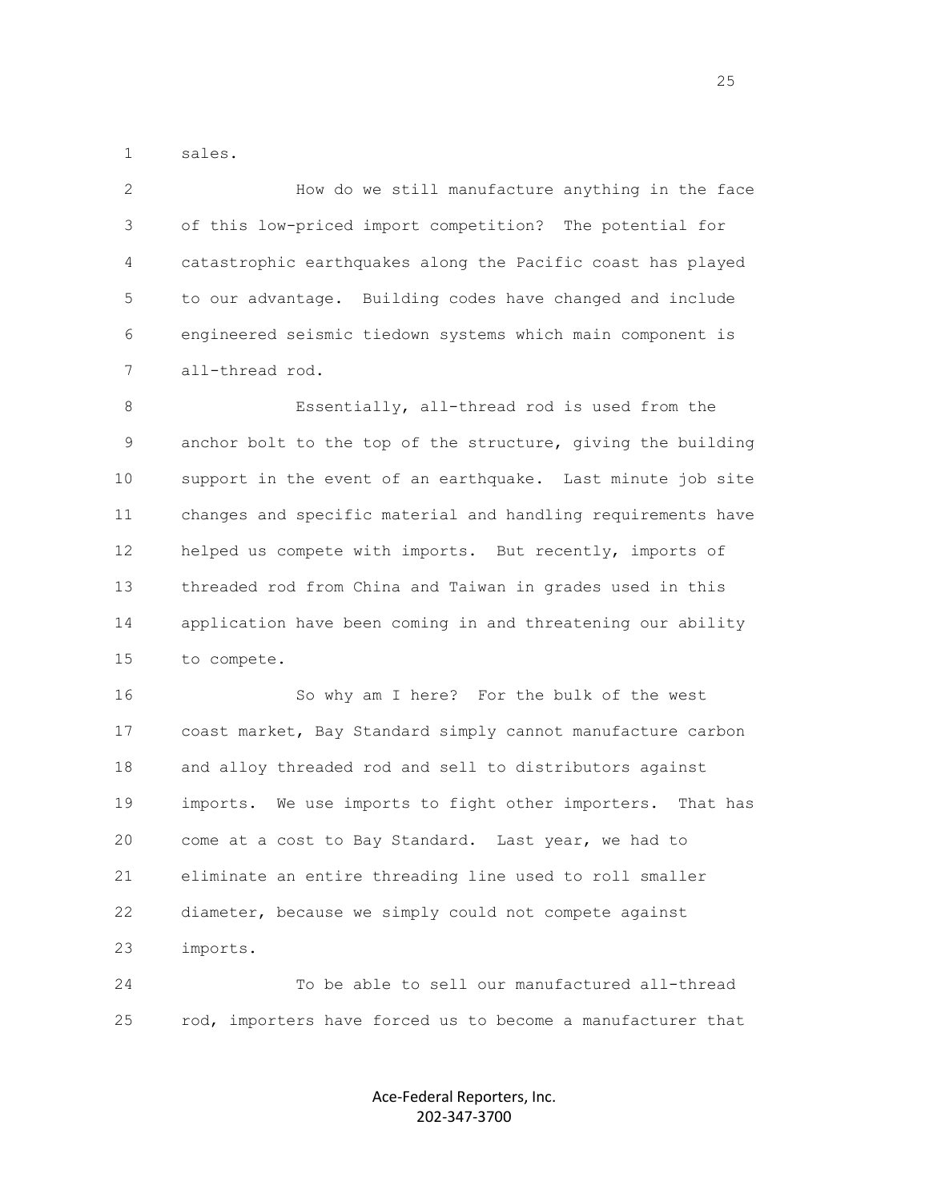sales.

How do we still manufacture anything in the face of this low-priced import competition? The potential for catastrophic earthquakes along the Pacific coast has played to our advantage. Building codes have changed and include engineered seismic tiedown systems which main component is all-thread rod.

Essentially, all-thread rod is used from the anchor bolt to the top of the structure, giving the building support in the event of an earthquake. Last minute job site changes and specific material and handling requirements have helped us compete with imports. But recently, imports of threaded rod from China and Taiwan in grades used in this application have been coming in and threatening our ability to compete.

So why am I here? For the bulk of the west coast market, Bay Standard simply cannot manufacture carbon and alloy threaded rod and sell to distributors against imports. We use imports to fight other importers. That has come at a cost to Bay Standard. Last year, we had to eliminate an entire threading line used to roll smaller diameter, because we simply could not compete against imports.

To be able to sell our manufactured all-thread rod, importers have forced us to become a manufacturer that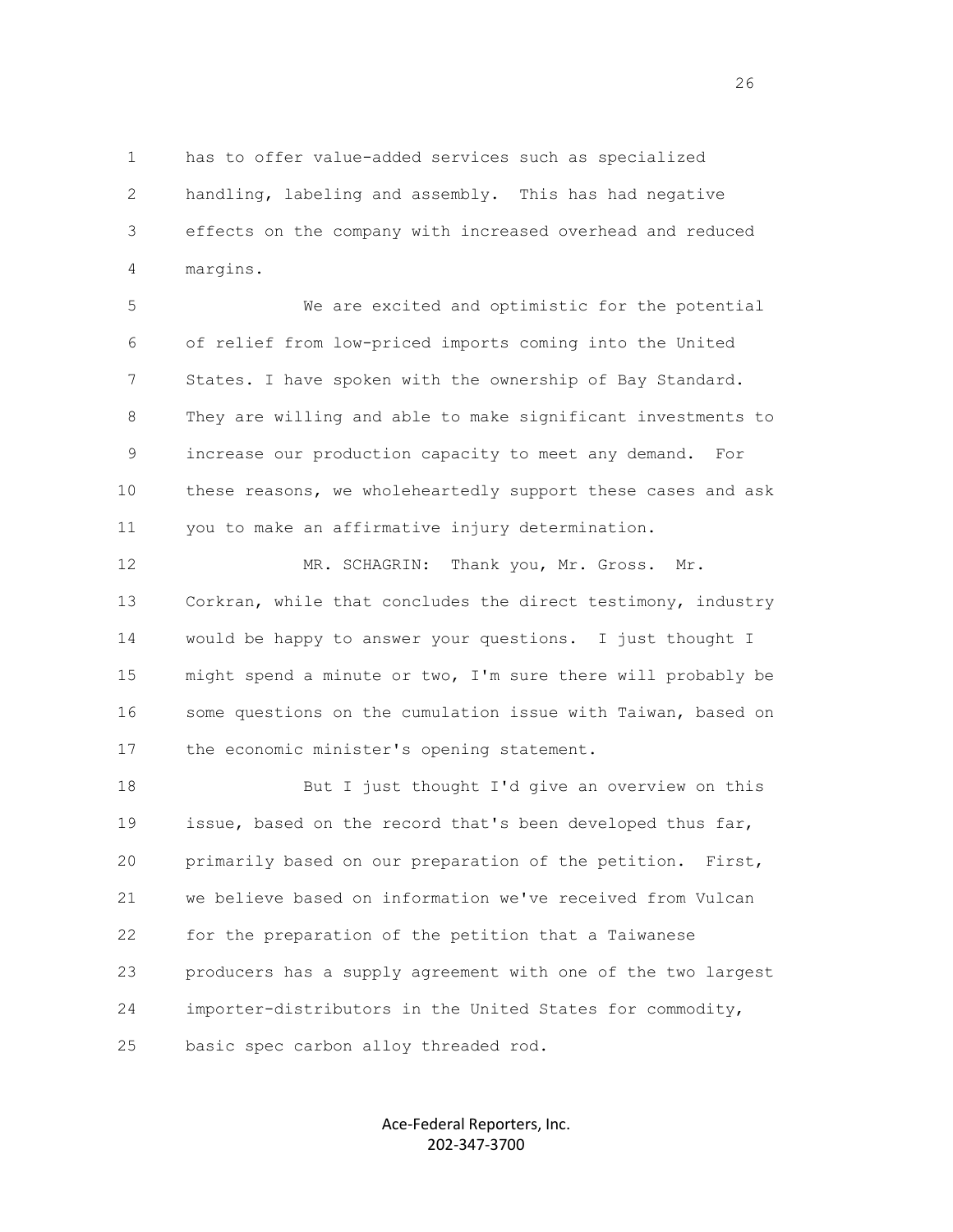has to offer value-added services such as specialized handling, labeling and assembly. This has had negative effects on the company with increased overhead and reduced margins.

We are excited and optimistic for the potential of relief from low-priced imports coming into the United States. I have spoken with the ownership of Bay Standard. They are willing and able to make significant investments to increase our production capacity to meet any demand. For these reasons, we wholeheartedly support these cases and ask you to make an affirmative injury determination.

MR. SCHAGRIN: Thank you, Mr. Gross. Mr. Corkran, while that concludes the direct testimony, industry would be happy to answer your questions. I just thought I might spend a minute or two, I'm sure there will probably be some questions on the cumulation issue with Taiwan, based on the economic minister's opening statement.

But I just thought I'd give an overview on this issue, based on the record that's been developed thus far, primarily based on our preparation of the petition. First, we believe based on information we've received from Vulcan for the preparation of the petition that a Taiwanese producers has a supply agreement with one of the two largest importer-distributors in the United States for commodity, basic spec carbon alloy threaded rod.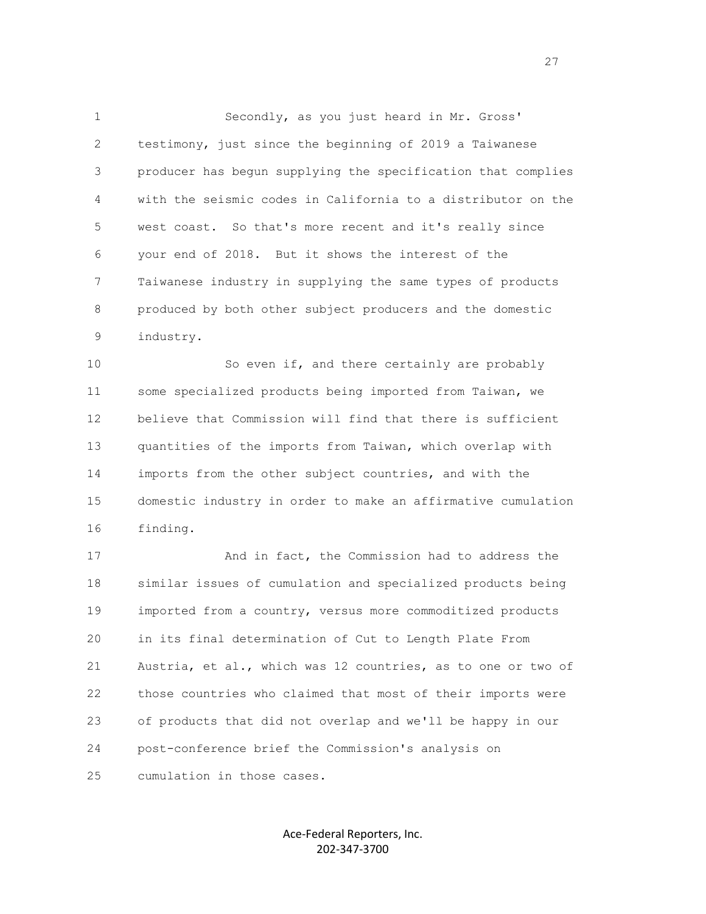Secondly, as you just heard in Mr. Gross' testimony, just since the beginning of 2019 a Taiwanese producer has begun supplying the specification that complies with the seismic codes in California to a distributor on the west coast. So that's more recent and it's really since your end of 2018. But it shows the interest of the Taiwanese industry in supplying the same types of products produced by both other subject producers and the domestic industry.

So even if, and there certainly are probably some specialized products being imported from Taiwan, we believe that Commission will find that there is sufficient quantities of the imports from Taiwan, which overlap with imports from the other subject countries, and with the domestic industry in order to make an affirmative cumulation finding.

And in fact, the Commission had to address the similar issues of cumulation and specialized products being imported from a country, versus more commoditized products in its final determination of Cut to Length Plate From Austria, et al., which was 12 countries, as to one or two of those countries who claimed that most of their imports were of products that did not overlap and we'll be happy in our post-conference brief the Commission's analysis on cumulation in those cases.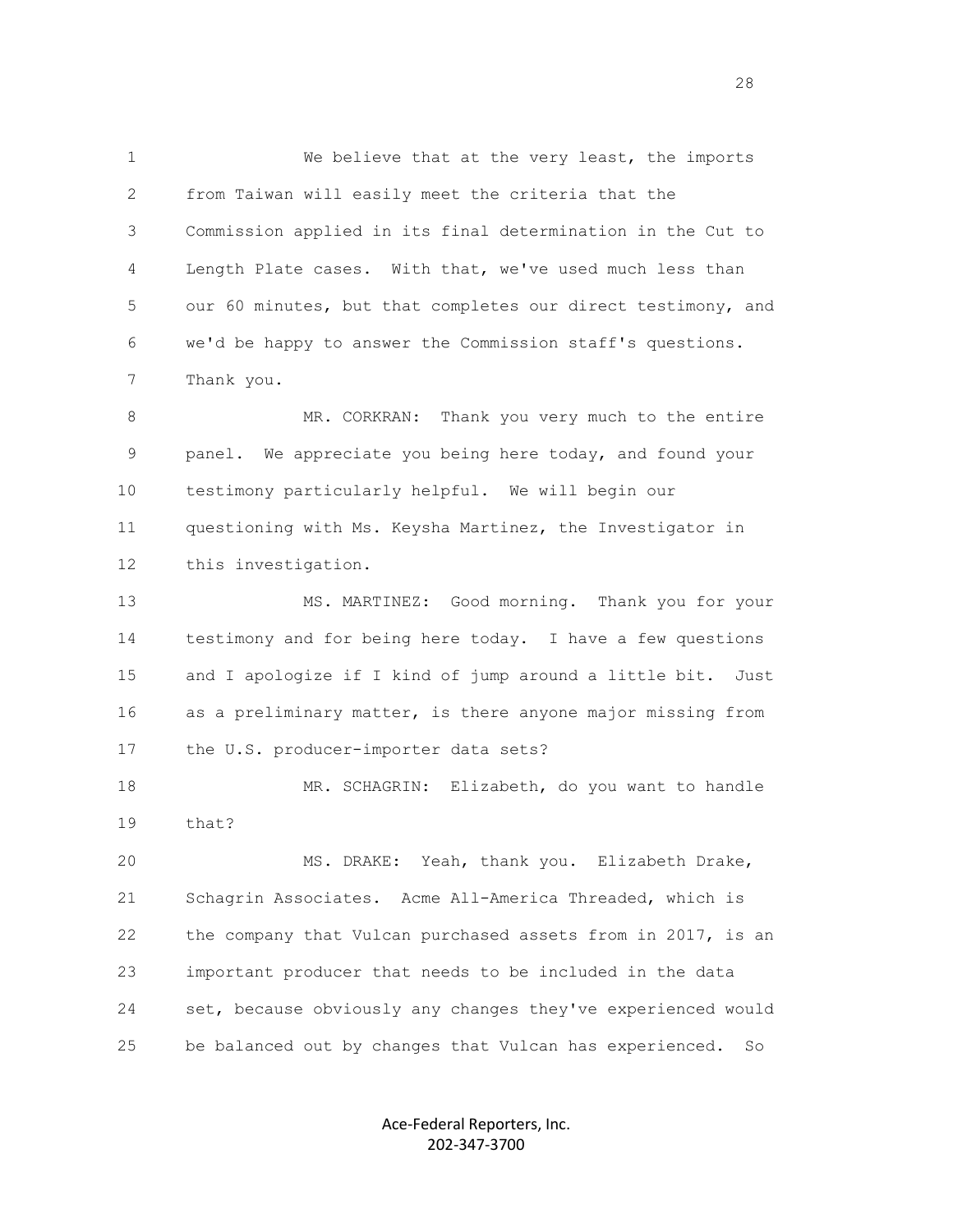We believe that at the very least, the imports from Taiwan will easily meet the criteria that the Commission applied in its final determination in the Cut to Length Plate cases. With that, we've used much less than our 60 minutes, but that completes our direct testimony, and we'd be happy to answer the Commission staff's questions. Thank you.

MR. CORKRAN: Thank you very much to the entire panel. We appreciate you being here today, and found your testimony particularly helpful. We will begin our questioning with Ms. Keysha Martinez, the Investigator in this investigation.

MS. MARTINEZ: Good morning. Thank you for your testimony and for being here today. I have a few questions and I apologize if I kind of jump around a little bit. Just as a preliminary matter, is there anyone major missing from the U.S. producer-importer data sets?

MR. SCHAGRIN: Elizabeth, do you want to handle that?

MS. DRAKE: Yeah, thank you. Elizabeth Drake, Schagrin Associates. Acme All-America Threaded, which is the company that Vulcan purchased assets from in 2017, is an important producer that needs to be included in the data set, because obviously any changes they've experienced would be balanced out by changes that Vulcan has experienced. So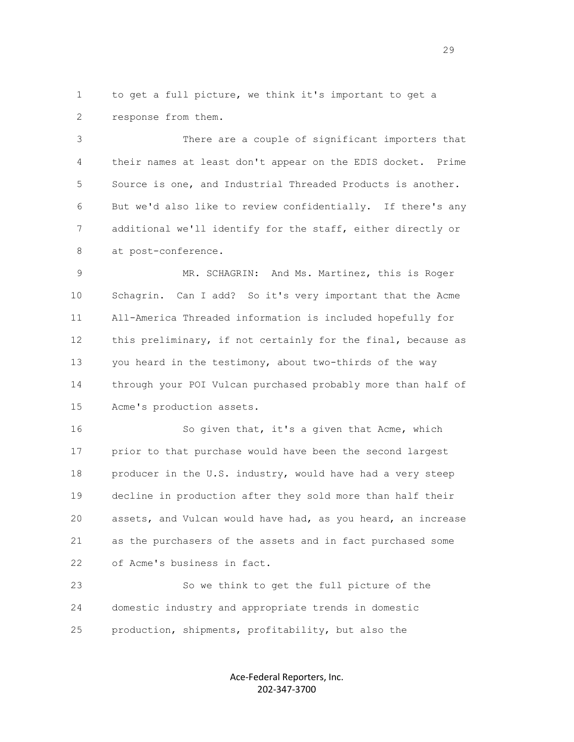to get a full picture, we think it's important to get a response from them.

There are a couple of significant importers that their names at least don't appear on the EDIS docket. Prime Source is one, and Industrial Threaded Products is another. But we'd also like to review confidentially. If there's any additional we'll identify for the staff, either directly or at post-conference.

MR. SCHAGRIN: And Ms. Martinez, this is Roger Schagrin. Can I add? So it's very important that the Acme All-America Threaded information is included hopefully for this preliminary, if not certainly for the final, because as you heard in the testimony, about two-thirds of the way through your POI Vulcan purchased probably more than half of Acme's production assets.

So given that, it's a given that Acme, which prior to that purchase would have been the second largest producer in the U.S. industry, would have had a very steep decline in production after they sold more than half their assets, and Vulcan would have had, as you heard, an increase as the purchasers of the assets and in fact purchased some of Acme's business in fact.

So we think to get the full picture of the domestic industry and appropriate trends in domestic production, shipments, profitability, but also the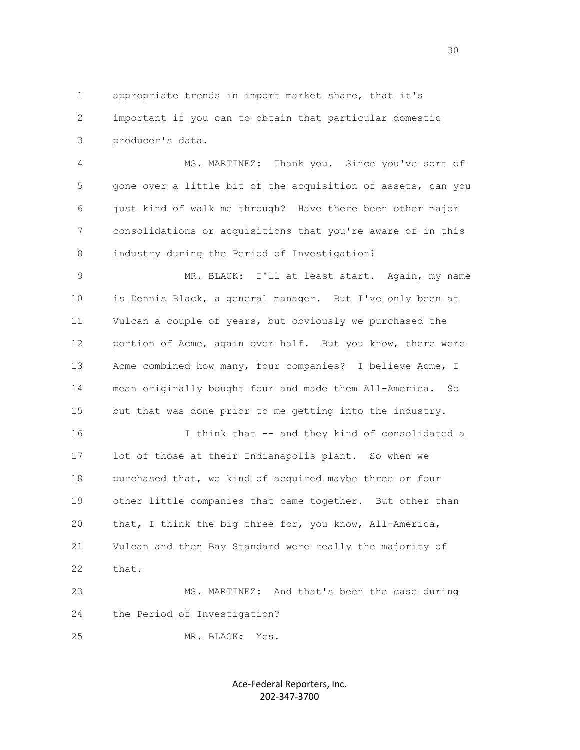appropriate trends in import market share, that it's important if you can to obtain that particular domestic producer's data.

MS. MARTINEZ: Thank you. Since you've sort of gone over a little bit of the acquisition of assets, can you just kind of walk me through? Have there been other major consolidations or acquisitions that you're aware of in this industry during the Period of Investigation?

MR. BLACK: I'll at least start. Again, my name is Dennis Black, a general manager. But I've only been at Vulcan a couple of years, but obviously we purchased the portion of Acme, again over half. But you know, there were Acme combined how many, four companies? I believe Acme, I mean originally bought four and made them All-America. So but that was done prior to me getting into the industry.

I think that -- and they kind of consolidated a lot of those at their Indianapolis plant. So when we purchased that, we kind of acquired maybe three or four other little companies that came together. But other than that, I think the big three for, you know, All-America, Vulcan and then Bay Standard were really the majority of that.

MS. MARTINEZ: And that's been the case during the Period of Investigation?

MR. BLACK: Yes.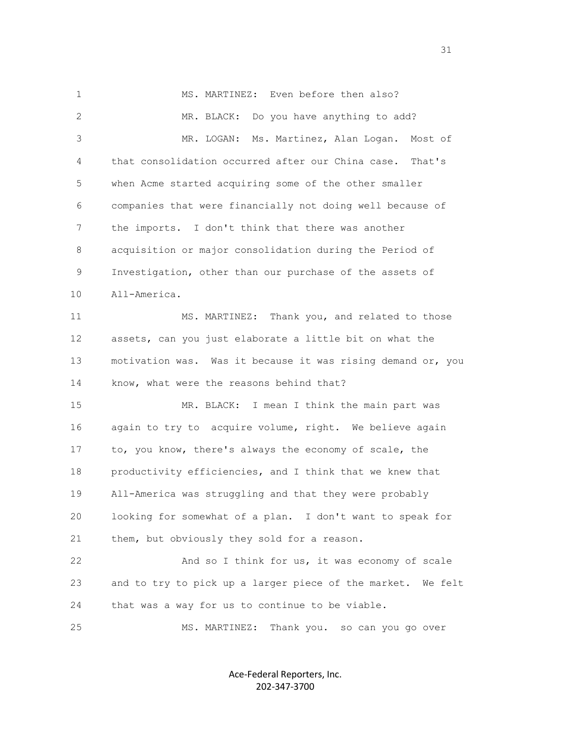MS. MARTINEZ: Even before then also?

MR. BLACK: Do you have anything to add?

MR. LOGAN: Ms. Martinez, Alan Logan. Most of that consolidation occurred after our China case. That's when Acme started acquiring some of the other smaller companies that were financially not doing well because of the imports. I don't think that there was another acquisition or major consolidation during the Period of Investigation, other than our purchase of the assets of All-America.

MS. MARTINEZ: Thank you, and related to those assets, can you just elaborate a little bit on what the motivation was. Was it because it was rising demand or, you know, what were the reasons behind that?

MR. BLACK: I mean I think the main part was again to try to acquire volume, right. We believe again to, you know, there's always the economy of scale, the productivity efficiencies, and I think that we knew that All-America was struggling and that they were probably looking for somewhat of a plan. I don't want to speak for them, but obviously they sold for a reason.

And so I think for us, it was economy of scale and to try to pick up a larger piece of the market. We felt that was a way for us to continue to be viable.

MS. MARTINEZ: Thank you. so can you go over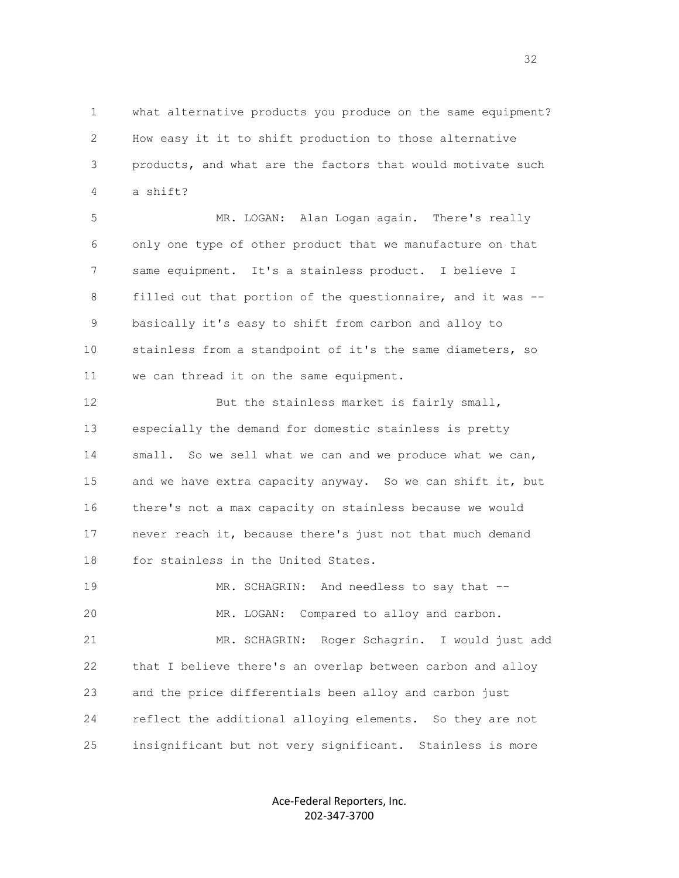what alternative products you produce on the same equipment? How easy it it to shift production to those alternative products, and what are the factors that would motivate such a shift?

MR. LOGAN: Alan Logan again. There's really only one type of other product that we manufacture on that same equipment. It's a stainless product. I believe I filled out that portion of the questionnaire, and it was -- basically it's easy to shift from carbon and alloy to stainless from a standpoint of it's the same diameters, so we can thread it on the same equipment.

But the stainless market is fairly small, especially the demand for domestic stainless is pretty small. So we sell what we can and we produce what we can, and we have extra capacity anyway. So we can shift it, but there's not a max capacity on stainless because we would never reach it, because there's just not that much demand for stainless in the United States.

MR. SCHAGRIN: And needless to say that --

MR. LOGAN: Compared to alloy and carbon.

MR. SCHAGRIN: Roger Schagrin. I would just add that I believe there's an overlap between carbon and alloy and the price differentials been alloy and carbon just reflect the additional alloying elements. So they are not insignificant but not very significant. Stainless is more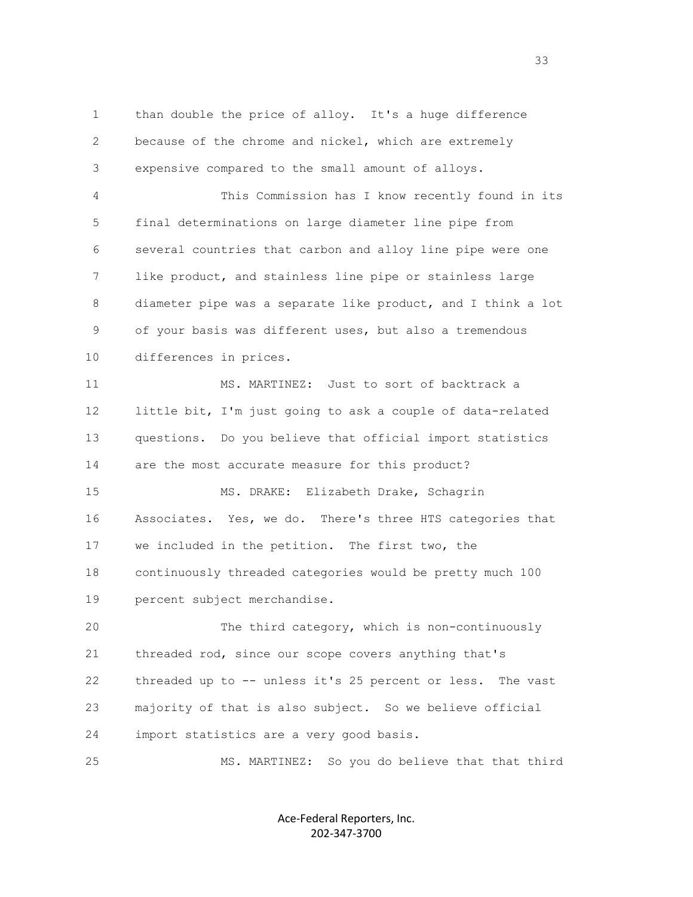than double the price of alloy. It's a huge difference because of the chrome and nickel, which are extremely expensive compared to the small amount of alloys.

This Commission has I know recently found in its final determinations on large diameter line pipe from several countries that carbon and alloy line pipe were one like product, and stainless line pipe or stainless large diameter pipe was a separate like product, and I think a lot of your basis was different uses, but also a tremendous differences in prices.

MS. MARTINEZ: Just to sort of backtrack a little bit, I'm just going to ask a couple of data-related questions. Do you believe that official import statistics are the most accurate measure for this product?

MS. DRAKE: Elizabeth Drake, Schagrin Associates. Yes, we do. There's three HTS categories that we included in the petition. The first two, the continuously threaded categories would be pretty much 100 percent subject merchandise.

The third category, which is non-continuously threaded rod, since our scope covers anything that's threaded up to -- unless it's 25 percent or less. The vast majority of that is also subject. So we believe official import statistics are a very good basis.

MS. MARTINEZ: So you do believe that that third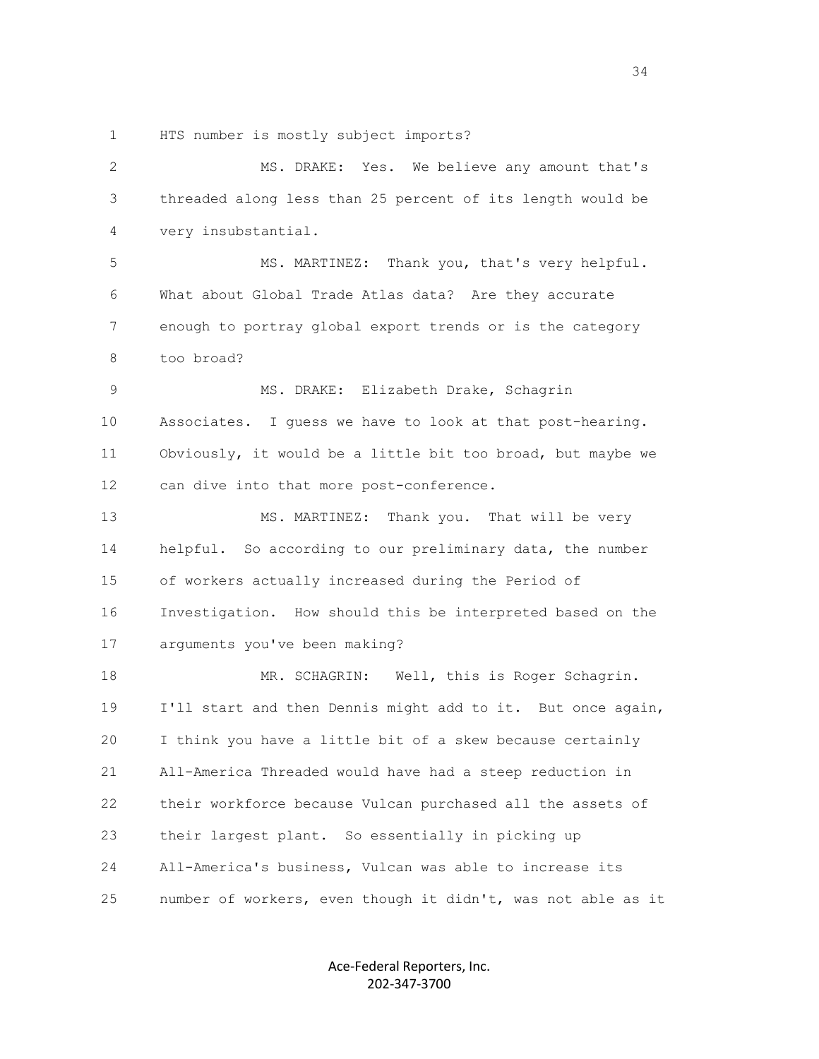HTS number is mostly subject imports?

MS. DRAKE: Yes. We believe any amount that's threaded along less than 25 percent of its length would be very insubstantial.

MS. MARTINEZ: Thank you, that's very helpful. What about Global Trade Atlas data? Are they accurate enough to portray global export trends or is the category too broad?

MS. DRAKE: Elizabeth Drake, Schagrin Associates. I guess we have to look at that post-hearing. Obviously, it would be a little bit too broad, but maybe we can dive into that more post-conference.

MS. MARTINEZ: Thank you. That will be very helpful. So according to our preliminary data, the number of workers actually increased during the Period of Investigation. How should this be interpreted based on the arguments you've been making?

MR. SCHAGRIN: Well, this is Roger Schagrin. I'll start and then Dennis might add to it. But once again, I think you have a little bit of a skew because certainly All-America Threaded would have had a steep reduction in their workforce because Vulcan purchased all the assets of their largest plant. So essentially in picking up All-America's business, Vulcan was able to increase its number of workers, even though it didn't, was not able as it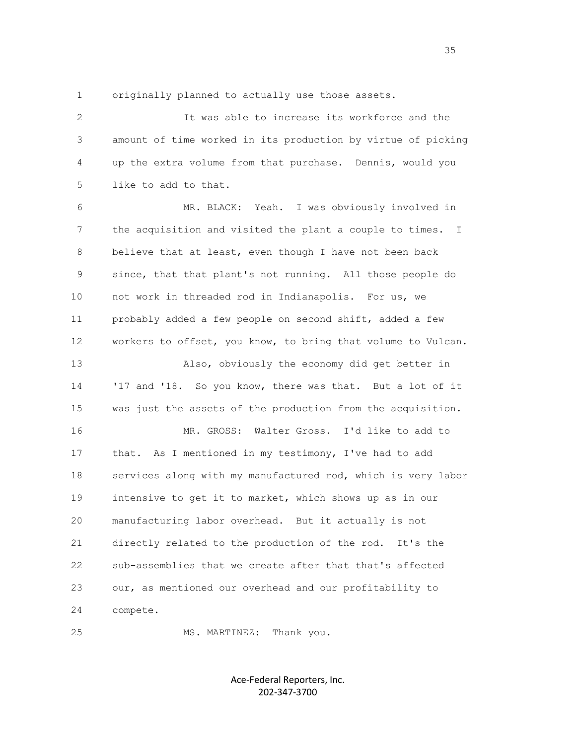originally planned to actually use those assets.

It was able to increase its workforce and the amount of time worked in its production by virtue of picking up the extra volume from that purchase. Dennis, would you like to add to that.

MR. BLACK: Yeah. I was obviously involved in the acquisition and visited the plant a couple to times. I believe that at least, even though I have not been back since, that that plant's not running. All those people do not work in threaded rod in Indianapolis. For us, we probably added a few people on second shift, added a few workers to offset, you know, to bring that volume to Vulcan.

Also, obviously the economy did get better in '17 and '18. So you know, there was that. But a lot of it was just the assets of the production from the acquisition.

MR. GROSS: Walter Gross. I'd like to add to that. As I mentioned in my testimony, I've had to add services along with my manufactured rod, which is very labor intensive to get it to market, which shows up as in our manufacturing labor overhead. But it actually is not directly related to the production of the rod. It's the sub-assemblies that we create after that that's affected our, as mentioned our overhead and our profitability to compete.

MS. MARTINEZ: Thank you.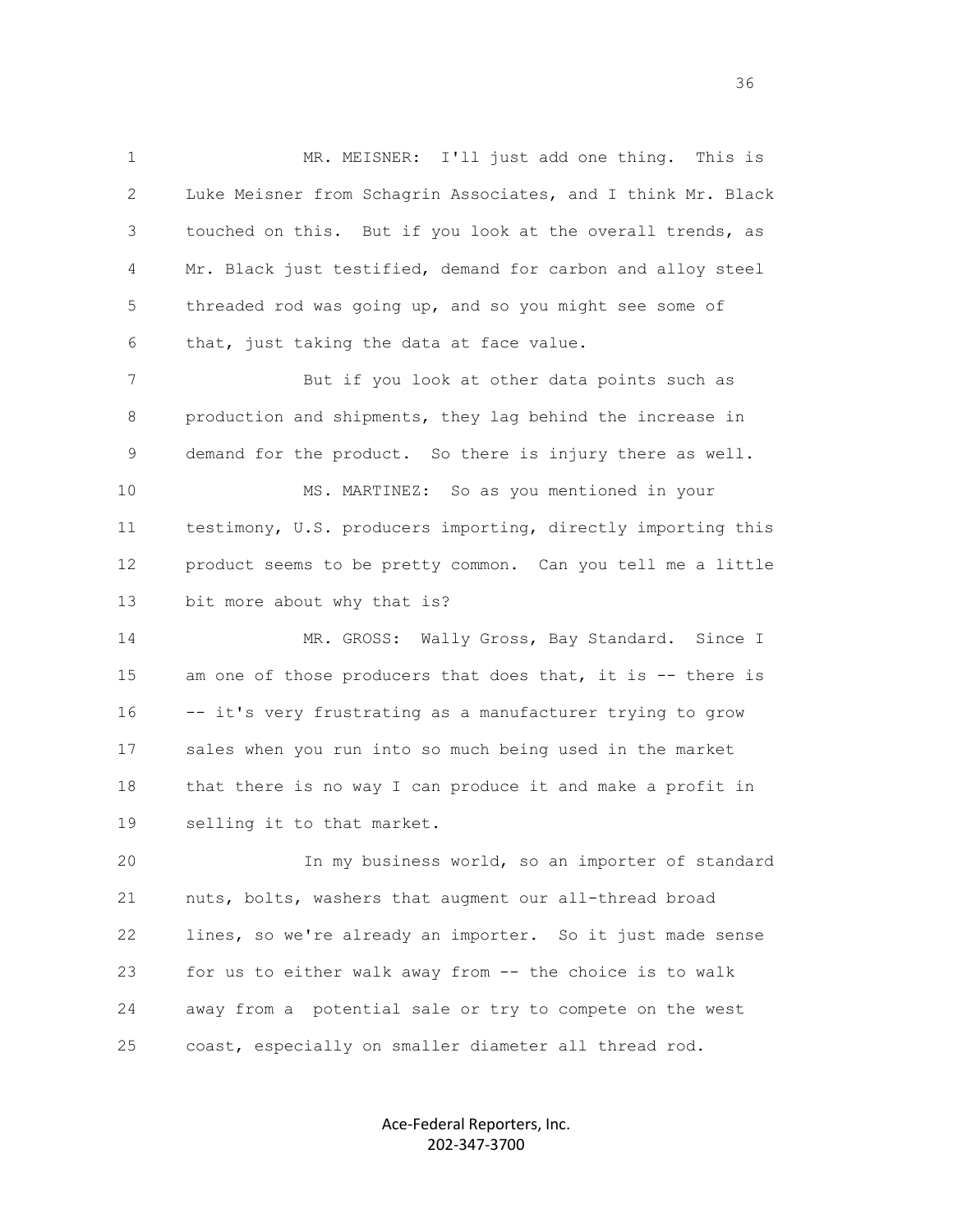MR. MEISNER: I'll just add one thing. This is Luke Meisner from Schagrin Associates, and I think Mr. Black touched on this. But if you look at the overall trends, as Mr. Black just testified, demand for carbon and alloy steel threaded rod was going up, and so you might see some of that, just taking the data at face value.

But if you look at other data points such as production and shipments, they lag behind the increase in demand for the product. So there is injury there as well.

MS. MARTINEZ: So as you mentioned in your testimony, U.S. producers importing, directly importing this product seems to be pretty common. Can you tell me a little bit more about why that is?

MR. GROSS: Wally Gross, Bay Standard. Since I am one of those producers that does that, it is -- there is -- it's very frustrating as a manufacturer trying to grow sales when you run into so much being used in the market that there is no way I can produce it and make a profit in selling it to that market.

In my business world, so an importer of standard nuts, bolts, washers that augment our all-thread broad lines, so we're already an importer. So it just made sense for us to either walk away from -- the choice is to walk away from a potential sale or try to compete on the west coast, especially on smaller diameter all thread rod.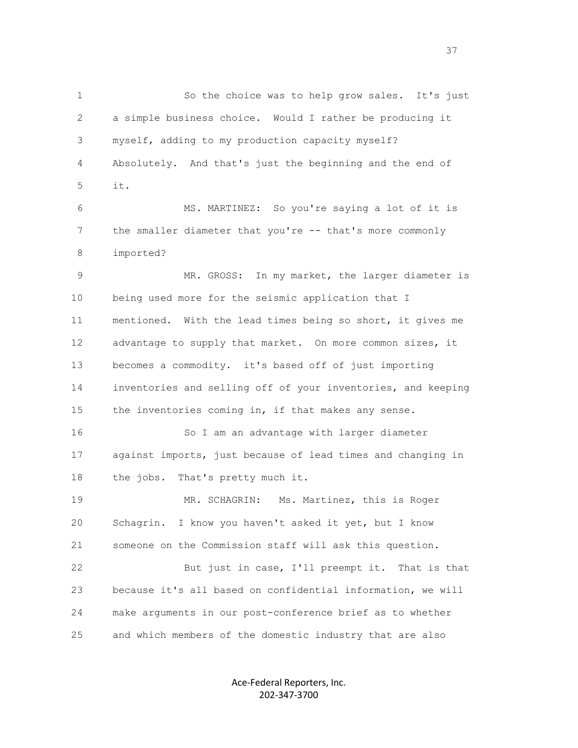So the choice was to help grow sales. It's just a simple business choice. Would I rather be producing it myself, adding to my production capacity myself? Absolutely. And that's just the beginning and the end of it.

MS. MARTINEZ: So you're saying a lot of it is the smaller diameter that you're -- that's more commonly imported?

MR. GROSS: In my market, the larger diameter is being used more for the seismic application that I mentioned. With the lead times being so short, it gives me advantage to supply that market. On more common sizes, it becomes a commodity. it's based off of just importing inventories and selling off of your inventories, and keeping the inventories coming in, if that makes any sense.

So I am an advantage with larger diameter against imports, just because of lead times and changing in the jobs. That's pretty much it.

MR. SCHAGRIN: Ms. Martinez, this is Roger Schagrin. I know you haven't asked it yet, but I know someone on the Commission staff will ask this question.

But just in case, I'll preempt it. That is that because it's all based on confidential information, we will make arguments in our post-conference brief as to whether and which members of the domestic industry that are also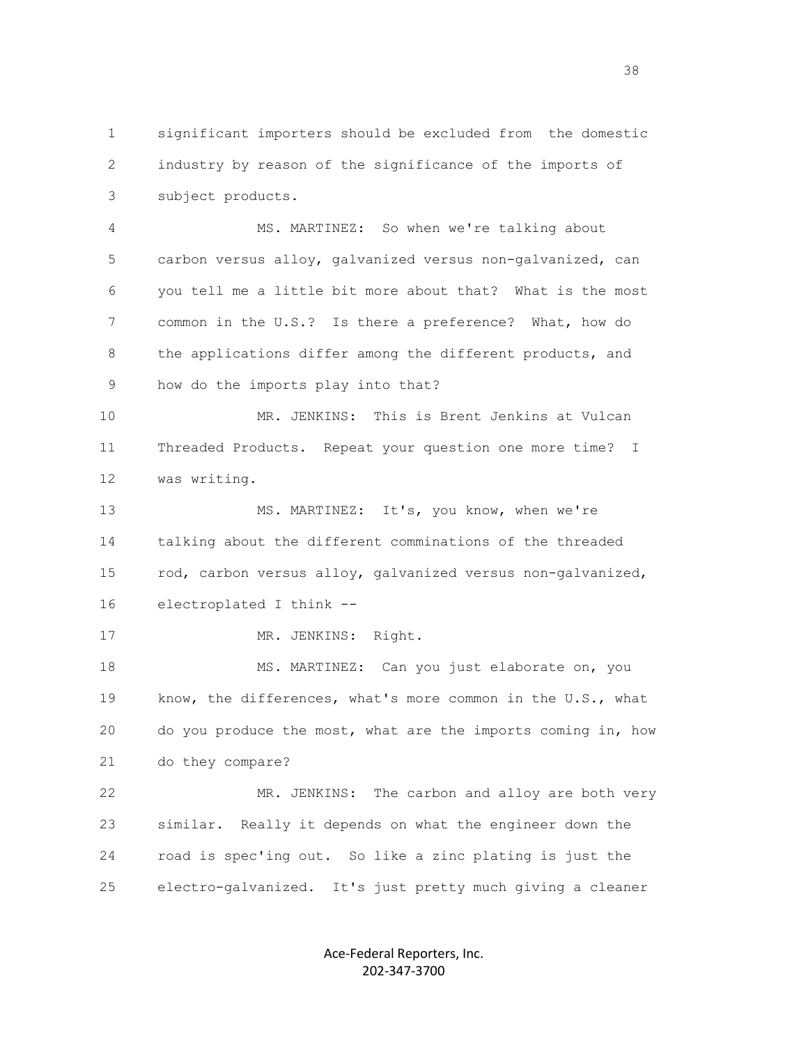significant importers should be excluded from the domestic industry by reason of the significance of the imports of subject products.

MS. MARTINEZ: So when we're talking about carbon versus alloy, galvanized versus non-galvanized, can you tell me a little bit more about that? What is the most common in the U.S.? Is there a preference? What, how do the applications differ among the different products, and how do the imports play into that?

MR. JENKINS: This is Brent Jenkins at Vulcan Threaded Products. Repeat your question one more time? I was writing.

MS. MARTINEZ: It's, you know, when we're talking about the different comminations of the threaded rod, carbon versus alloy, galvanized versus non-galvanized, electroplated I think --

MR. JENKINS: Right.

MS. MARTINEZ: Can you just elaborate on, you know, the differences, what's more common in the U.S., what do you produce the most, what are the imports coming in, how do they compare?

MR. JENKINS: The carbon and alloy are both very similar. Really it depends on what the engineer down the road is spec'ing out. So like a zinc plating is just the electro-galvanized. It's just pretty much giving a cleaner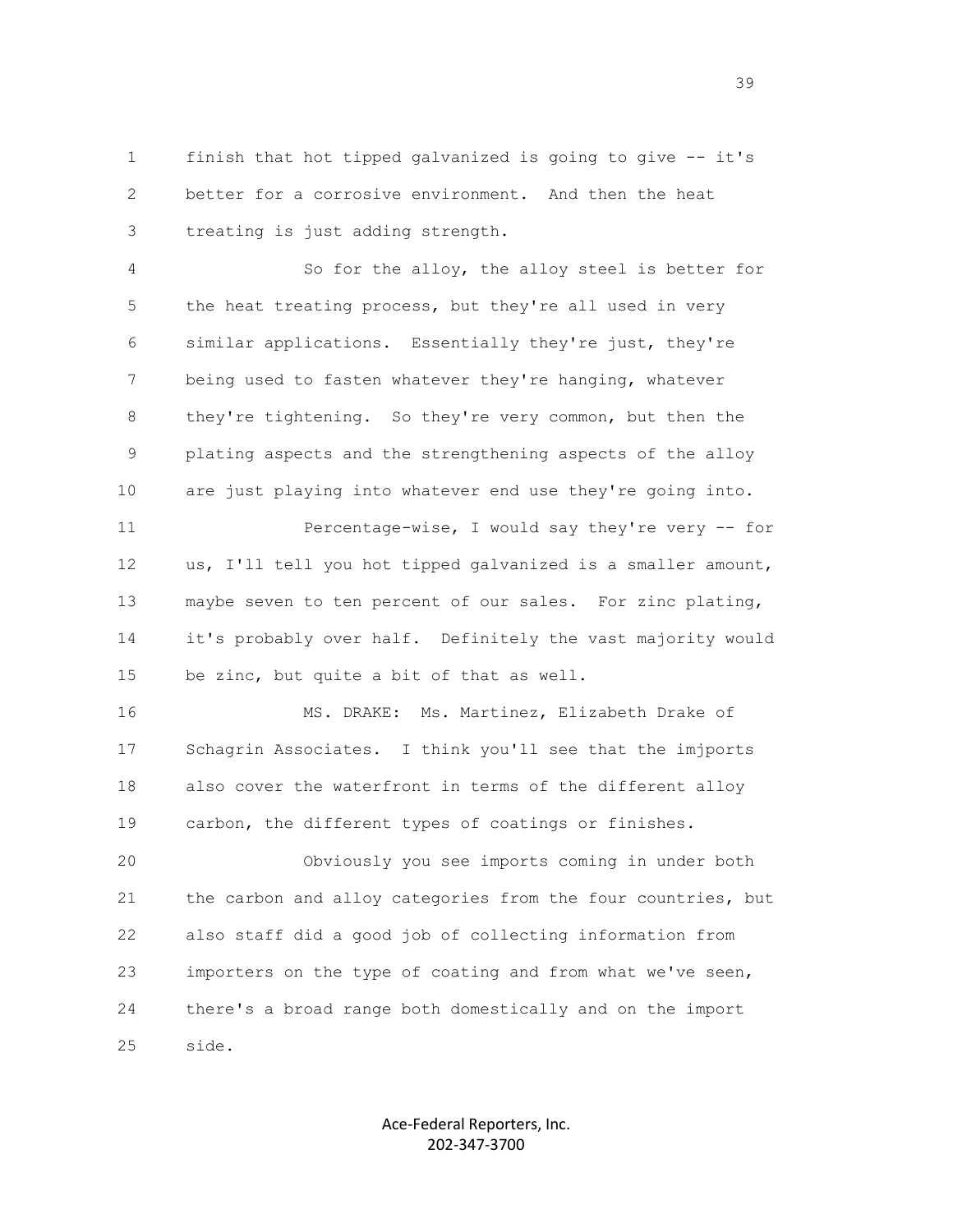finish that hot tipped galvanized is going to give -- it's better for a corrosive environment. And then the heat treating is just adding strength.

So for the alloy, the alloy steel is better for the heat treating process, but they're all used in very similar applications. Essentially they're just, they're being used to fasten whatever they're hanging, whatever they're tightening. So they're very common, but then the plating aspects and the strengthening aspects of the alloy are just playing into whatever end use they're going into.

Percentage-wise, I would say they're very -- for us, I'll tell you hot tipped galvanized is a smaller amount, maybe seven to ten percent of our sales. For zinc plating, it's probably over half. Definitely the vast majority would be zinc, but quite a bit of that as well.

MS. DRAKE: Ms. Martinez, Elizabeth Drake of Schagrin Associates. I think you'll see that the imjports also cover the waterfront in terms of the different alloy carbon, the different types of coatings or finishes.

Obviously you see imports coming in under both the carbon and alloy categories from the four countries, but also staff did a good job of collecting information from importers on the type of coating and from what we've seen, there's a broad range both domestically and on the import side.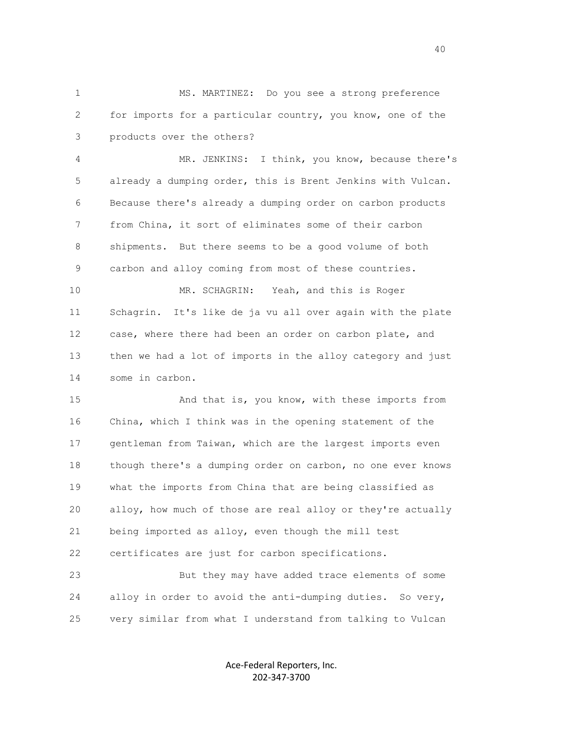MS. MARTINEZ: Do you see a strong preference for imports for a particular country, you know, one of the products over the others?

MR. JENKINS: I think, you know, because there's already a dumping order, this is Brent Jenkins with Vulcan. Because there's already a dumping order on carbon products from China, it sort of eliminates some of their carbon shipments. But there seems to be a good volume of both carbon and alloy coming from most of these countries.

MR. SCHAGRIN: Yeah, and this is Roger Schagrin. It's like de ja vu all over again with the plate case, where there had been an order on carbon plate, and then we had a lot of imports in the alloy category and just some in carbon.

And that is, you know, with these imports from China, which I think was in the opening statement of the gentleman from Taiwan, which are the largest imports even though there's a dumping order on carbon, no one ever knows what the imports from China that are being classified as alloy, how much of those are real alloy or they're actually being imported as alloy, even though the mill test certificates are just for carbon specifications.

But they may have added trace elements of some alloy in order to avoid the anti-dumping duties. So very, very similar from what I understand from talking to Vulcan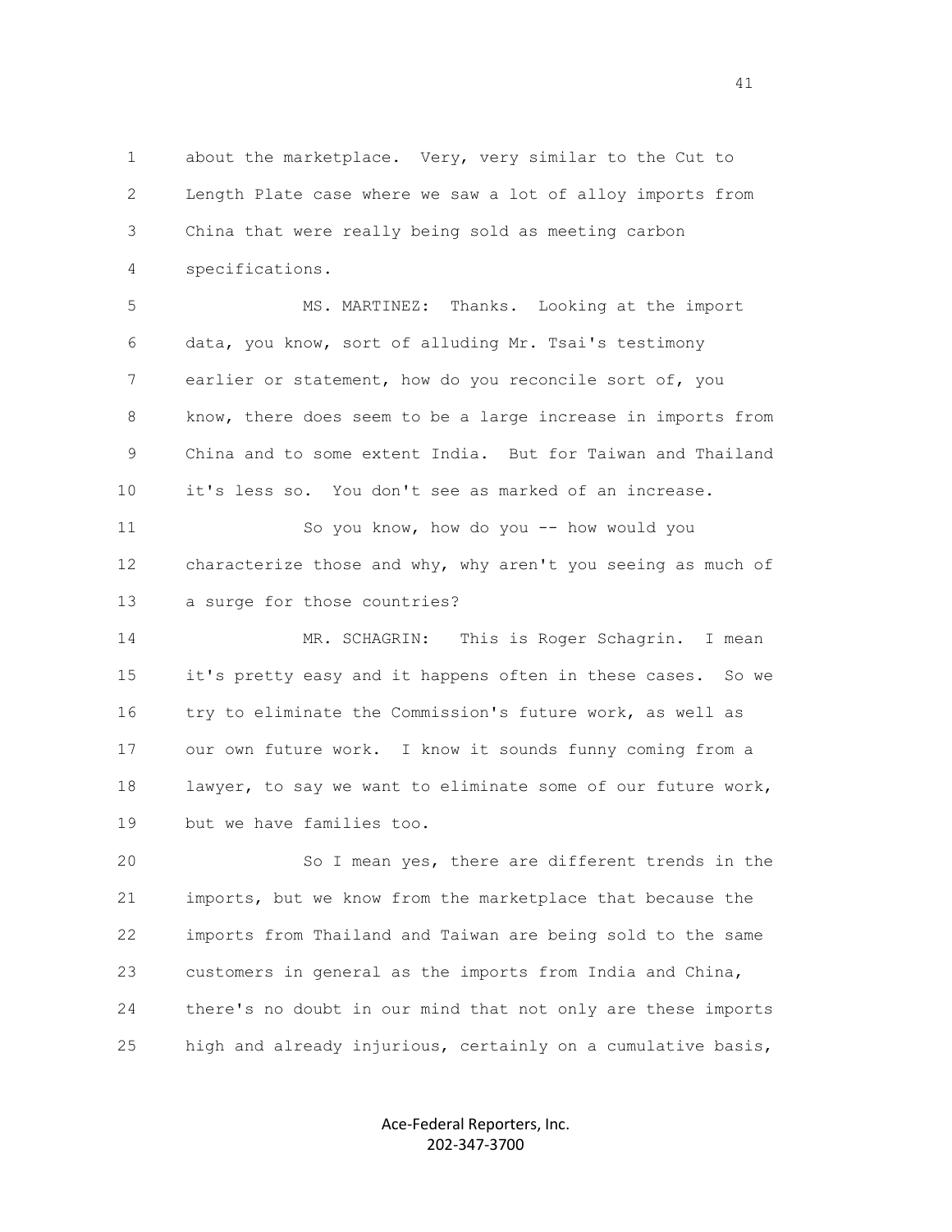about the marketplace. Very, very similar to the Cut to Length Plate case where we saw a lot of alloy imports from China that were really being sold as meeting carbon specifications.

MS. MARTINEZ: Thanks. Looking at the import data, you know, sort of alluding Mr. Tsai's testimony earlier or statement, how do you reconcile sort of, you know, there does seem to be a large increase in imports from China and to some extent India. But for Taiwan and Thailand it's less so. You don't see as marked of an increase.

So you know, how do you -- how would you characterize those and why, why aren't you seeing as much of a surge for those countries?

MR. SCHAGRIN: This is Roger Schagrin. I mean it's pretty easy and it happens often in these cases. So we try to eliminate the Commission's future work, as well as our own future work. I know it sounds funny coming from a lawyer, to say we want to eliminate some of our future work, but we have families too.

So I mean yes, there are different trends in the imports, but we know from the marketplace that because the imports from Thailand and Taiwan are being sold to the same customers in general as the imports from India and China, there's no doubt in our mind that not only are these imports high and already injurious, certainly on a cumulative basis,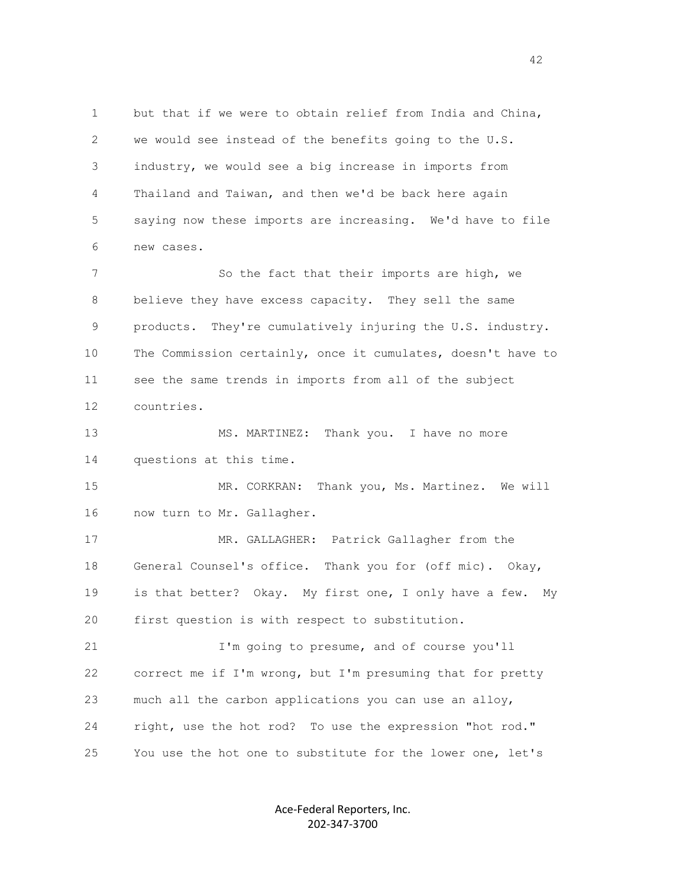but that if we were to obtain relief from India and China, we would see instead of the benefits going to the U.S. industry, we would see a big increase in imports from Thailand and Taiwan, and then we'd be back here again saying now these imports are increasing. We'd have to file new cases.

So the fact that their imports are high, we believe they have excess capacity. They sell the same products. They're cumulatively injuring the U.S. industry. The Commission certainly, once it cumulates, doesn't have to see the same trends in imports from all of the subject countries.

MS. MARTINEZ: Thank you. I have no more questions at this time.

MR. CORKRAN: Thank you, Ms. Martinez. We will now turn to Mr. Gallagher.

MR. GALLAGHER: Patrick Gallagher from the General Counsel's office. Thank you for (off mic). Okay, is that better? Okay. My first one, I only have a few. My first question is with respect to substitution.

I'm going to presume, and of course you'll correct me if I'm wrong, but I'm presuming that for pretty much all the carbon applications you can use an alloy, right, use the hot rod? To use the expression "hot rod." You use the hot one to substitute for the lower one, let's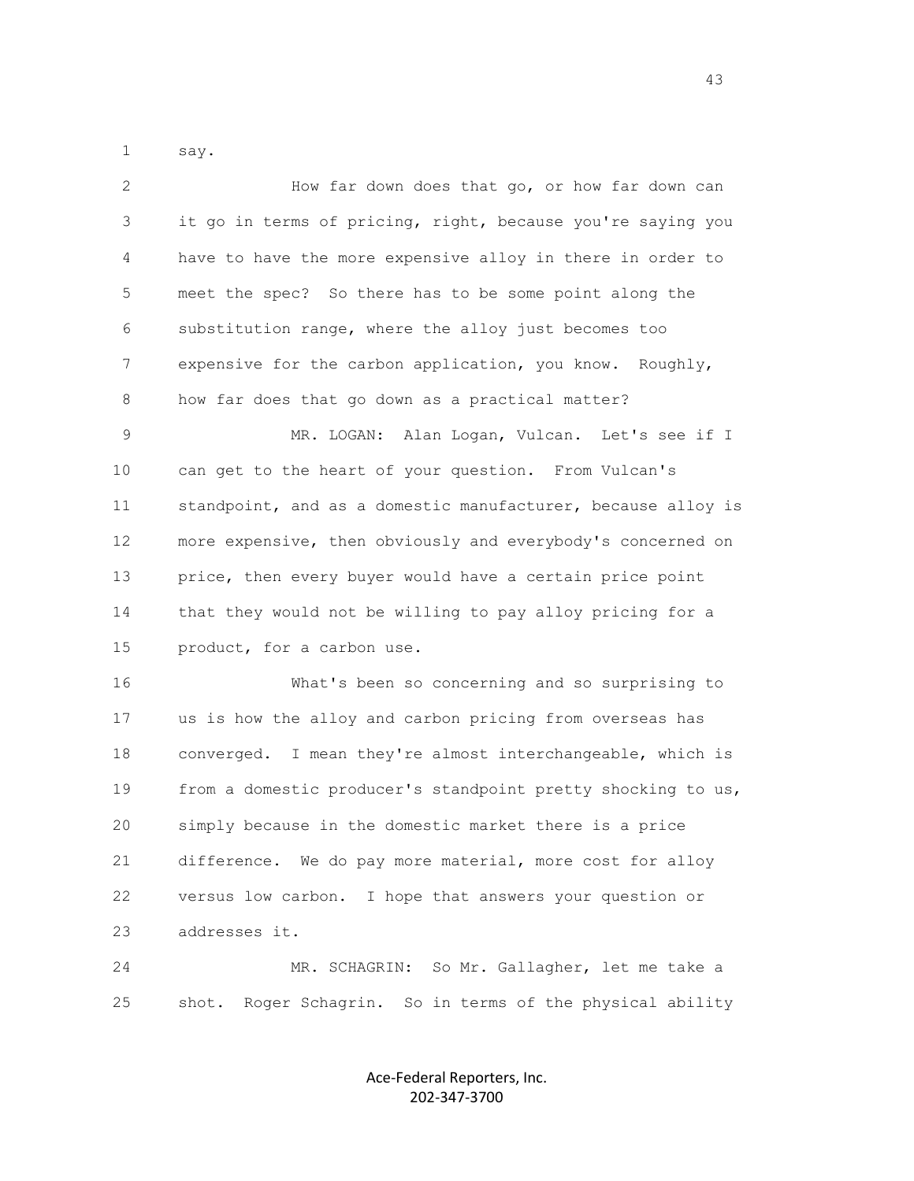say.

How far down does that go, or how far down can it go in terms of pricing, right, because you're saying you have to have the more expensive alloy in there in order to meet the spec? So there has to be some point along the substitution range, where the alloy just becomes too expensive for the carbon application, you know. Roughly, how far does that go down as a practical matter?

MR. LOGAN: Alan Logan, Vulcan. Let's see if I can get to the heart of your question. From Vulcan's standpoint, and as a domestic manufacturer, because alloy is more expensive, then obviously and everybody's concerned on price, then every buyer would have a certain price point that they would not be willing to pay alloy pricing for a product, for a carbon use.

What's been so concerning and so surprising to us is how the alloy and carbon pricing from overseas has converged. I mean they're almost interchangeable, which is from a domestic producer's standpoint pretty shocking to us, simply because in the domestic market there is a price difference. We do pay more material, more cost for alloy versus low carbon. I hope that answers your question or addresses it.

MR. SCHAGRIN: So Mr. Gallagher, let me take a shot. Roger Schagrin. So in terms of the physical ability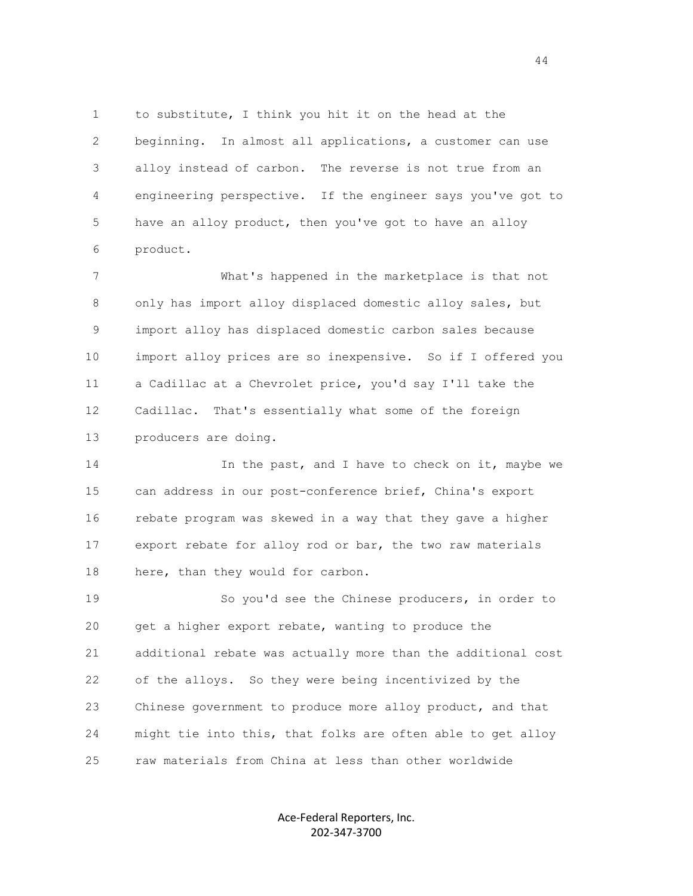to substitute, I think you hit it on the head at the beginning. In almost all applications, a customer can use alloy instead of carbon. The reverse is not true from an engineering perspective. If the engineer says you've got to have an alloy product, then you've got to have an alloy product.

What's happened in the marketplace is that not only has import alloy displaced domestic alloy sales, but import alloy has displaced domestic carbon sales because import alloy prices are so inexpensive. So if I offered you a Cadillac at a Chevrolet price, you'd say I'll take the Cadillac. That's essentially what some of the foreign producers are doing.

In the past, and I have to check on it, maybe we can address in our post-conference brief, China's export rebate program was skewed in a way that they gave a higher export rebate for alloy rod or bar, the two raw materials here, than they would for carbon.

So you'd see the Chinese producers, in order to get a higher export rebate, wanting to produce the additional rebate was actually more than the additional cost of the alloys. So they were being incentivized by the Chinese government to produce more alloy product, and that might tie into this, that folks are often able to get alloy raw materials from China at less than other worldwide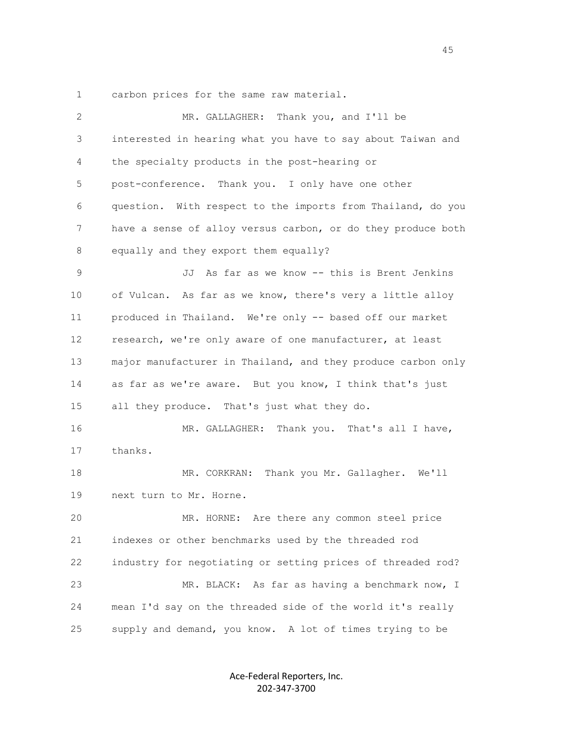1 carbon prices for the same raw material.

2 MR. GALLAGHER: Thank you, and I'll be

3 interested in hearing what you have to say about Taiwan and

4 the specialty products in the post-hearing or

5 post-conference. Thank you. I only have one other

6 question. With respect to the imports from Thailand, do you

7 have a sense of alloy versus carbon, or do they produce both

8 equally and they export them equally?

9 JJ As far as we know -- this is Brent Jenkins

10 of Vulcan. As far as we know, there's very a little alloy

11 produced in Thailand. We're only -- based off our market

12 research, we're only aware of one manufacturer, at least

13 major manufacturer in Thailand, and they produce carbon only

14 as far as we're aware. But you know, I think that's just

15 all they produce. That's just what they do.

16 MR. GALLAGHER: Thank you. That's all I have,

17 thanks.

18 MR. CORKRAN: Thank you Mr. Gallagher. We'll

19 next turn to Mr. Horne.

20 MR. HORNE: Are there any common steel price

21 indexes or other benchmarks used by the threaded rod

22 industry for negotiating or setting prices of threaded rod?

23 MR. BLACK: As far as having a benchmark now, I

24 mean I'd say on the threaded side of the world it's really

25 supply and demand, you know. A lot of times trying to be

Ace-Federal Reporters, Inc.
202-347-3700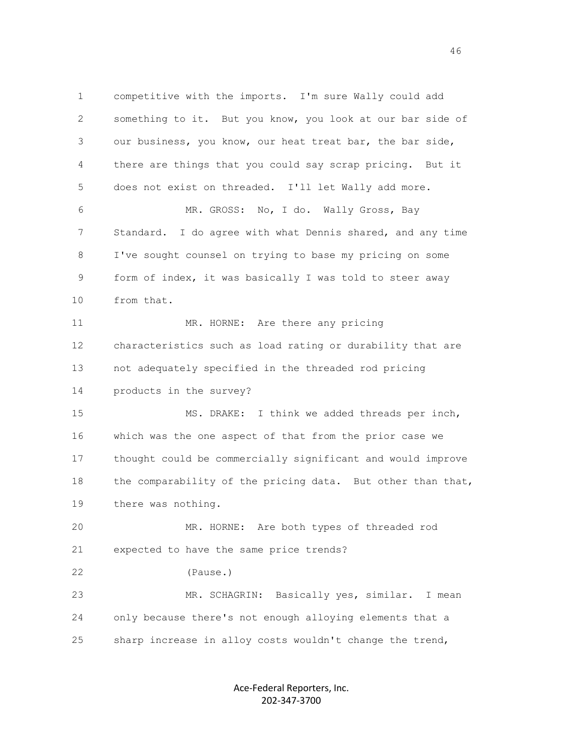competitive with the imports. I'm sure Wally could add something to it. But you know, you look at our bar side of our business, you know, our heat treat bar, the bar side, there are things that you could say scrap pricing. But it does not exist on threaded. I'll let Wally add more.

MR. GROSS: No, I do. Wally Gross, Bay Standard. I do agree with what Dennis shared, and any time I've sought counsel on trying to base my pricing on some form of index, it was basically I was told to steer away from that.

MR. HORNE: Are there any pricing characteristics such as load rating or durability that are not adequately specified in the threaded rod pricing products in the survey?

MS. DRAKE: I think we added threads per inch, which was the one aspect of that from the prior case we thought could be commercially significant and would improve the comparability of the pricing data. But other than that, there was nothing.

MR. HORNE: Are both types of threaded rod expected to have the same price trends?

(Pause.)

MR. SCHAGRIN: Basically yes, similar. I mean only because there's not enough alloying elements that a sharp increase in alloy costs wouldn't change the trend,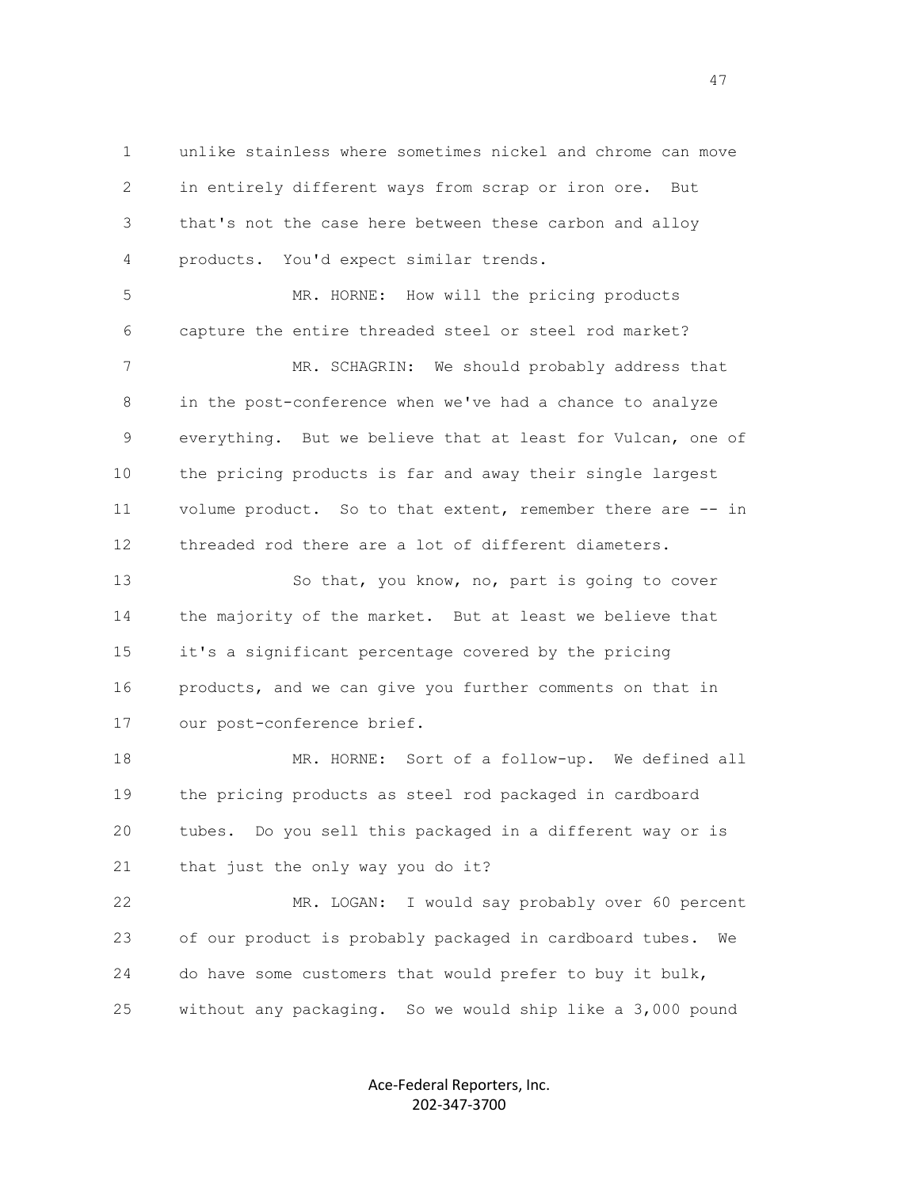unlike stainless where sometimes nickel and chrome can move in entirely different ways from scrap or iron ore. But that's not the case here between these carbon and alloy products. You'd expect similar trends.

MR. HORNE: How will the pricing products capture the entire threaded steel or steel rod market?

MR. SCHAGRIN: We should probably address that in the post-conference when we've had a chance to analyze everything. But we believe that at least for Vulcan, one of the pricing products is far and away their single largest volume product. So to that extent, remember there are -- in threaded rod there are a lot of different diameters.

So that, you know, no, part is going to cover the majority of the market. But at least we believe that it's a significant percentage covered by the pricing products, and we can give you further comments on that in our post-conference brief.

MR. HORNE: Sort of a follow-up. We defined all the pricing products as steel rod packaged in cardboard tubes. Do you sell this packaged in a different way or is that just the only way you do it?

MR. LOGAN: I would say probably over 60 percent of our product is probably packaged in cardboard tubes. We do have some customers that would prefer to buy it bulk, without any packaging. So we would ship like a 3,000 pound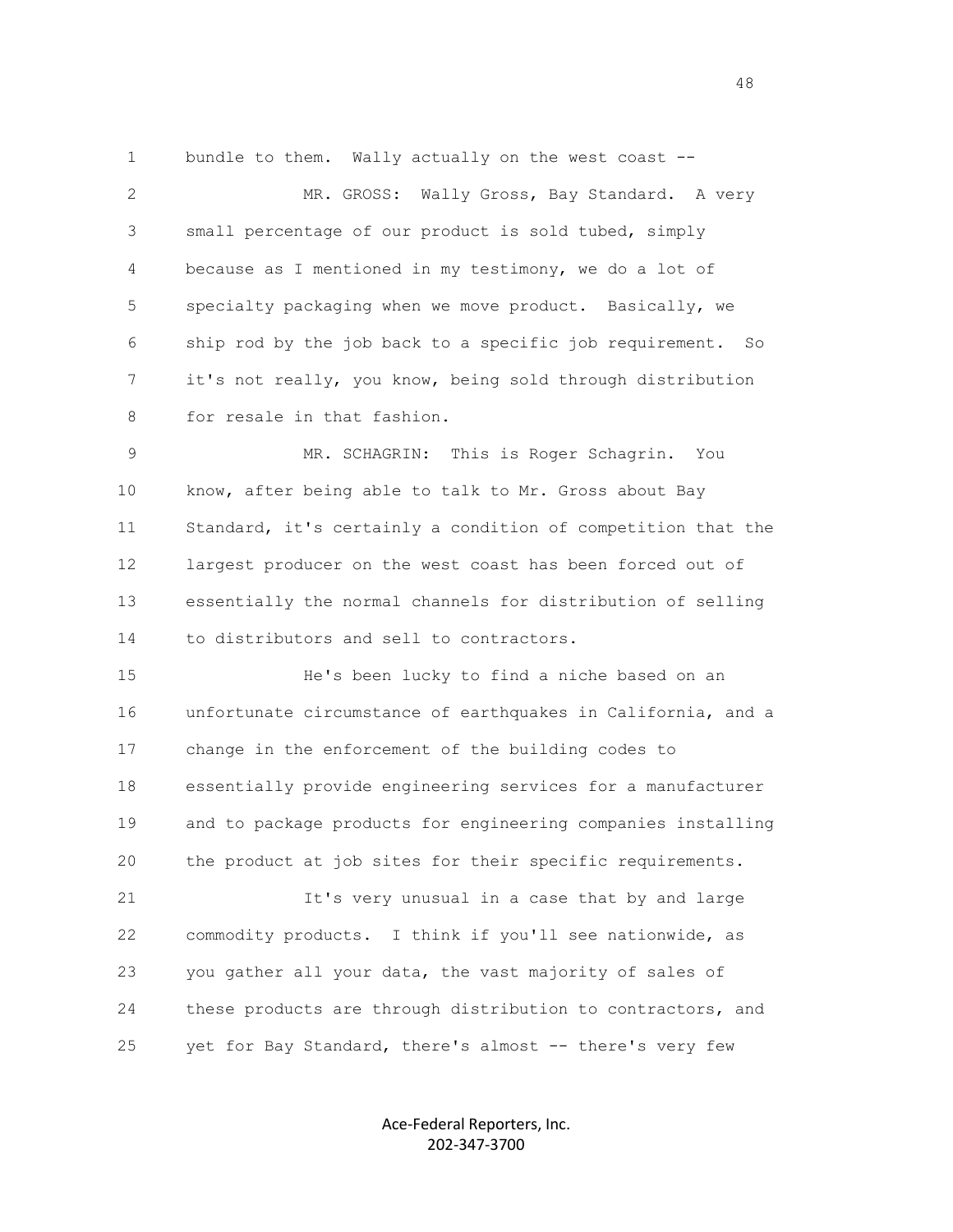bundle to them. Wally actually on the west coast --

MR. GROSS: Wally Gross, Bay Standard. A very small percentage of our product is sold tubed, simply because as I mentioned in my testimony, we do a lot of specialty packaging when we move product. Basically, we ship rod by the job back to a specific job requirement. So it's not really, you know, being sold through distribution for resale in that fashion.

MR. SCHAGRIN: This is Roger Schagrin. You know, after being able to talk to Mr. Gross about Bay Standard, it's certainly a condition of competition that the largest producer on the west coast has been forced out of essentially the normal channels for distribution of selling to distributors and sell to contractors.

He's been lucky to find a niche based on an unfortunate circumstance of earthquakes in California, and a change in the enforcement of the building codes to essentially provide engineering services for a manufacturer and to package products for engineering companies installing the product at job sites for their specific requirements.

It's very unusual in a case that by and large commodity products. I think if you'll see nationwide, as you gather all your data, the vast majority of sales of these products are through distribution to contractors, and yet for Bay Standard, there's almost -- there's very few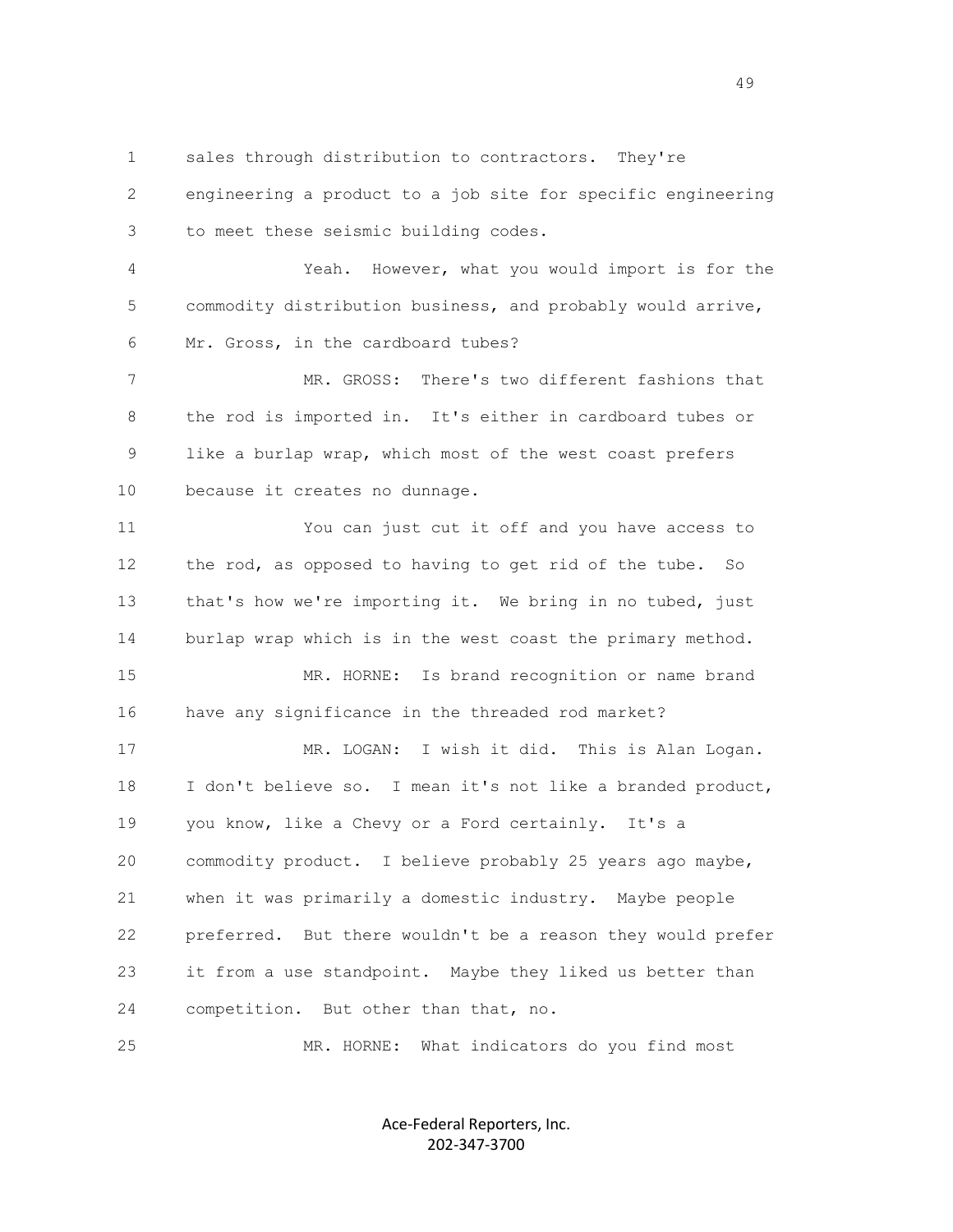1 sales through distribution to contractors. They're
2 engineering a product to a job site for specific engineering
3 to meet these seismic building codes.

4 Yeah. However, what you would import is for the
5 commodity distribution business, and probably would arrive,
6 Mr. Gross, in the cardboard tubes?

7 MR. GROSS: There's two different fashions that
8 the rod is imported in. It's either in cardboard tubes or
9 like a burlap wrap, which most of the west coast prefers
10 because it creates no dunnage.

11 You can just cut it off and you have access to
12 the rod, as opposed to having to get rid of the tube. So
13 that's how we're importing it. We bring in no tubed, just
14 burlap wrap which is in the west coast the primary method.

15 MR. HORNE: Is brand recognition or name brand
16 have any significance in the threaded rod market?

17 MR. LOGAN: I wish it did. This is Alan Logan.
18 I don't believe so. I mean it's not like a branded product,
19 you know, like a Chevy or a Ford certainly. It's a
20 commodity product. I believe probably 25 years ago maybe,
21 when it was primarily a domestic industry. Maybe people
22 preferred. But there wouldn't be a reason they would prefer
23 it from a use standpoint. Maybe they liked us better than
24 competition. But other than that, no.

25 MR. HORNE: What indicators do you find most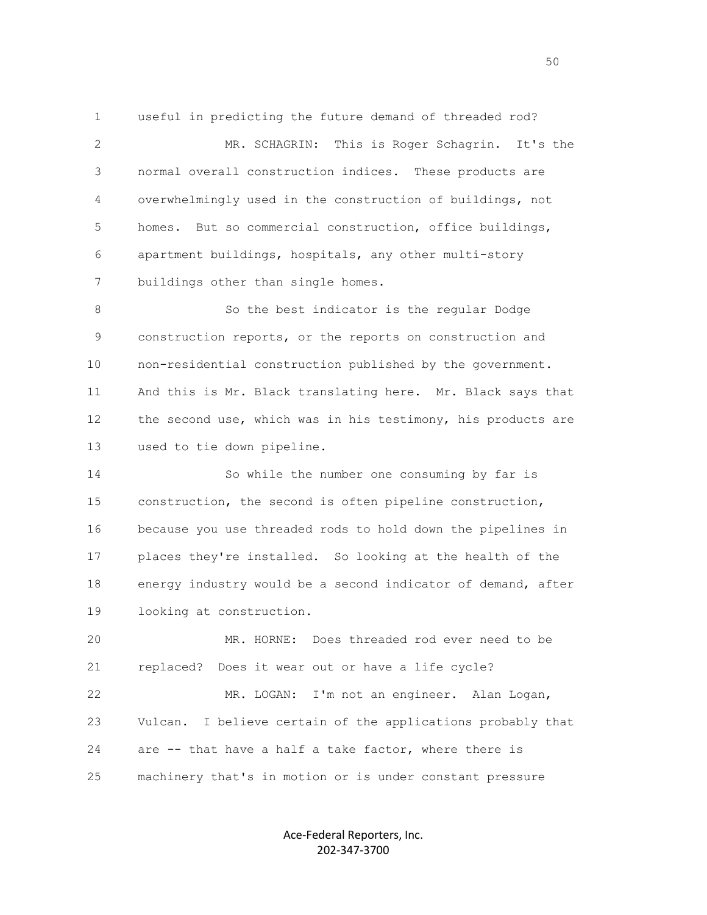useful in predicting the future demand of threaded rod?

MR. SCHAGRIN: This is Roger Schagrin. It's the normal overall construction indices. These products are overwhelmingly used in the construction of buildings, not homes. But so commercial construction, office buildings, apartment buildings, hospitals, any other multi-story buildings other than single homes.

So the best indicator is the regular Dodge construction reports, or the reports on construction and non-residential construction published by the government. And this is Mr. Black translating here. Mr. Black says that the second use, which was in his testimony, his products are used to tie down pipeline.

So while the number one consuming by far is construction, the second is often pipeline construction, because you use threaded rods to hold down the pipelines in places they're installed. So looking at the health of the energy industry would be a second indicator of demand, after looking at construction.

MR. HORNE: Does threaded rod ever need to be replaced? Does it wear out or have a life cycle?

MR. LOGAN: I'm not an engineer. Alan Logan, Vulcan. I believe certain of the applications probably that are -- that have a half a take factor, where there is machinery that's in motion or is under constant pressure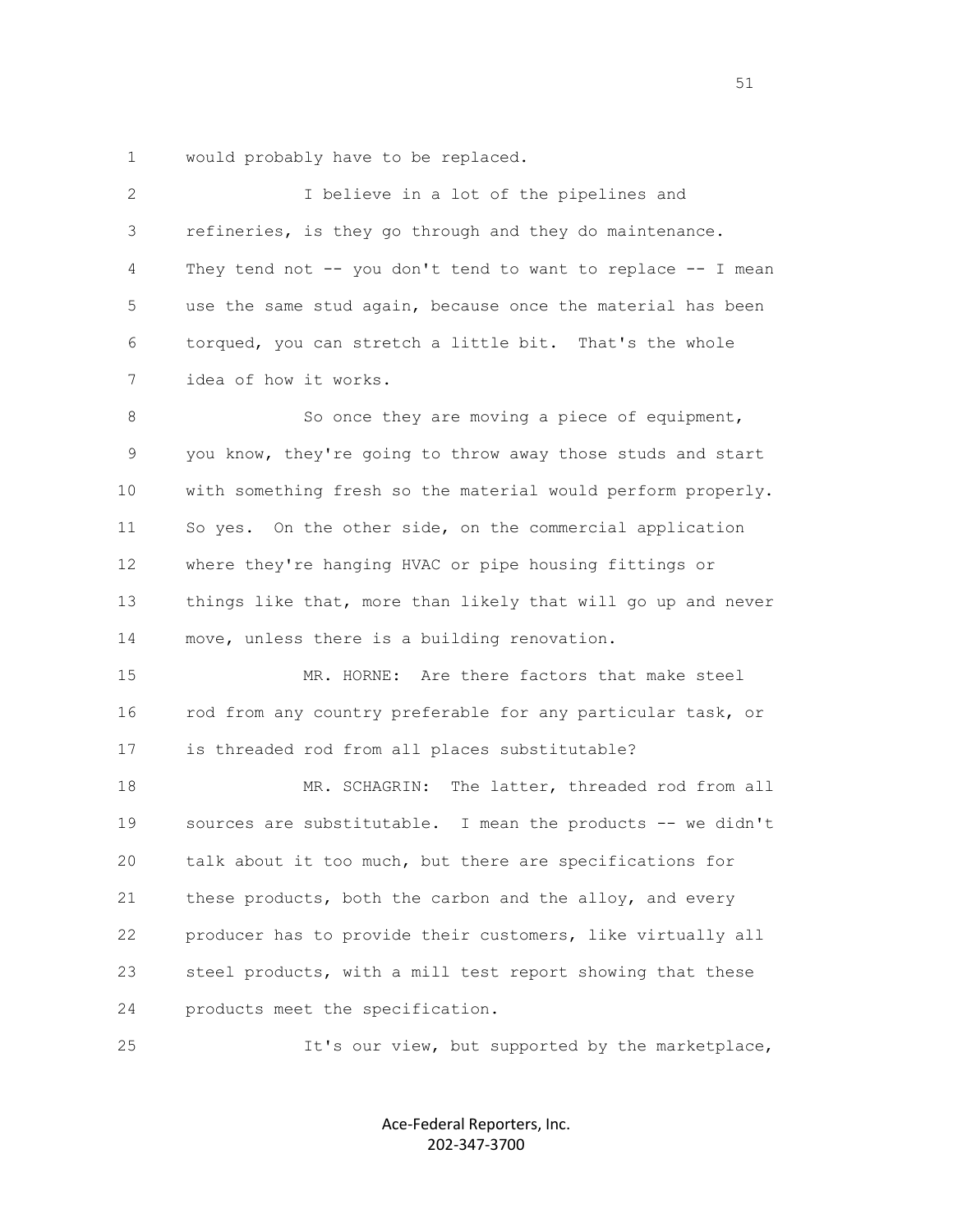1 would probably have to be replaced.

2 I believe in a lot of the pipelines and

3 refineries, is they go through and they do maintenance.

4 They tend not -- you don't tend to want to replace -- I mean

5 use the same stud again, because once the material has been

6 torqued, you can stretch a little bit. That's the whole

7 idea of how it works.

8 So once they are moving a piece of equipment,

9 you know, they're going to throw away those studs and start

10 with something fresh so the material would perform properly.

11 So yes. On the other side, on the commercial application

12 where they're hanging HVAC or pipe housing fittings or

13 things like that, more than likely that will go up and never

14 move, unless there is a building renovation.

15 MR. HORNE: Are there factors that make steel

16 rod from any country preferable for any particular task, or

17 is threaded rod from all places substitutable?

18 MR. SCHAGRIN: The latter, threaded rod from all

19 sources are substitutable. I mean the products -- we didn't

20 talk about it too much, but there are specifications for

21 these products, both the carbon and the alloy, and every

22 producer has to provide their customers, like virtually all

23 steel products, with a mill test report showing that these

24 products meet the specification.

25 It's our view, but supported by the marketplace,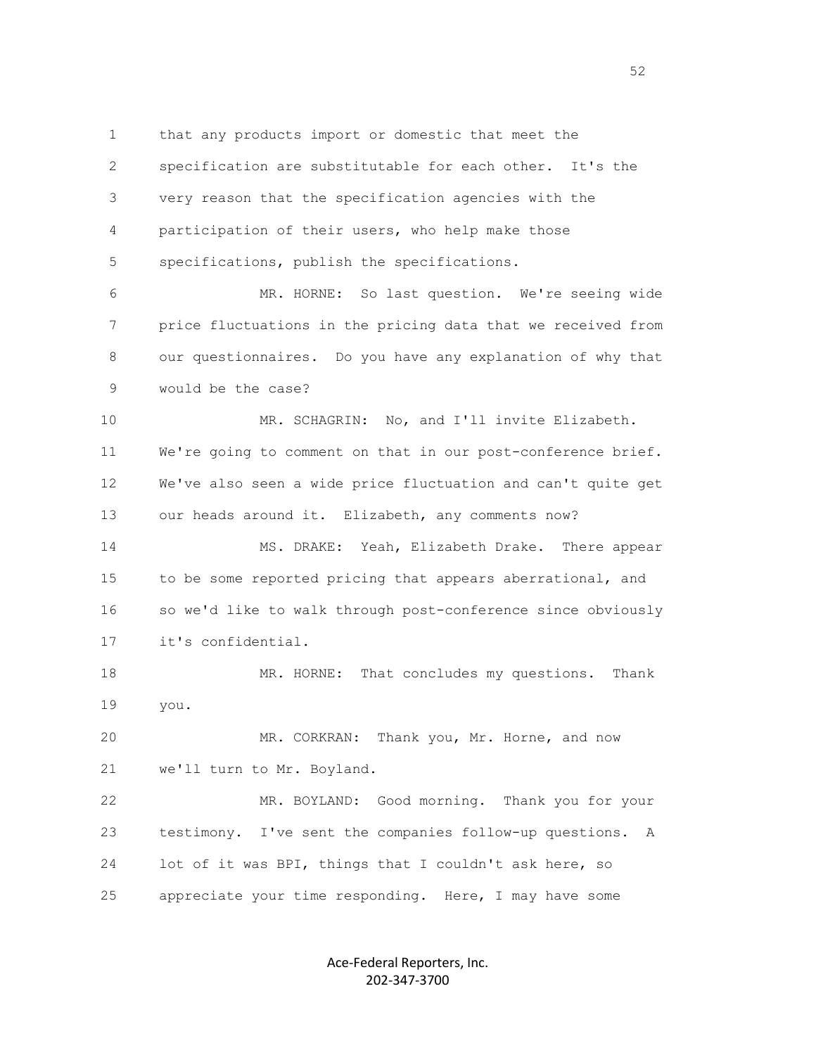that any products import or domestic that meet the specification are substitutable for each other. It's the very reason that the specification agencies with the participation of their users, who help make those specifications, publish the specifications.

MR. HORNE: So last question. We're seeing wide price fluctuations in the pricing data that we received from our questionnaires. Do you have any explanation of why that would be the case?

MR. SCHAGRIN: No, and I'll invite Elizabeth. We're going to comment on that in our post-conference brief. We've also seen a wide price fluctuation and can't quite get our heads around it. Elizabeth, any comments now?

MS. DRAKE: Yeah, Elizabeth Drake. There appear to be some reported pricing that appears aberrational, and so we'd like to walk through post-conference since obviously it's confidential.

MR. HORNE: That concludes my questions. Thank you.

MR. CORKRAN: Thank you, Mr. Horne, and now we'll turn to Mr. Boyland.

MR. BOYLAND: Good morning. Thank you for your testimony. I've sent the companies follow-up questions. A lot of it was BPI, things that I couldn't ask here, so appreciate your time responding. Here, I may have some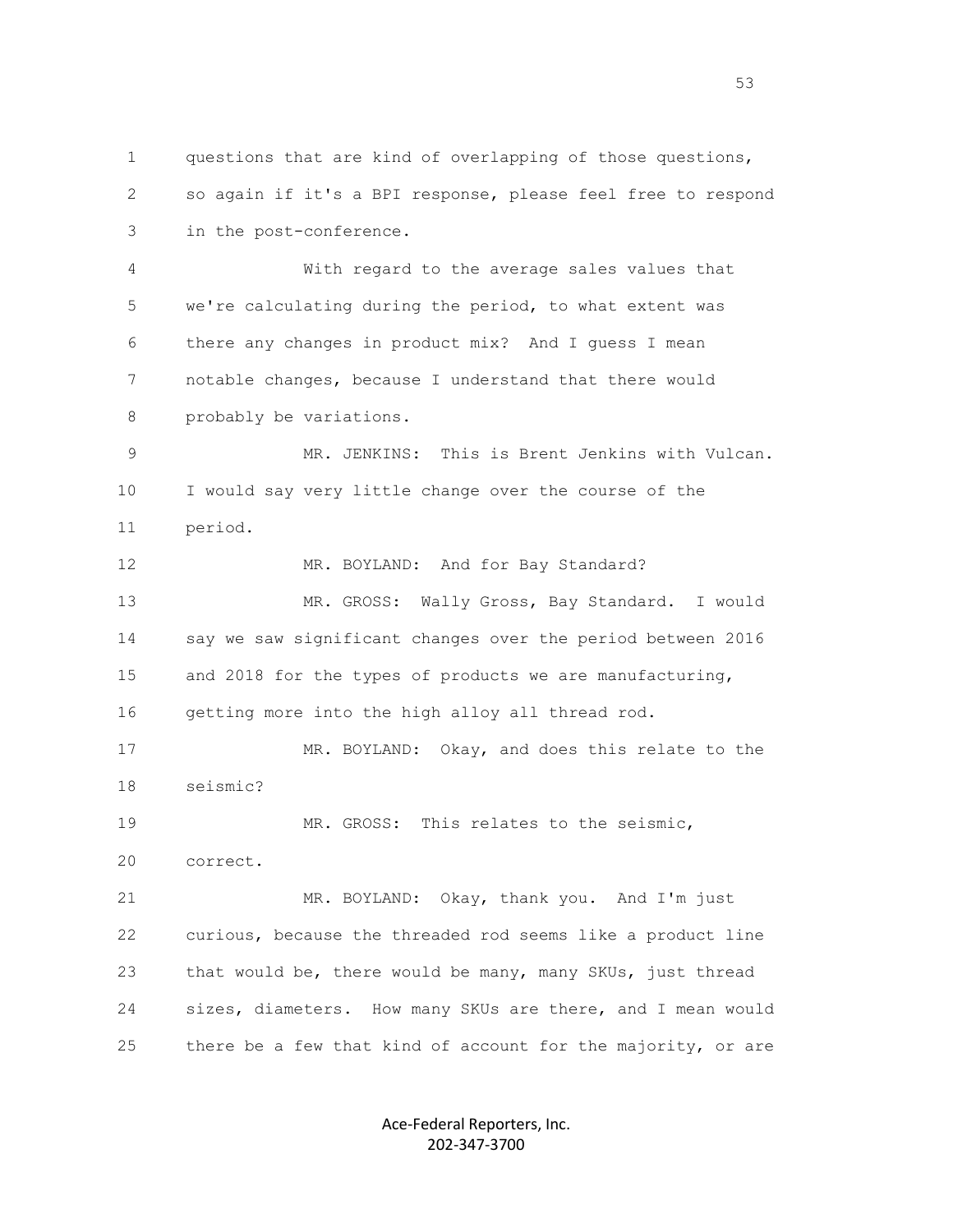questions that are kind of overlapping of those questions, so again if it's a BPI response, please feel free to respond in the post-conference.

With regard to the average sales values that we're calculating during the period, to what extent was there any changes in product mix? And I guess I mean notable changes, because I understand that there would probably be variations.

MR. JENKINS: This is Brent Jenkins with Vulcan. I would say very little change over the course of the period.

MR. BOYLAND: And for Bay Standard?

MR. GROSS: Wally Gross, Bay Standard. I would say we saw significant changes over the period between 2016 and 2018 for the types of products we are manufacturing, getting more into the high alloy all thread rod.

MR. BOYLAND: Okay, and does this relate to the seismic?

MR. GROSS: This relates to the seismic, correct.

MR. BOYLAND: Okay, thank you. And I'm just curious, because the threaded rod seems like a product line that would be, there would be many, many SKUs, just thread sizes, diameters. How many SKUs are there, and I mean would there be a few that kind of account for the majority, or are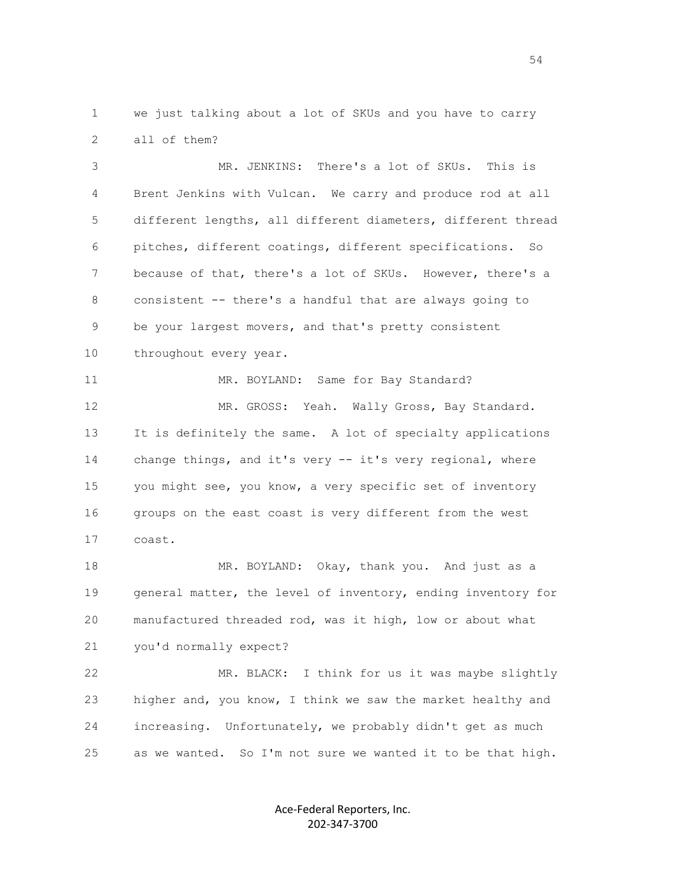1 we just talking about a lot of SKUs and you have to carry
2 all of them?

3 MR. JENKINS: There's a lot of SKUs. This is
4 Brent Jenkins with Vulcan. We carry and produce rod at all
5 different lengths, all different diameters, different thread
6 pitches, different coatings, different specifications. So
7 because of that, there's a lot of SKUs. However, there's a
8 consistent -- there's a handful that are always going to
9 be your largest movers, and that's pretty consistent
10 throughout every year.

11 MR. BOYLAND: Same for Bay Standard?

12 MR. GROSS: Yeah. Wally Gross, Bay Standard.
13 It is definitely the same. A lot of specialty applications
14 change things, and it's very -- it's very regional, where
15 you might see, you know, a very specific set of inventory
16 groups on the east coast is very different from the west
17 coast.

18 MR. BOYLAND: Okay, thank you. And just as a
19 general matter, the level of inventory, ending inventory for
20 manufactured threaded rod, was it high, low or about what
21 you'd normally expect?

22 MR. BLACK: I think for us it was maybe slightly
23 higher and, you know, I think we saw the market healthy and
24 increasing. Unfortunately, we probably didn't get as much
25 as we wanted. So I'm not sure we wanted it to be that high.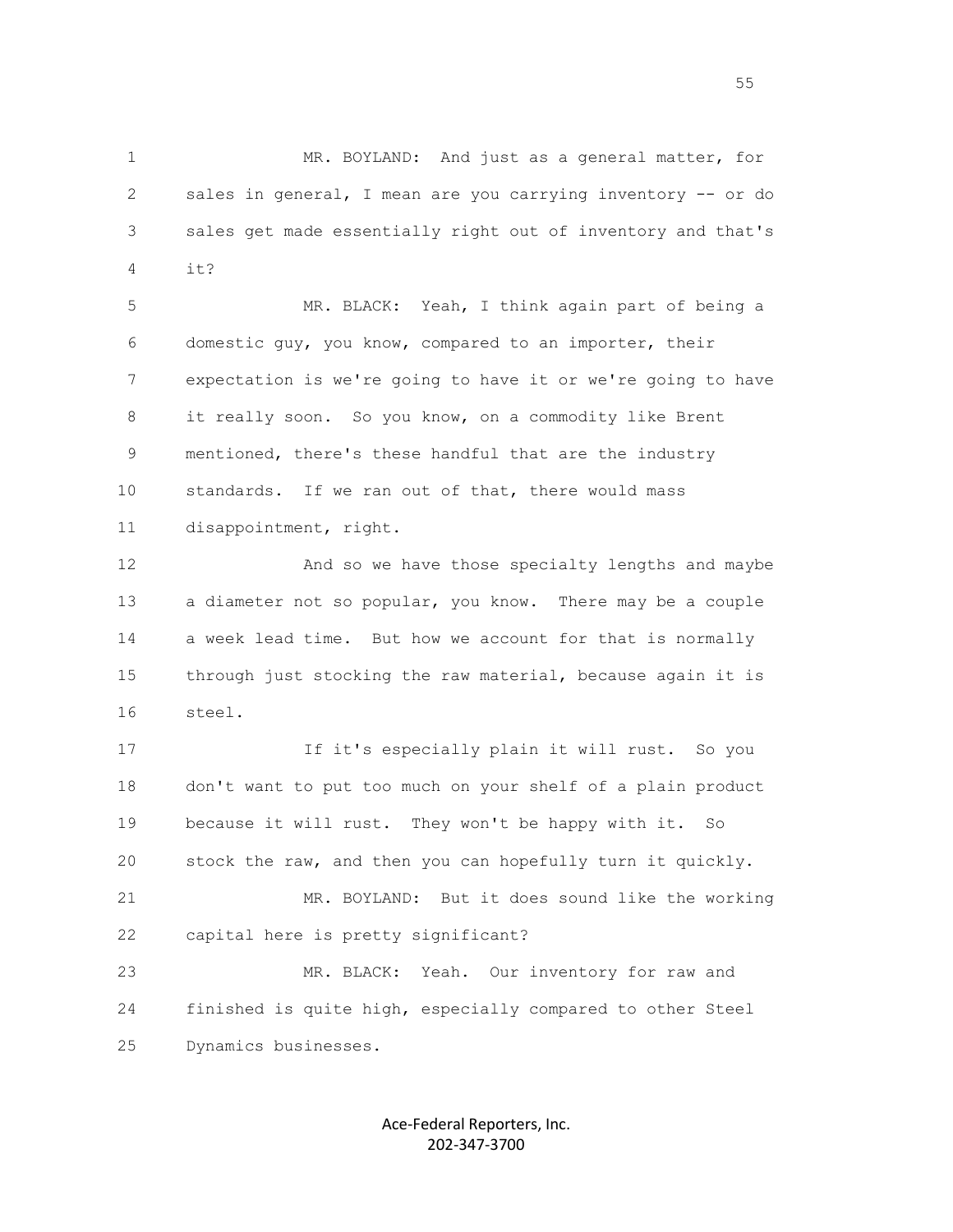MR. BOYLAND: And just as a general matter, for sales in general, I mean are you carrying inventory -- or do sales get made essentially right out of inventory and that's it?

MR. BLACK: Yeah, I think again part of being a domestic guy, you know, compared to an importer, their expectation is we're going to have it or we're going to have it really soon. So you know, on a commodity like Brent mentioned, there's these handful that are the industry standards. If we ran out of that, there would mass disappointment, right.

And so we have those specialty lengths and maybe a diameter not so popular, you know. There may be a couple a week lead time. But how we account for that is normally through just stocking the raw material, because again it is steel.

If it's especially plain it will rust. So you don't want to put too much on your shelf of a plain product because it will rust. They won't be happy with it. So stock the raw, and then you can hopefully turn it quickly.

MR. BOYLAND: But it does sound like the working capital here is pretty significant?

MR. BLACK: Yeah. Our inventory for raw and finished is quite high, especially compared to other Steel Dynamics businesses.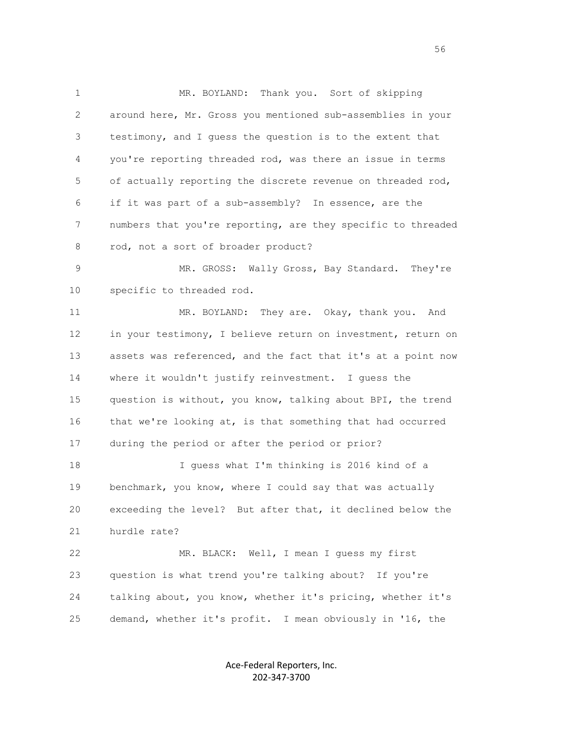1 MR. BOYLAND: Thank you. Sort of skipping
2 around here, Mr. Gross you mentioned sub-assemblies in your
3 testimony, and I guess the question is to the extent that
4 you're reporting threaded rod, was there an issue in terms
5 of actually reporting the discrete revenue on threaded rod,
6 if it was part of a sub-assembly? In essence, are the
7 numbers that you're reporting, are they specific to threaded
8 rod, not a sort of broader product?

9 MR. GROSS: Wally Gross, Bay Standard. They're
10 specific to threaded rod.

11 MR. BOYLAND: They are. Okay, thank you. And
12 in your testimony, I believe return on investment, return on
13 assets was referenced, and the fact that it's at a point now
14 where it wouldn't justify reinvestment. I guess the
15 question is without, you know, talking about BPI, the trend
16 that we're looking at, is that something that had occurred
17 during the period or after the period or prior?

18 I guess what I'm thinking is 2016 kind of a
19 benchmark, you know, where I could say that was actually
20 exceeding the level? But after that, it declined below the
21 hurdle rate?

22 MR. BLACK: Well, I mean I guess my first
23 question is what trend you're talking about? If you're
24 talking about, you know, whether it's pricing, whether it's
25 demand, whether it's profit. I mean obviously in '16, the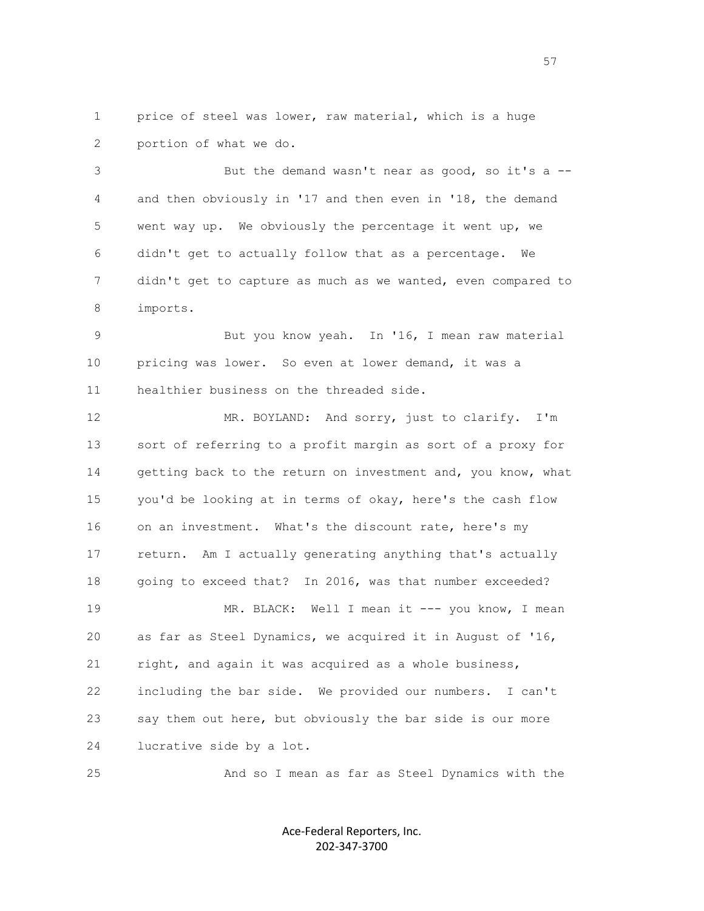1 price of steel was lower, raw material, which is a huge
2 portion of what we do.

3 But the demand wasn't near as good, so it's a --
4 and then obviously in '17 and then even in '18, the demand
5 went way up. We obviously the percentage it went up, we
6 didn't get to actually follow that as a percentage. We
7 didn't get to capture as much as we wanted, even compared to
8 imports.

9 But you know yeah. In '16, I mean raw material
10 pricing was lower. So even at lower demand, it was a
11 healthier business on the threaded side.

12 MR. BOYLAND: And sorry, just to clarify. I'm
13 sort of referring to a profit margin as sort of a proxy for
14 getting back to the return on investment and, you know, what
15 you'd be looking at in terms of okay, here's the cash flow
16 on an investment. What's the discount rate, here's my
17 return. Am I actually generating anything that's actually
18 going to exceed that? In 2016, was that number exceeded?

19 MR. BLACK: Well I mean it --- you know, I mean
20 as far as Steel Dynamics, we acquired it in August of '16,
21 right, and again it was acquired as a whole business,
22 including the bar side. We provided our numbers. I can't
23 say them out here, but obviously the bar side is our more
24 lucrative side by a lot.

25 And so I mean as far as Steel Dynamics with the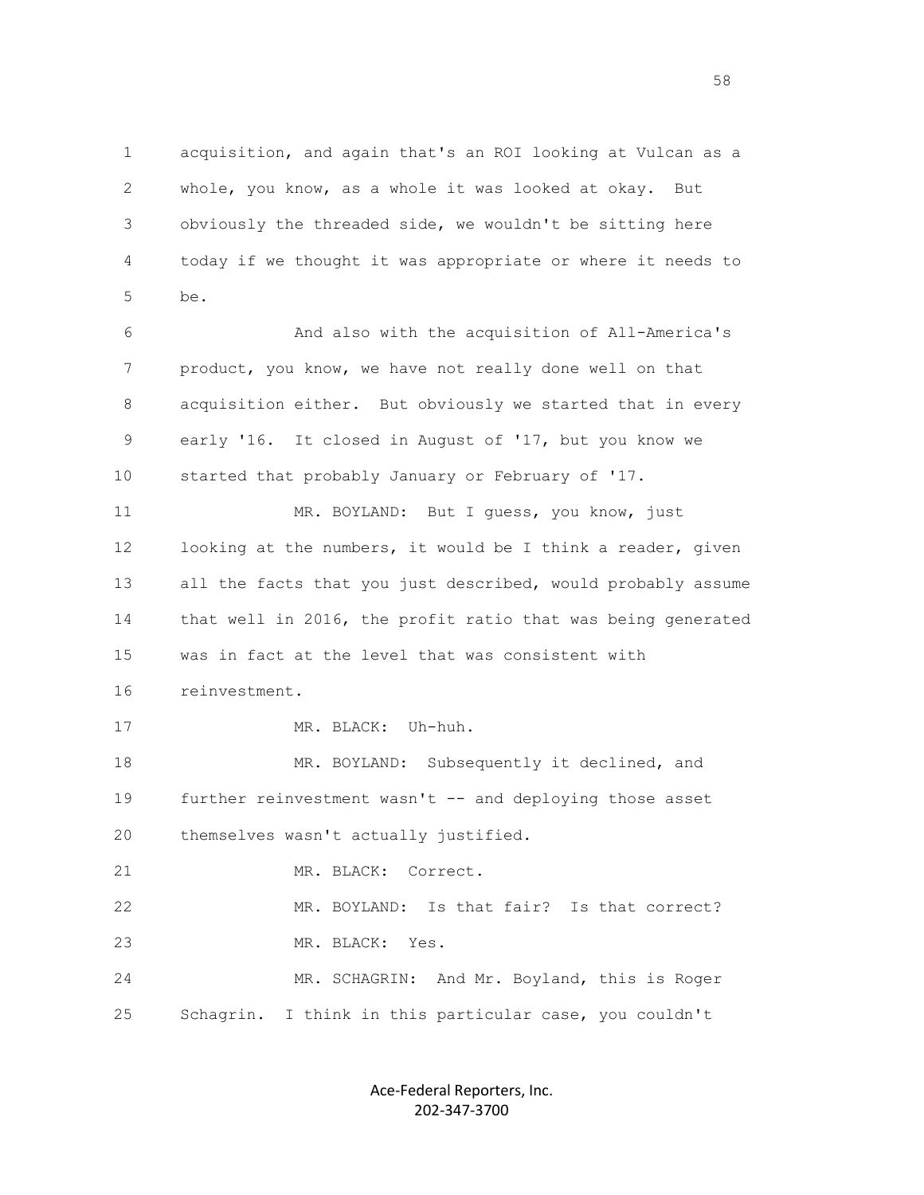acquisition, and again that's an ROI looking at Vulcan as a whole, you know, as a whole it was looked at okay. But obviously the threaded side, we wouldn't be sitting here today if we thought it was appropriate or where it needs to be.

And also with the acquisition of All-America's product, you know, we have not really done well on that acquisition either. But obviously we started that in every early '16. It closed in August of '17, but you know we started that probably January or February of '17.

MR. BOYLAND: But I guess, you know, just looking at the numbers, it would be I think a reader, given all the facts that you just described, would probably assume that well in 2016, the profit ratio that was being generated was in fact at the level that was consistent with reinvestment.

MR. BLACK: Uh-huh.

MR. BOYLAND: Subsequently it declined, and further reinvestment wasn't -- and deploying those asset themselves wasn't actually justified.

MR. BLACK: Correct.

MR. BOYLAND: Is that fair? Is that correct?

MR. BLACK: Yes.

MR. SCHAGRIN: And Mr. Boyland, this is Roger Schagrin. I think in this particular case, you couldn't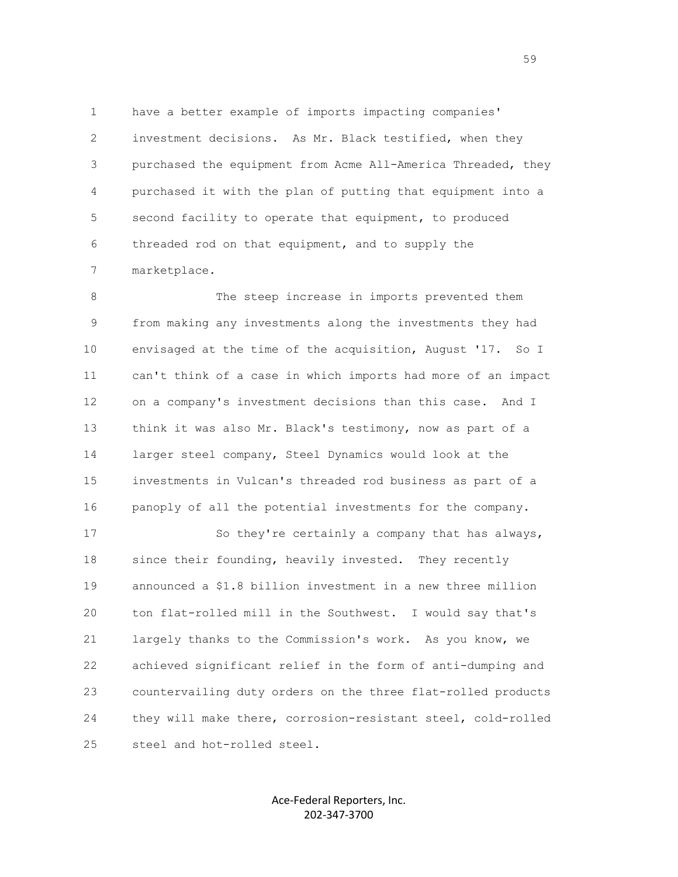have a better example of imports impacting companies' investment decisions. As Mr. Black testified, when they purchased the equipment from Acme All-America Threaded, they purchased it with the plan of putting that equipment into a second facility to operate that equipment, to produced threaded rod on that equipment, and to supply the marketplace.

The steep increase in imports prevented them from making any investments along the investments they had envisaged at the time of the acquisition, August '17. So I can't think of a case in which imports had more of an impact on a company's investment decisions than this case. And I think it was also Mr. Black's testimony, now as part of a larger steel company, Steel Dynamics would look at the investments in Vulcan's threaded rod business as part of a panoply of all the potential investments for the company.

So they're certainly a company that has always, since their founding, heavily invested. They recently announced a $1.8 billion investment in a new three million ton flat-rolled mill in the Southwest. I would say that's largely thanks to the Commission's work. As you know, we achieved significant relief in the form of anti-dumping and countervailing duty orders on the three flat-rolled products they will make there, corrosion-resistant steel, cold-rolled steel and hot-rolled steel.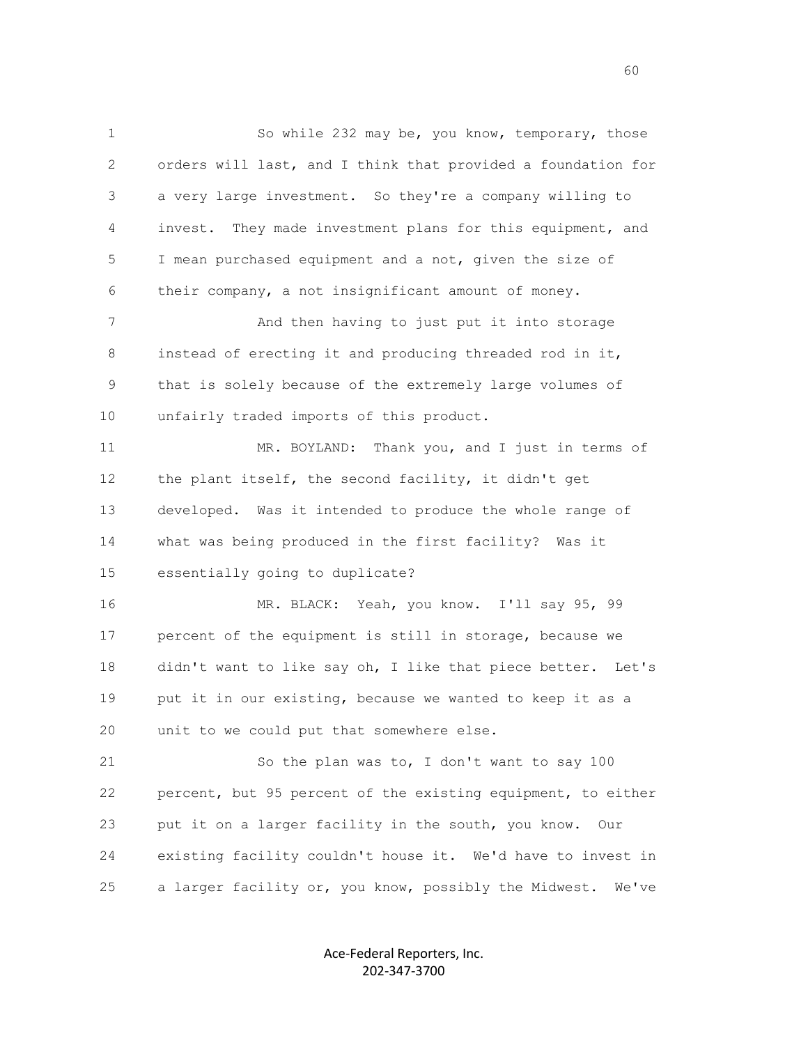So while 232 may be, you know, temporary, those orders will last, and I think that provided a foundation for a very large investment. So they're a company willing to invest. They made investment plans for this equipment, and I mean purchased equipment and a not, given the size of their company, a not insignificant amount of money.

And then having to just put it into storage instead of erecting it and producing threaded rod in it, that is solely because of the extremely large volumes of unfairly traded imports of this product.

MR. BOYLAND: Thank you, and I just in terms of the plant itself, the second facility, it didn't get developed. Was it intended to produce the whole range of what was being produced in the first facility? Was it essentially going to duplicate?

MR. BLACK: Yeah, you know. I'll say 95, 99 percent of the equipment is still in storage, because we didn't want to like say oh, I like that piece better. Let's put it in our existing, because we wanted to keep it as a unit to we could put that somewhere else.

So the plan was to, I don't want to say 100 percent, but 95 percent of the existing equipment, to either put it on a larger facility in the south, you know. Our existing facility couldn't house it. We'd have to invest in a larger facility or, you know, possibly the Midwest. We've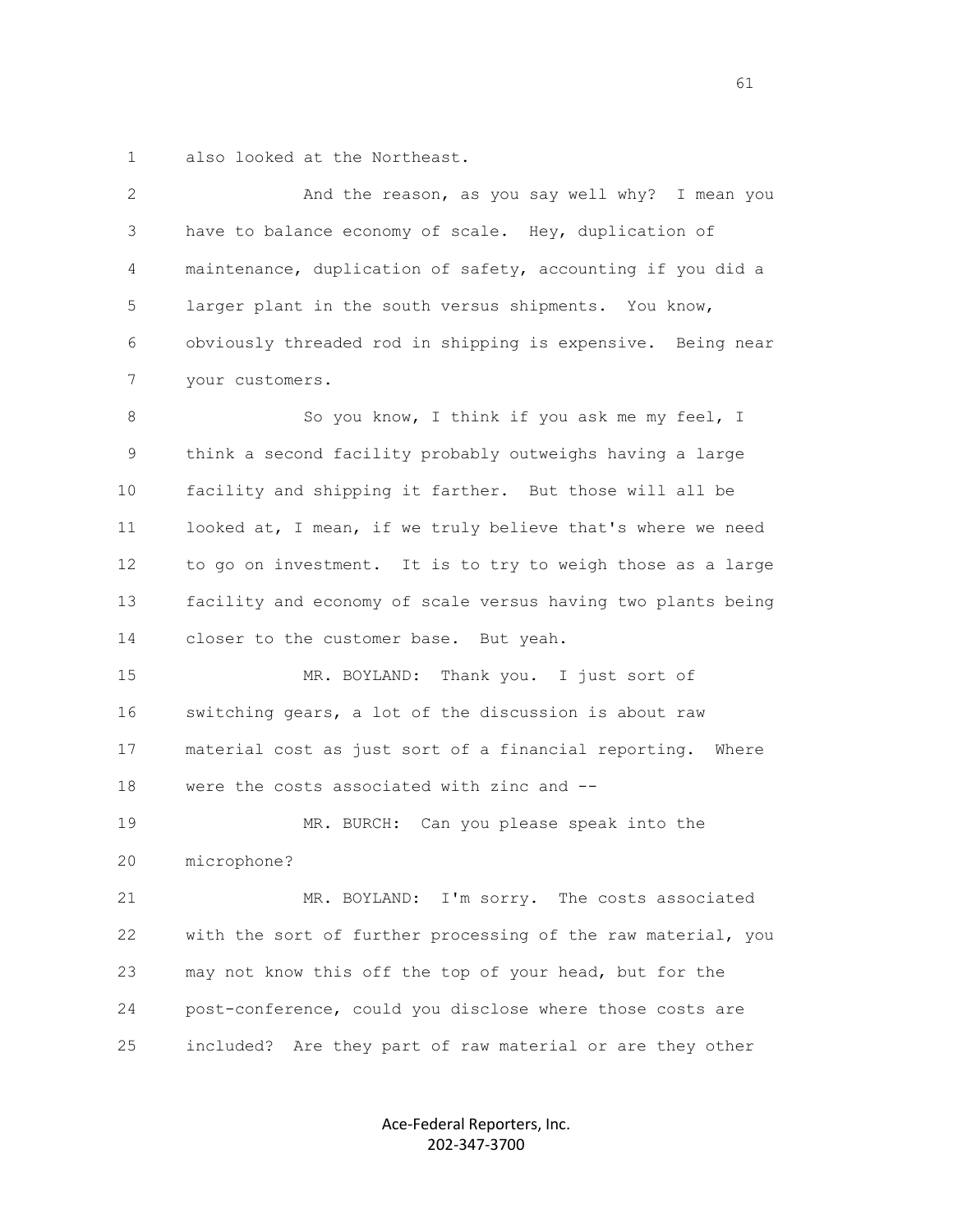also looked at the Northeast.

And the reason, as you say well why? I mean you have to balance economy of scale. Hey, duplication of maintenance, duplication of safety, accounting if you did a larger plant in the south versus shipments. You know, obviously threaded rod in shipping is expensive. Being near your customers.

So you know, I think if you ask me my feel, I think a second facility probably outweighs having a large facility and shipping it farther. But those will all be looked at, I mean, if we truly believe that's where we need to go on investment. It is to try to weigh those as a large facility and economy of scale versus having two plants being closer to the customer base. But yeah.

MR. BOYLAND: Thank you. I just sort of switching gears, a lot of the discussion is about raw material cost as just sort of a financial reporting. Where were the costs associated with zinc and --

MR. BURCH: Can you please speak into the microphone?

MR. BOYLAND: I'm sorry. The costs associated with the sort of further processing of the raw material, you may not know this off the top of your head, but for the post-conference, could you disclose where those costs are included? Are they part of raw material or are they other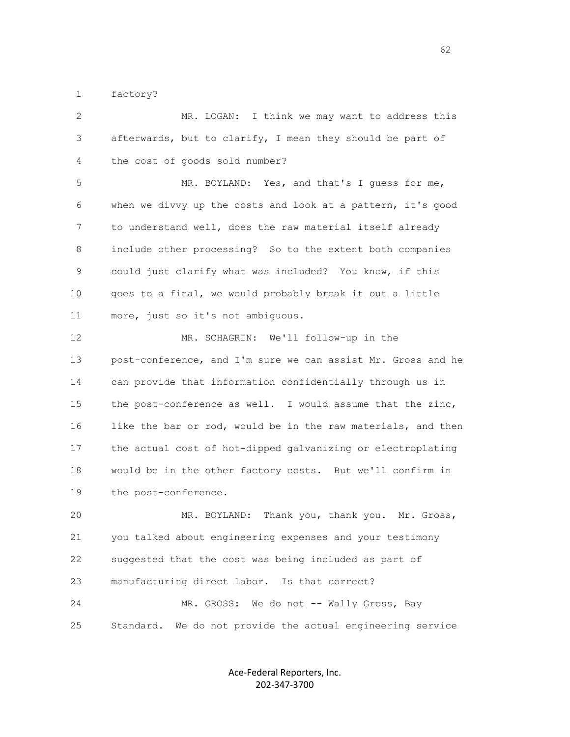factory?

MR. LOGAN: I think we may want to address this afterwards, but to clarify, I mean they should be part of the cost of goods sold number?

MR. BOYLAND: Yes, and that's I guess for me, when we divvy up the costs and look at a pattern, it's good to understand well, does the raw material itself already include other processing? So to the extent both companies could just clarify what was included? You know, if this goes to a final, we would probably break it out a little more, just so it's not ambiguous.

MR. SCHAGRIN: We'll follow-up in the post-conference, and I'm sure we can assist Mr. Gross and he can provide that information confidentially through us in the post-conference as well. I would assume that the zinc, like the bar or rod, would be in the raw materials, and then the actual cost of hot-dipped galvanizing or electroplating would be in the other factory costs. But we'll confirm in the post-conference.

MR. BOYLAND: Thank you, thank you. Mr. Gross, you talked about engineering expenses and your testimony suggested that the cost was being included as part of manufacturing direct labor. Is that correct?

MR. GROSS: We do not -- Wally Gross, Bay Standard. We do not provide the actual engineering service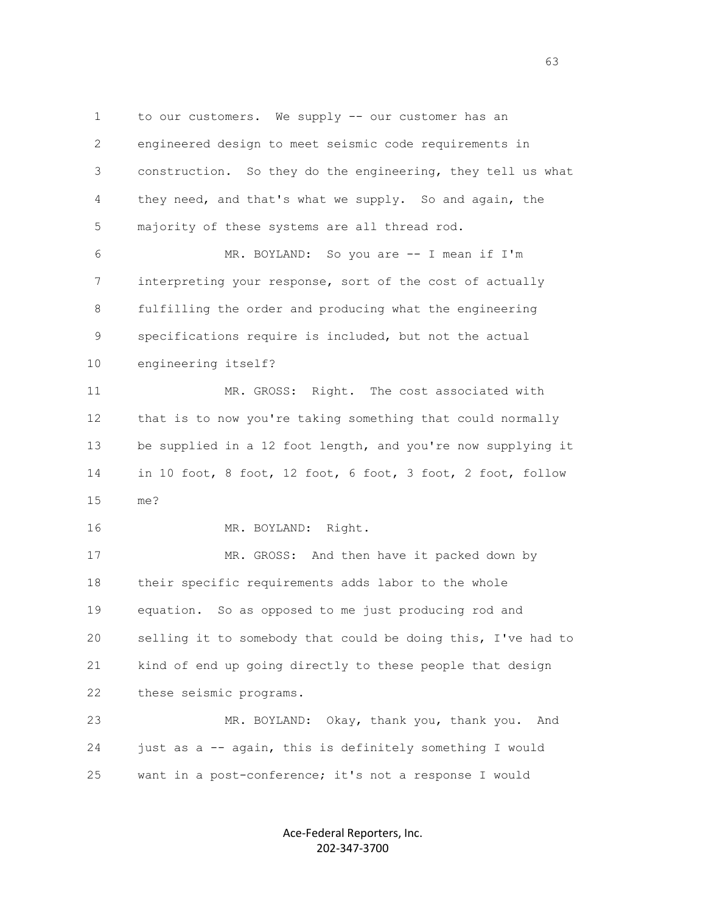to our customers. We supply -- our customer has an engineered design to meet seismic code requirements in construction. So they do the engineering, they tell us what they need, and that's what we supply. So and again, the majority of these systems are all thread rod.

MR. BOYLAND: So you are -- I mean if I'm interpreting your response, sort of the cost of actually fulfilling the order and producing what the engineering specifications require is included, but not the actual engineering itself?

MR. GROSS: Right. The cost associated with that is to now you're taking something that could normally be supplied in a 12 foot length, and you're now supplying it in 10 foot, 8 foot, 12 foot, 6 foot, 3 foot, 2 foot, follow me?

MR. BOYLAND: Right.

MR. GROSS: And then have it packed down by their specific requirements adds labor to the whole equation. So as opposed to me just producing rod and selling it to somebody that could be doing this, I've had to kind of end up going directly to these people that design these seismic programs.

MR. BOYLAND: Okay, thank you, thank you. And just as a -- again, this is definitely something I would want in a post-conference; it's not a response I would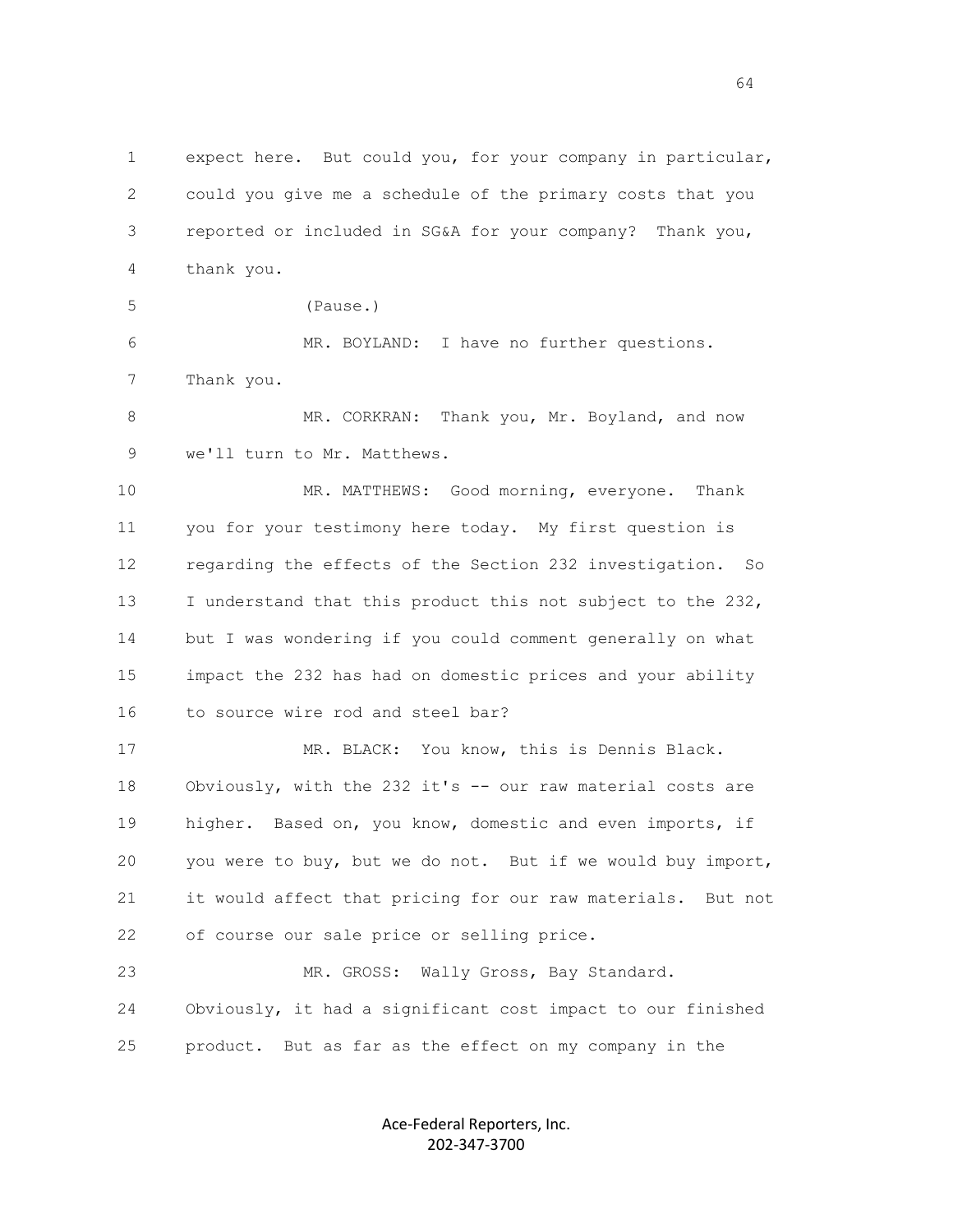expect here. But could you, for your company in particular, could you give me a schedule of the primary costs that you reported or included in SG&A for your company? Thank you, thank you.

(Pause.)

MR. BOYLAND: I have no further questions. Thank you.

MR. CORKRAN: Thank you, Mr. Boyland, and now we'll turn to Mr. Matthews.

MR. MATTHEWS: Good morning, everyone. Thank you for your testimony here today. My first question is regarding the effects of the Section 232 investigation. So I understand that this product this not subject to the 232, but I was wondering if you could comment generally on what impact the 232 has had on domestic prices and your ability to source wire rod and steel bar?

MR. BLACK: You know, this is Dennis Black. Obviously, with the 232 it's -- our raw material costs are higher. Based on, you know, domestic and even imports, if you were to buy, but we do not. But if we would buy import, it would affect that pricing for our raw materials. But not of course our sale price or selling price.

MR. GROSS: Wally Gross, Bay Standard. Obviously, it had a significant cost impact to our finished product. But as far as the effect on my company in the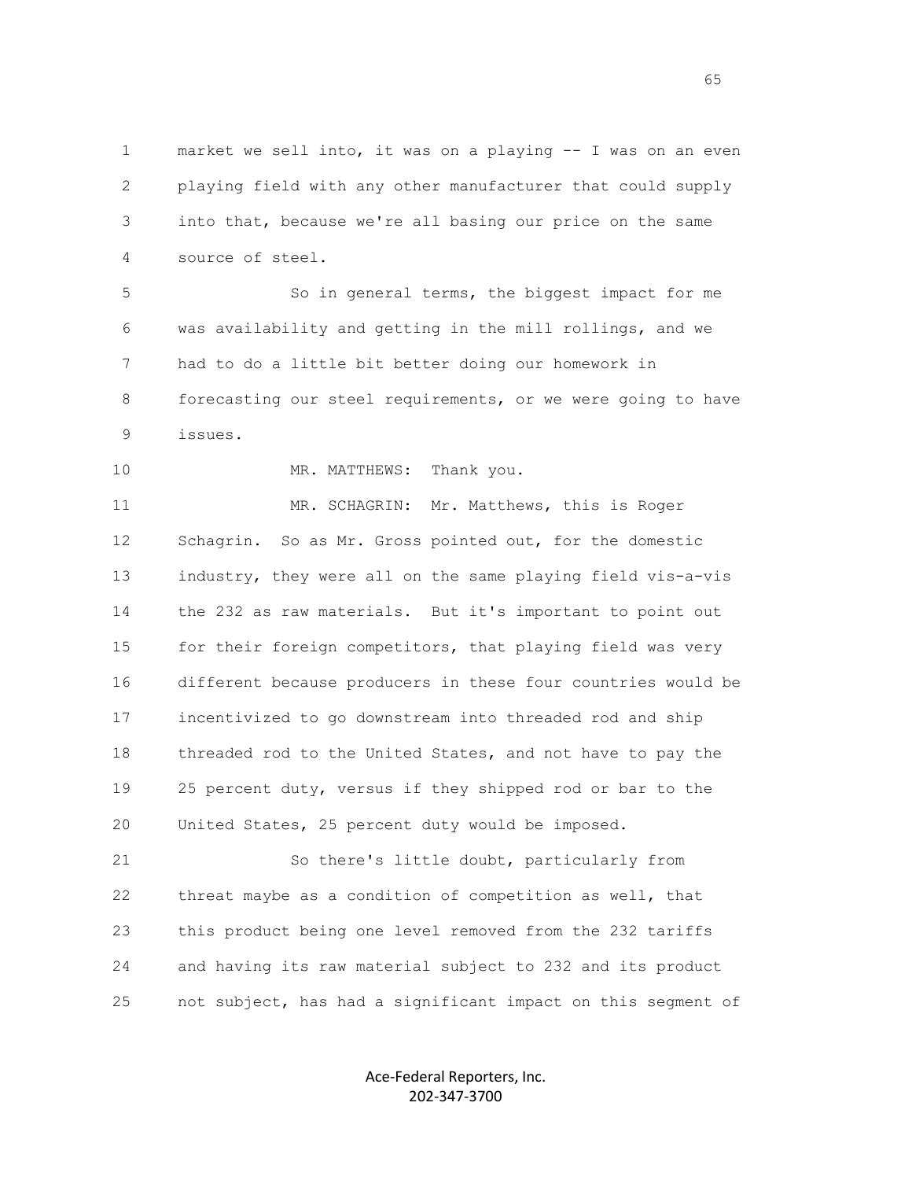market we sell into, it was on a playing -- I was on an even playing field with any other manufacturer that could supply into that, because we're all basing our price on the same source of steel.

So in general terms, the biggest impact for me was availability and getting in the mill rollings, and we had to do a little bit better doing our homework in forecasting our steel requirements, or we were going to have issues.

MR. MATTHEWS: Thank you.

MR. SCHAGRIN: Mr. Matthews, this is Roger Schagrin. So as Mr. Gross pointed out, for the domestic industry, they were all on the same playing field vis-a-vis the 232 as raw materials. But it's important to point out for their foreign competitors, that playing field was very different because producers in these four countries would be incentivized to go downstream into threaded rod and ship threaded rod to the United States, and not have to pay the 25 percent duty, versus if they shipped rod or bar to the United States, 25 percent duty would be imposed.

So there's little doubt, particularly from threat maybe as a condition of competition as well, that this product being one level removed from the 232 tariffs and having its raw material subject to 232 and its product not subject, has had a significant impact on this segment of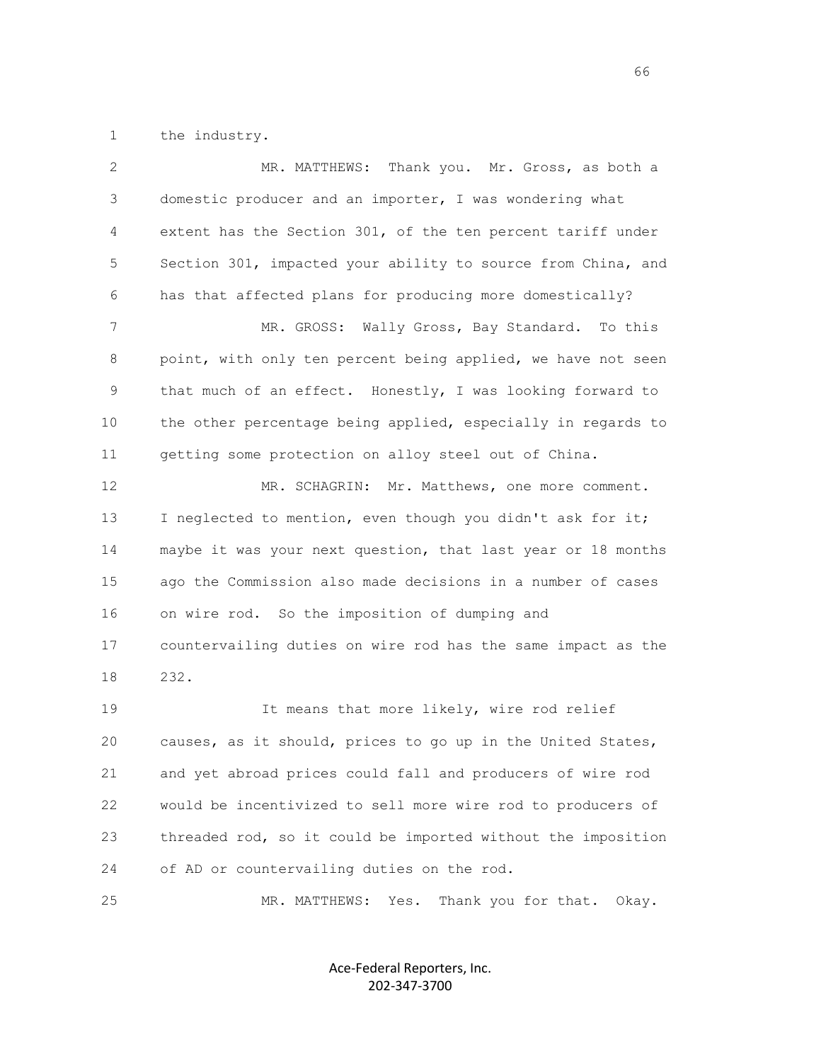the industry.

MR. MATTHEWS: Thank you. Mr. Gross, as both a domestic producer and an importer, I was wondering what extent has the Section 301, of the ten percent tariff under Section 301, impacted your ability to source from China, and has that affected plans for producing more domestically?

MR. GROSS: Wally Gross, Bay Standard. To this point, with only ten percent being applied, we have not seen that much of an effect. Honestly, I was looking forward to the other percentage being applied, especially in regards to getting some protection on alloy steel out of China.

MR. SCHAGRIN: Mr. Matthews, one more comment. I neglected to mention, even though you didn't ask for it; maybe it was your next question, that last year or 18 months ago the Commission also made decisions in a number of cases on wire rod. So the imposition of dumping and countervailing duties on wire rod has the same impact as the 232.

It means that more likely, wire rod relief causes, as it should, prices to go up in the United States, and yet abroad prices could fall and producers of wire rod would be incentivized to sell more wire rod to producers of threaded rod, so it could be imported without the imposition of AD or countervailing duties on the rod.

MR. MATTHEWS: Yes. Thank you for that. Okay.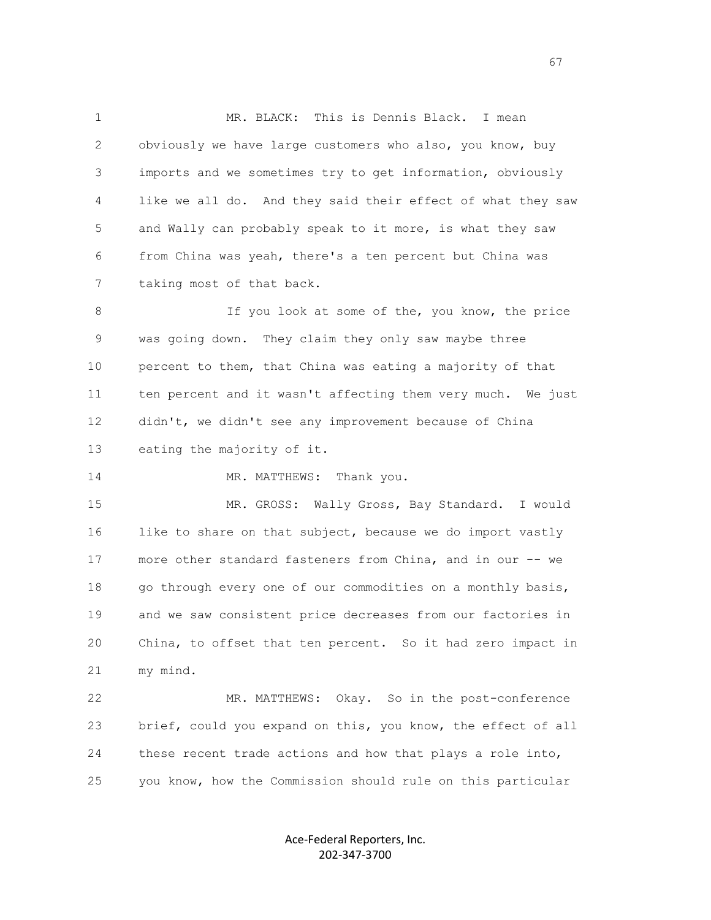MR. BLACK: This is Dennis Black. I mean obviously we have large customers who also, you know, buy imports and we sometimes try to get information, obviously like we all do. And they said their effect of what they saw and Wally can probably speak to it more, is what they saw from China was yeah, there's a ten percent but China was taking most of that back.

If you look at some of the, you know, the price was going down. They claim they only saw maybe three percent to them, that China was eating a majority of that ten percent and it wasn't affecting them very much. We just didn't, we didn't see any improvement because of China eating the majority of it.

MR. MATTHEWS: Thank you.

MR. GROSS: Wally Gross, Bay Standard. I would like to share on that subject, because we do import vastly more other standard fasteners from China, and in our -- we go through every one of our commodities on a monthly basis, and we saw consistent price decreases from our factories in China, to offset that ten percent. So it had zero impact in my mind.

MR. MATTHEWS: Okay. So in the post-conference brief, could you expand on this, you know, the effect of all these recent trade actions and how that plays a role into, you know, how the Commission should rule on this particular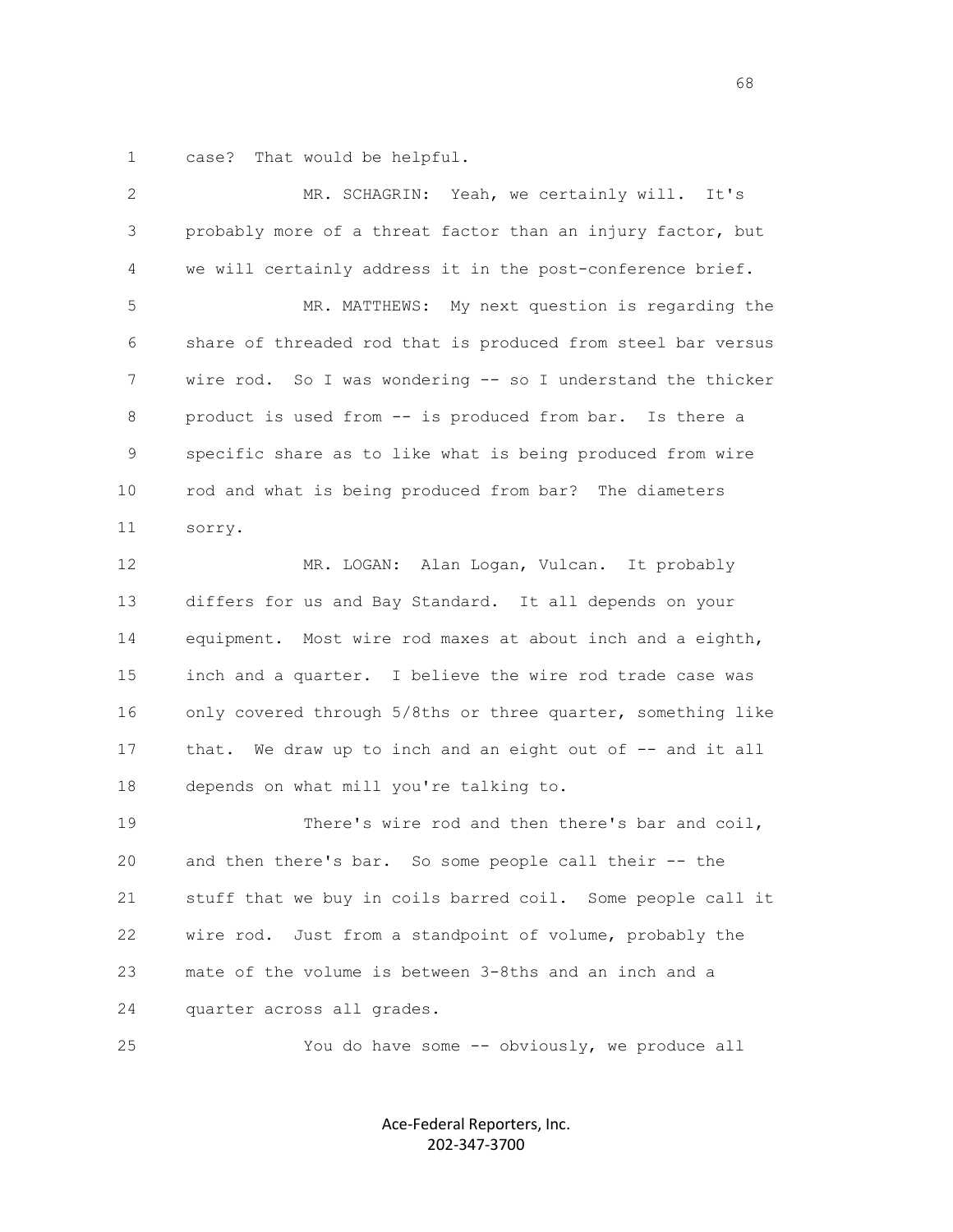case? That would be helpful.

MR. SCHAGRIN: Yeah, we certainly will. It's probably more of a threat factor than an injury factor, but we will certainly address it in the post-conference brief.

MR. MATTHEWS: My next question is regarding the share of threaded rod that is produced from steel bar versus wire rod. So I was wondering -- so I understand the thicker product is used from -- is produced from bar. Is there a specific share as to like what is being produced from wire rod and what is being produced from bar? The diameters sorry.

MR. LOGAN: Alan Logan, Vulcan. It probably differs for us and Bay Standard. It all depends on your equipment. Most wire rod maxes at about inch and a eighth, inch and a quarter. I believe the wire rod trade case was only covered through 5/8ths or three quarter, something like that. We draw up to inch and an eight out of -- and it all depends on what mill you're talking to.

There's wire rod and then there's bar and coil, and then there's bar. So some people call their -- the stuff that we buy in coils barred coil. Some people call it wire rod. Just from a standpoint of volume, probably the mate of the volume is between 3-8ths and an inch and a quarter across all grades.

You do have some -- obviously, we produce all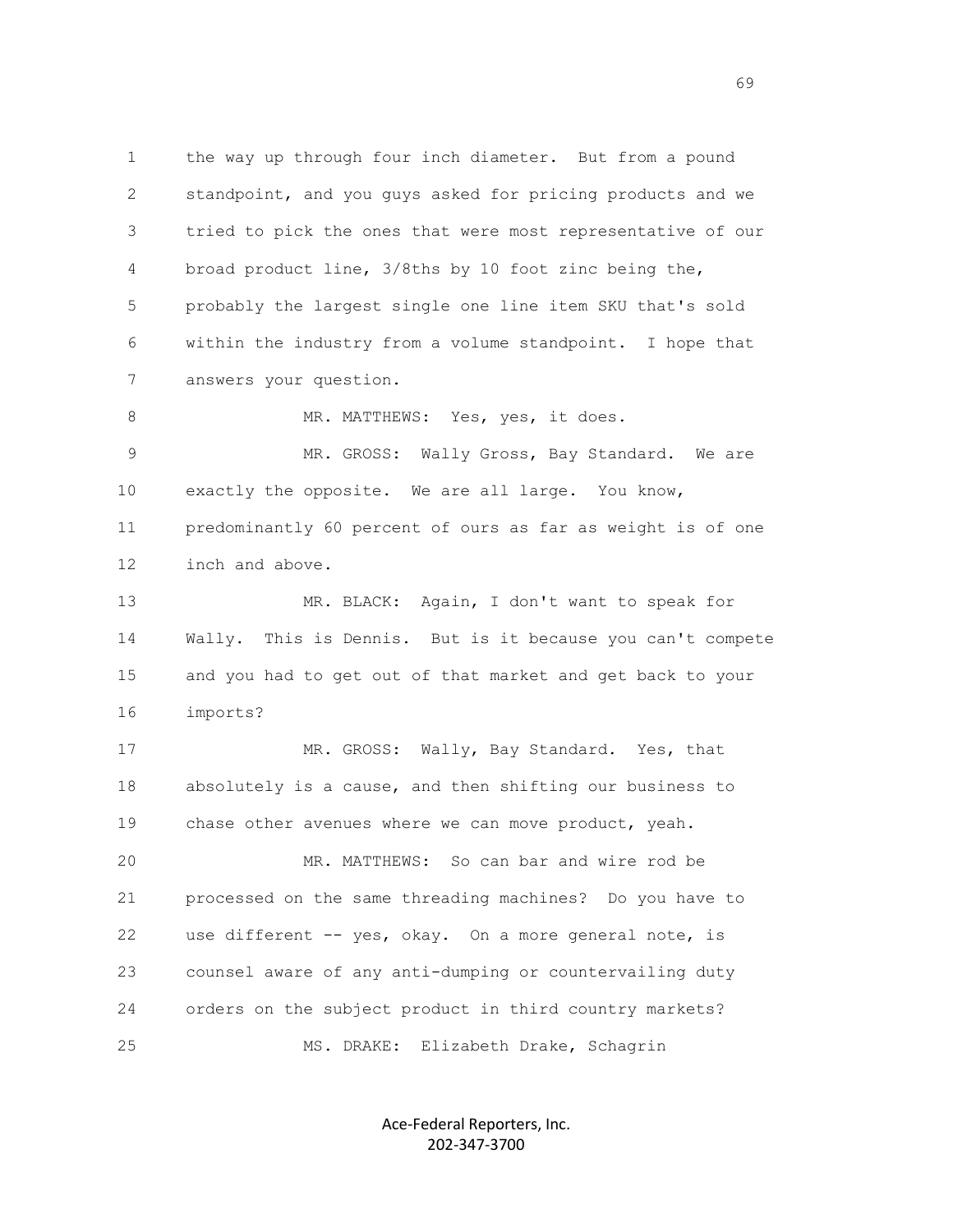1 the way up through four inch diameter. But from a pound
2 standpoint, and you guys asked for pricing products and we
3 tried to pick the ones that were most representative of our
4 broad product line, 3/8ths by 10 foot zinc being the,
5 probably the largest single one line item SKU that's sold
6 within the industry from a volume standpoint. I hope that
7 answers your question.

8 MR. MATTHEWS: Yes, yes, it does.

9 MR. GROSS: Wally Gross, Bay Standard. We are
10 exactly the opposite. We are all large. You know,
11 predominantly 60 percent of ours as far as weight is of one
12 inch and above.

13 MR. BLACK: Again, I don't want to speak for
14 Wally. This is Dennis. But is it because you can't compete
15 and you had to get out of that market and get back to your
16 imports?

17 MR. GROSS: Wally, Bay Standard. Yes, that
18 absolutely is a cause, and then shifting our business to
19 chase other avenues where we can move product, yeah.

20 MR. MATTHEWS: So can bar and wire rod be
21 processed on the same threading machines? Do you have to
22 use different -- yes, okay. On a more general note, is
23 counsel aware of any anti-dumping or countervailing duty
24 orders on the subject product in third country markets?

25 MS. DRAKE: Elizabeth Drake, Schagrin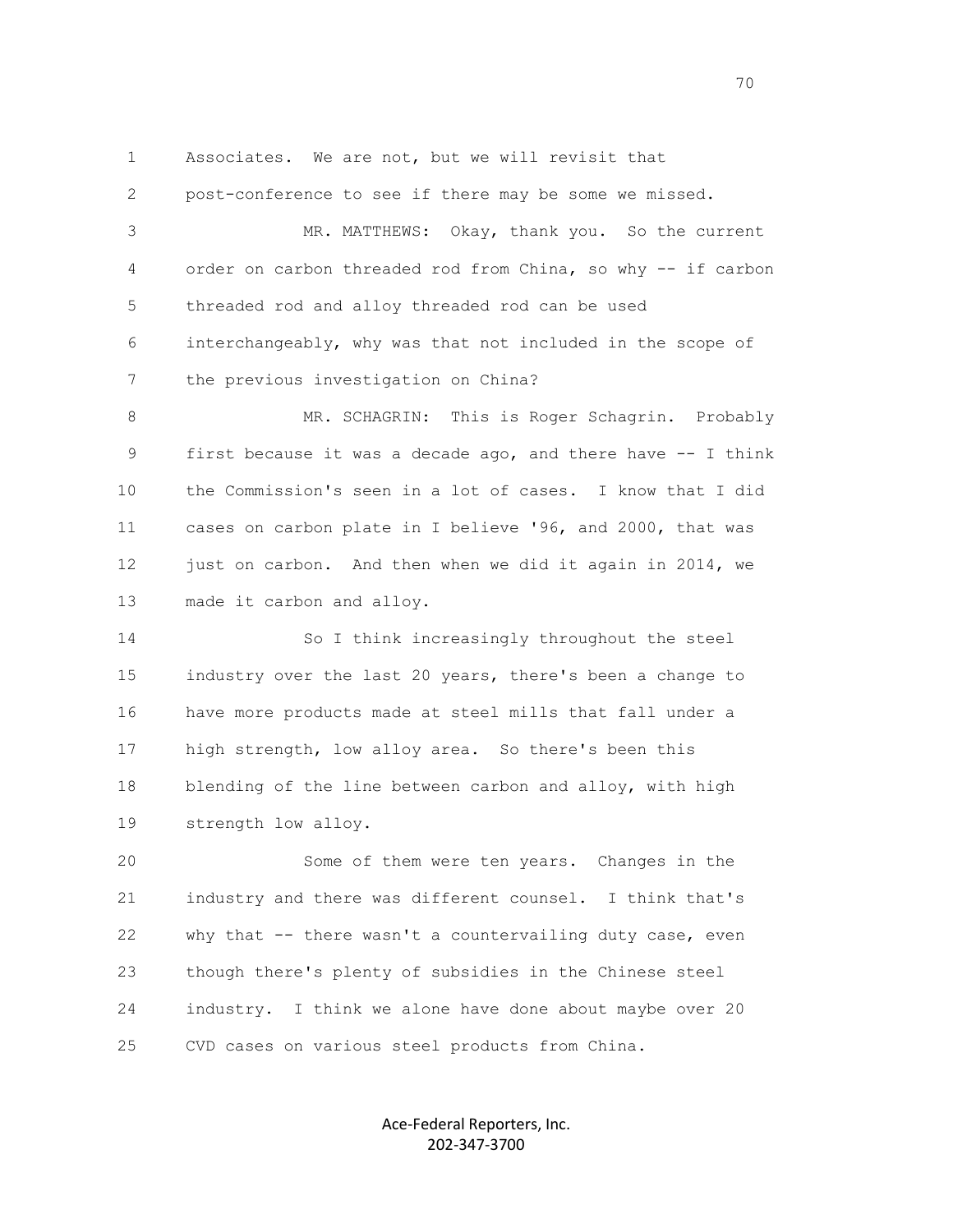1 Associates. We are not, but we will revisit that
2 post-conference to see if there may be some we missed.
3 MR. MATTHEWS: Okay, thank you. So the current
4 order on carbon threaded rod from China, so why -- if carbon
5 threaded rod and alloy threaded rod can be used
6 interchangeably, why was that not included in the scope of
7 the previous investigation on China?
8 MR. SCHAGRIN: This is Roger Schagrin. Probably
9 first because it was a decade ago, and there have -- I think
10 the Commission's seen in a lot of cases. I know that I did
11 cases on carbon plate in I believe '96, and 2000, that was
12 just on carbon. And then when we did it again in 2014, we
13 made it carbon and alloy.
14 So I think increasingly throughout the steel
15 industry over the last 20 years, there's been a change to
16 have more products made at steel mills that fall under a
17 high strength, low alloy area. So there's been this
18 blending of the line between carbon and alloy, with high
19 strength low alloy.
20 Some of them were ten years. Changes in the
21 industry and there was different counsel. I think that's
22 why that -- there wasn't a countervailing duty case, even
23 though there's plenty of subsidies in the Chinese steel
24 industry. I think we alone have done about maybe over 20
25 CVD cases on various steel products from China.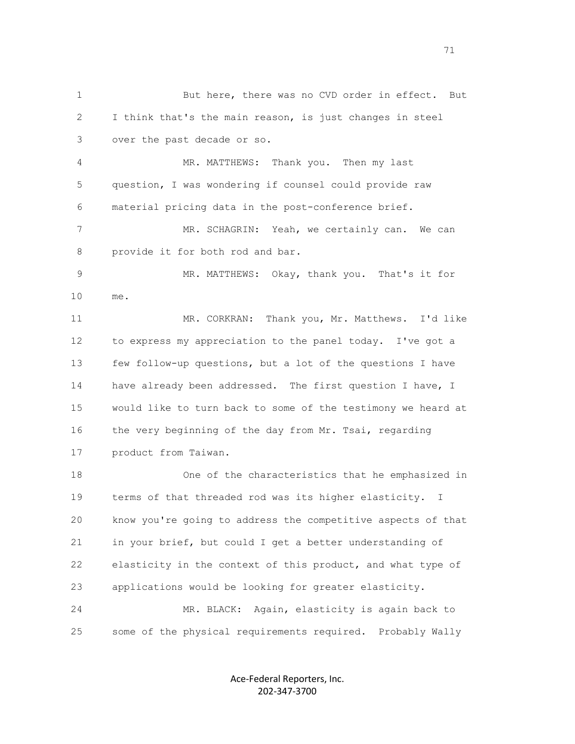But here, there was no CVD order in effect. But I think that's the main reason, is just changes in steel over the past decade or so.

MR. MATTHEWS: Thank you. Then my last question, I was wondering if counsel could provide raw material pricing data in the post-conference brief.

MR. SCHAGRIN: Yeah, we certainly can. We can provide it for both rod and bar.

MR. MATTHEWS: Okay, thank you. That's it for me.

MR. CORKRAN: Thank you, Mr. Matthews. I'd like to express my appreciation to the panel today. I've got a few follow-up questions, but a lot of the questions I have have already been addressed. The first question I have, I would like to turn back to some of the testimony we heard at the very beginning of the day from Mr. Tsai, regarding product from Taiwan.

One of the characteristics that he emphasized in terms of that threaded rod was its higher elasticity. I know you're going to address the competitive aspects of that in your brief, but could I get a better understanding of elasticity in the context of this product, and what type of applications would be looking for greater elasticity.

MR. BLACK: Again, elasticity is again back to some of the physical requirements required. Probably Wally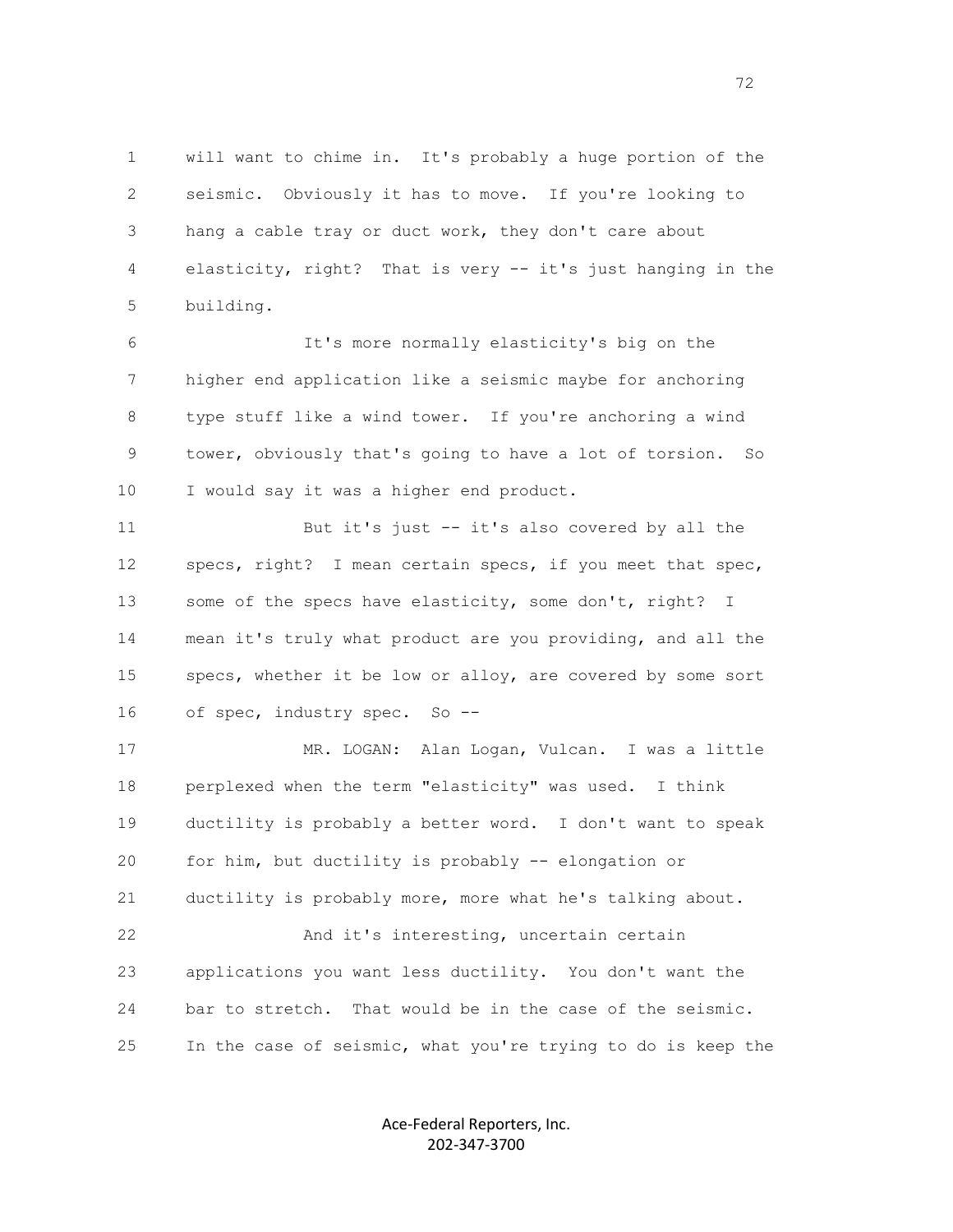will want to chime in. It's probably a huge portion of the seismic. Obviously it has to move. If you're looking to hang a cable tray or duct work, they don't care about elasticity, right? That is very -- it's just hanging in the building.

It's more normally elasticity's big on the higher end application like a seismic maybe for anchoring type stuff like a wind tower. If you're anchoring a wind tower, obviously that's going to have a lot of torsion. So I would say it was a higher end product.

But it's just -- it's also covered by all the specs, right? I mean certain specs, if you meet that spec, some of the specs have elasticity, some don't, right? I mean it's truly what product are you providing, and all the specs, whether it be low or alloy, are covered by some sort of spec, industry spec. So --

MR. LOGAN: Alan Logan, Vulcan. I was a little perplexed when the term "elasticity" was used. I think ductility is probably a better word. I don't want to speak for him, but ductility is probably -- elongation or ductility is probably more, more what he's talking about.

And it's interesting, uncertain certain applications you want less ductility. You don't want the bar to stretch. That would be in the case of the seismic. In the case of seismic, what you're trying to do is keep the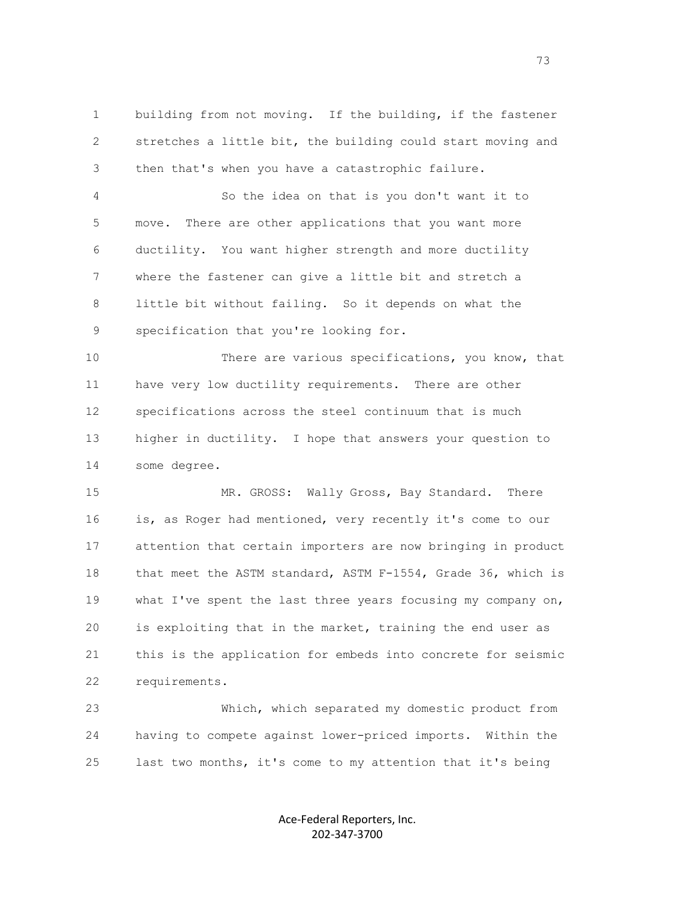building from not moving. If the building, if the fastener stretches a little bit, the building could start moving and then that's when you have a catastrophic failure.

So the idea on that is you don't want it to move. There are other applications that you want more ductility. You want higher strength and more ductility where the fastener can give a little bit and stretch a little bit without failing. So it depends on what the specification that you're looking for.

There are various specifications, you know, that have very low ductility requirements. There are other specifications across the steel continuum that is much higher in ductility. I hope that answers your question to some degree.

MR. GROSS: Wally Gross, Bay Standard. There is, as Roger had mentioned, very recently it's come to our attention that certain importers are now bringing in product that meet the ASTM standard, ASTM F-1554, Grade 36, which is what I've spent the last three years focusing my company on, is exploiting that in the market, training the end user as this is the application for embeds into concrete for seismic requirements.

Which, which separated my domestic product from having to compete against lower-priced imports. Within the last two months, it's come to my attention that it's being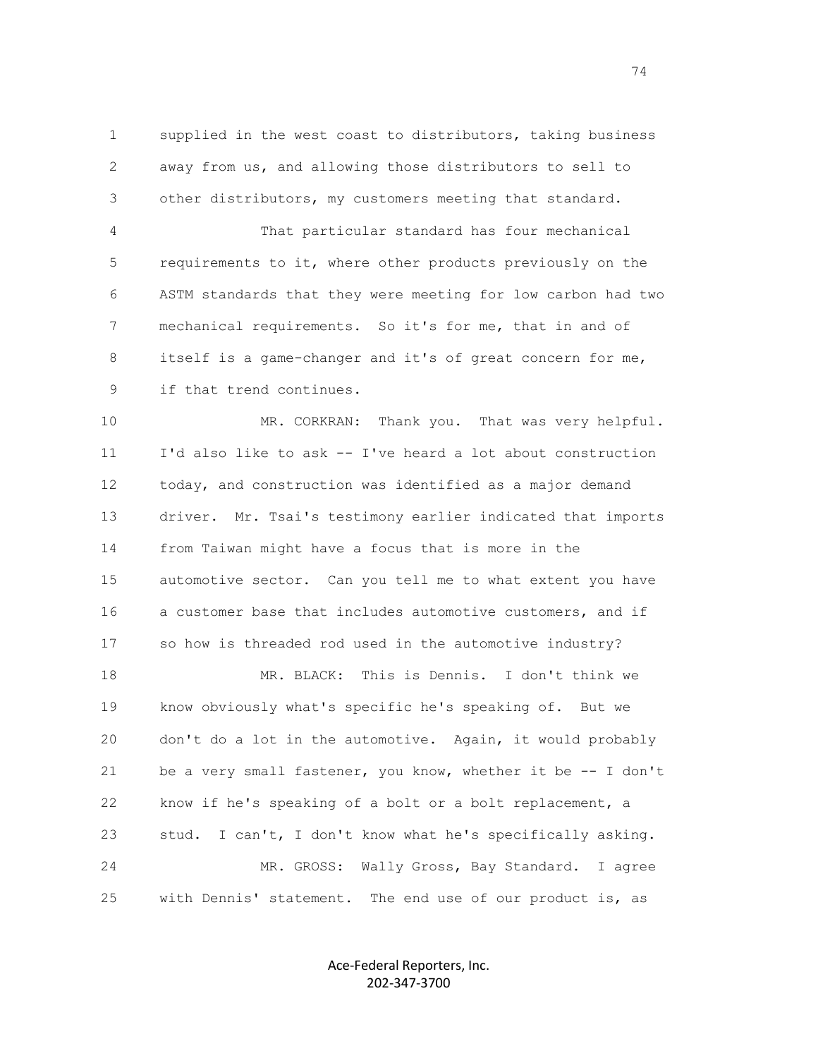supplied in the west coast to distributors, taking business away from us, and allowing those distributors to sell to other distributors, my customers meeting that standard.

That particular standard has four mechanical requirements to it, where other products previously on the ASTM standards that they were meeting for low carbon had two mechanical requirements. So it's for me, that in and of itself is a game-changer and it's of great concern for me, if that trend continues.

MR. CORKRAN: Thank you. That was very helpful. I'd also like to ask -- I've heard a lot about construction today, and construction was identified as a major demand driver. Mr. Tsai's testimony earlier indicated that imports from Taiwan might have a focus that is more in the automotive sector. Can you tell me to what extent you have a customer base that includes automotive customers, and if so how is threaded rod used in the automotive industry?

MR. BLACK: This is Dennis. I don't think we know obviously what's specific he's speaking of. But we don't do a lot in the automotive. Again, it would probably be a very small fastener, you know, whether it be -- I don't know if he's speaking of a bolt or a bolt replacement, a stud. I can't, I don't know what he's specifically asking.

MR. GROSS: Wally Gross, Bay Standard. I agree with Dennis' statement. The end use of our product is, as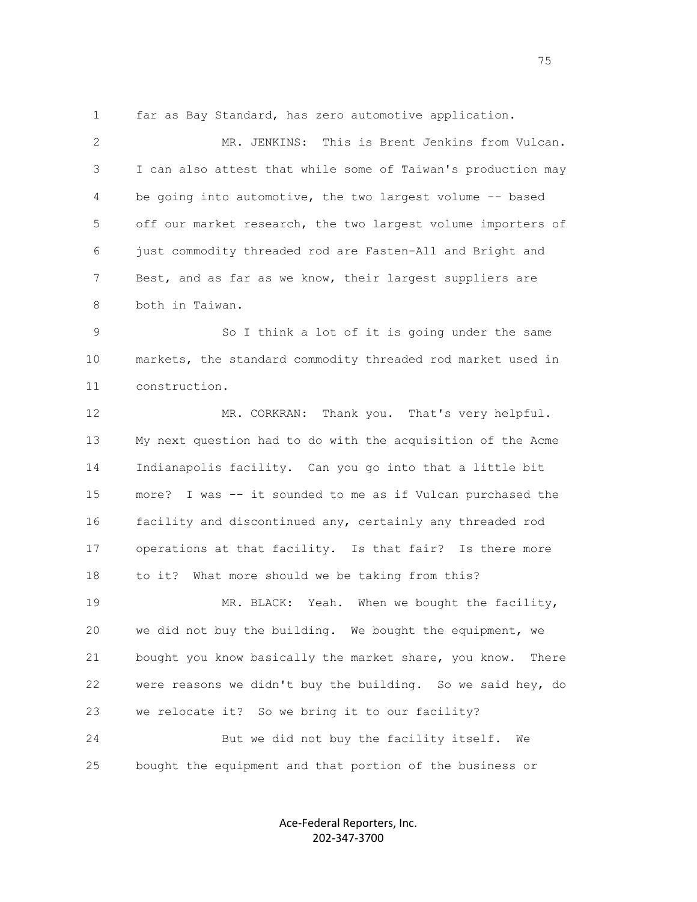far as Bay Standard, has zero automotive application.

MR. JENKINS: This is Brent Jenkins from Vulcan. I can also attest that while some of Taiwan's production may be going into automotive, the two largest volume -- based off our market research, the two largest volume importers of just commodity threaded rod are Fasten-All and Bright and Best, and as far as we know, their largest suppliers are both in Taiwan.

So I think a lot of it is going under the same markets, the standard commodity threaded rod market used in construction.

MR. CORKRAN: Thank you. That's very helpful. My next question had to do with the acquisition of the Acme Indianapolis facility. Can you go into that a little bit more? I was -- it sounded to me as if Vulcan purchased the facility and discontinued any, certainly any threaded rod operations at that facility. Is that fair? Is there more to it? What more should we be taking from this?

MR. BLACK: Yeah. When we bought the facility, we did not buy the building. We bought the equipment, we bought you know basically the market share, you know. There were reasons we didn't buy the building. So we said hey, do we relocate it? So we bring it to our facility?

But we did not buy the facility itself. We bought the equipment and that portion of the business or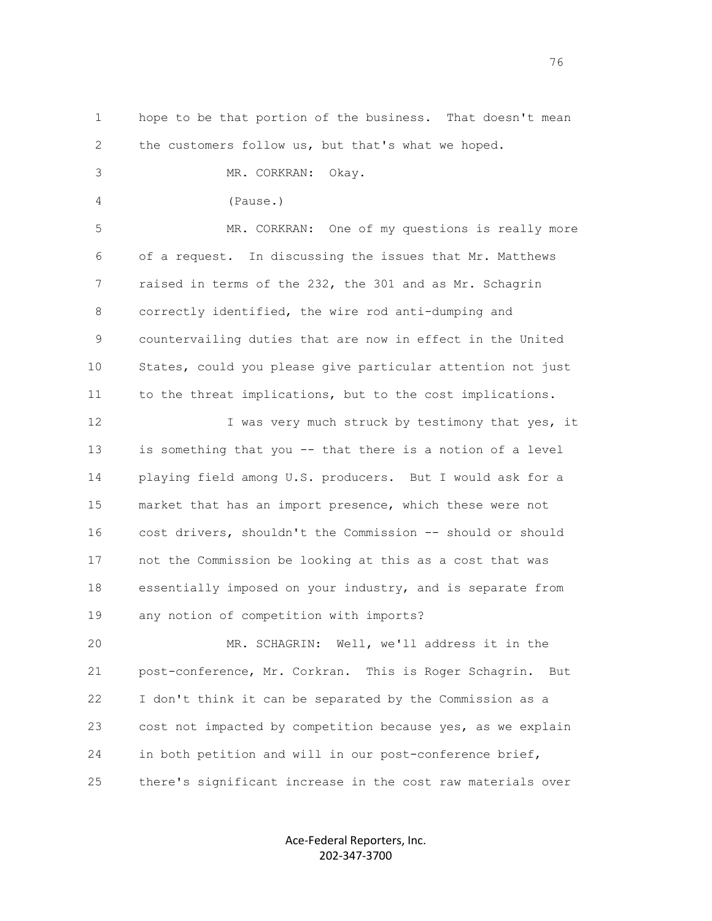hope to be that portion of the business. That doesn't mean the customers follow us, but that's what we hoped.

MR. CORKRAN: Okay.

(Pause.)

MR. CORKRAN: One of my questions is really more of a request. In discussing the issues that Mr. Matthews raised in terms of the 232, the 301 and as Mr. Schagrin correctly identified, the wire rod anti-dumping and countervailing duties that are now in effect in the United States, could you please give particular attention not just to the threat implications, but to the cost implications.

I was very much struck by testimony that yes, it is something that you -- that there is a notion of a level playing field among U.S. producers. But I would ask for a market that has an import presence, which these were not cost drivers, shouldn't the Commission -- should or should not the Commission be looking at this as a cost that was essentially imposed on your industry, and is separate from any notion of competition with imports?

MR. SCHAGRIN: Well, we'll address it in the post-conference, Mr. Corkran. This is Roger Schagrin. But I don't think it can be separated by the Commission as a cost not impacted by competition because yes, as we explain in both petition and will in our post-conference brief, there's significant increase in the cost raw materials over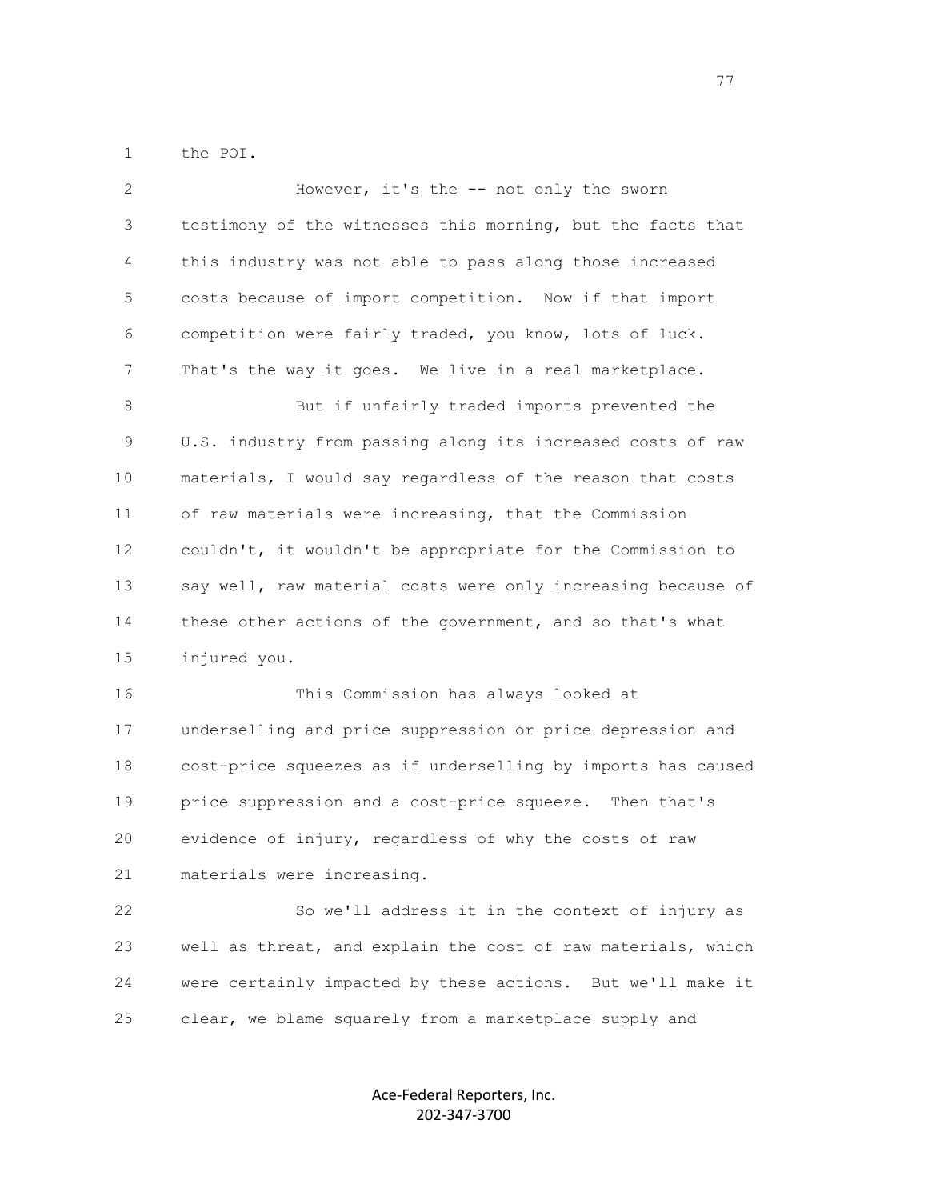the POI.

However, it's the -- not only the sworn testimony of the witnesses this morning, but the facts that this industry was not able to pass along those increased costs because of import competition. Now if that import competition were fairly traded, you know, lots of luck. That's the way it goes. We live in a real marketplace.

But if unfairly traded imports prevented the U.S. industry from passing along its increased costs of raw materials, I would say regardless of the reason that costs of raw materials were increasing, that the Commission couldn't, it wouldn't be appropriate for the Commission to say well, raw material costs were only increasing because of these other actions of the government, and so that's what injured you.

This Commission has always looked at underselling and price suppression or price depression and cost-price squeezes as if underselling by imports has caused price suppression and a cost-price squeeze. Then that's evidence of injury, regardless of why the costs of raw materials were increasing.

So we'll address it in the context of injury as well as threat, and explain the cost of raw materials, which were certainly impacted by these actions. But we'll make it clear, we blame squarely from a marketplace supply and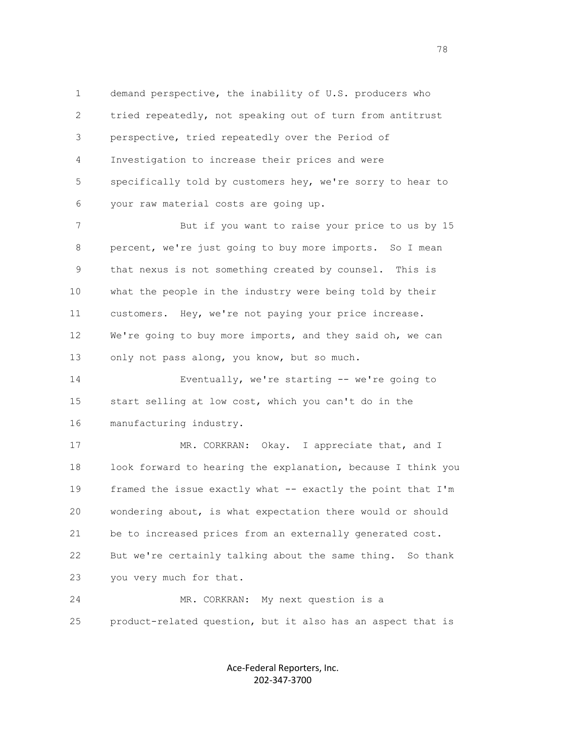demand perspective, the inability of U.S. producers who tried repeatedly, not speaking out of turn from antitrust perspective, tried repeatedly over the Period of Investigation to increase their prices and were specifically told by customers hey, we're sorry to hear to your raw material costs are going up.

But if you want to raise your price to us by 15 percent, we're just going to buy more imports. So I mean that nexus is not something created by counsel. This is what the people in the industry were being told by their customers. Hey, we're not paying your price increase. We're going to buy more imports, and they said oh, we can only not pass along, you know, but so much.

Eventually, we're starting -- we're going to start selling at low cost, which you can't do in the manufacturing industry.

MR. CORKRAN: Okay. I appreciate that, and I look forward to hearing the explanation, because I think you framed the issue exactly what -- exactly the point that I'm wondering about, is what expectation there would or should be to increased prices from an externally generated cost. But we're certainly talking about the same thing. So thank you very much for that.

MR. CORKRAN: My next question is a product-related question, but it also has an aspect that is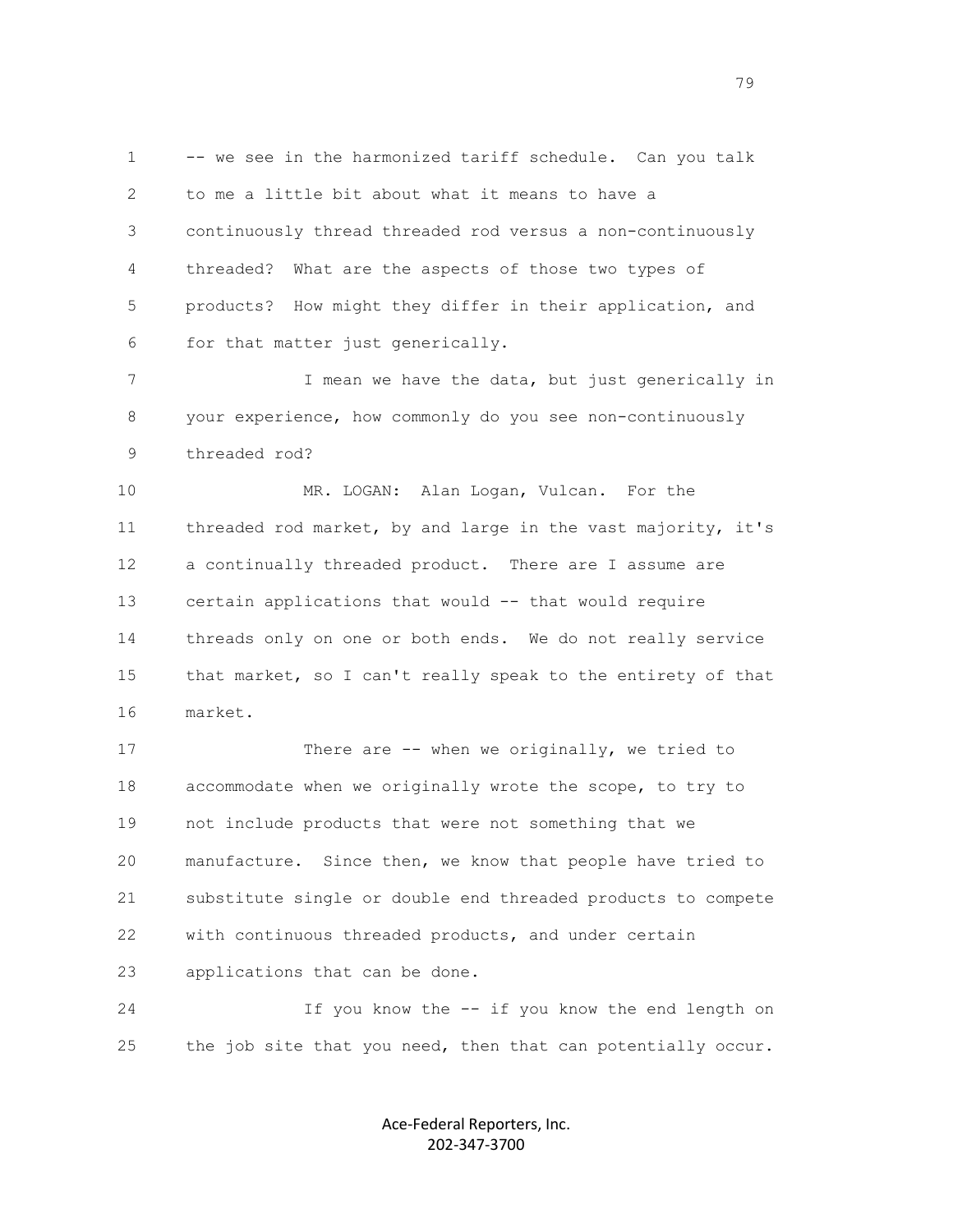-- we see in the harmonized tariff schedule. Can you talk to me a little bit about what it means to have a continuously thread threaded rod versus a non-continuously threaded? What are the aspects of those two types of products? How might they differ in their application, and for that matter just generically.

I mean we have the data, but just generically in your experience, how commonly do you see non-continuously threaded rod?

MR. LOGAN: Alan Logan, Vulcan. For the threaded rod market, by and large in the vast majority, it's a continually threaded product. There are I assume are certain applications that would -- that would require threads only on one or both ends. We do not really service that market, so I can't really speak to the entirety of that market.

There are -- when we originally, we tried to accommodate when we originally wrote the scope, to try to not include products that were not something that we manufacture. Since then, we know that people have tried to substitute single or double end threaded products to compete with continuous threaded products, and under certain applications that can be done.

If you know the -- if you know the end length on the job site that you need, then that can potentially occur.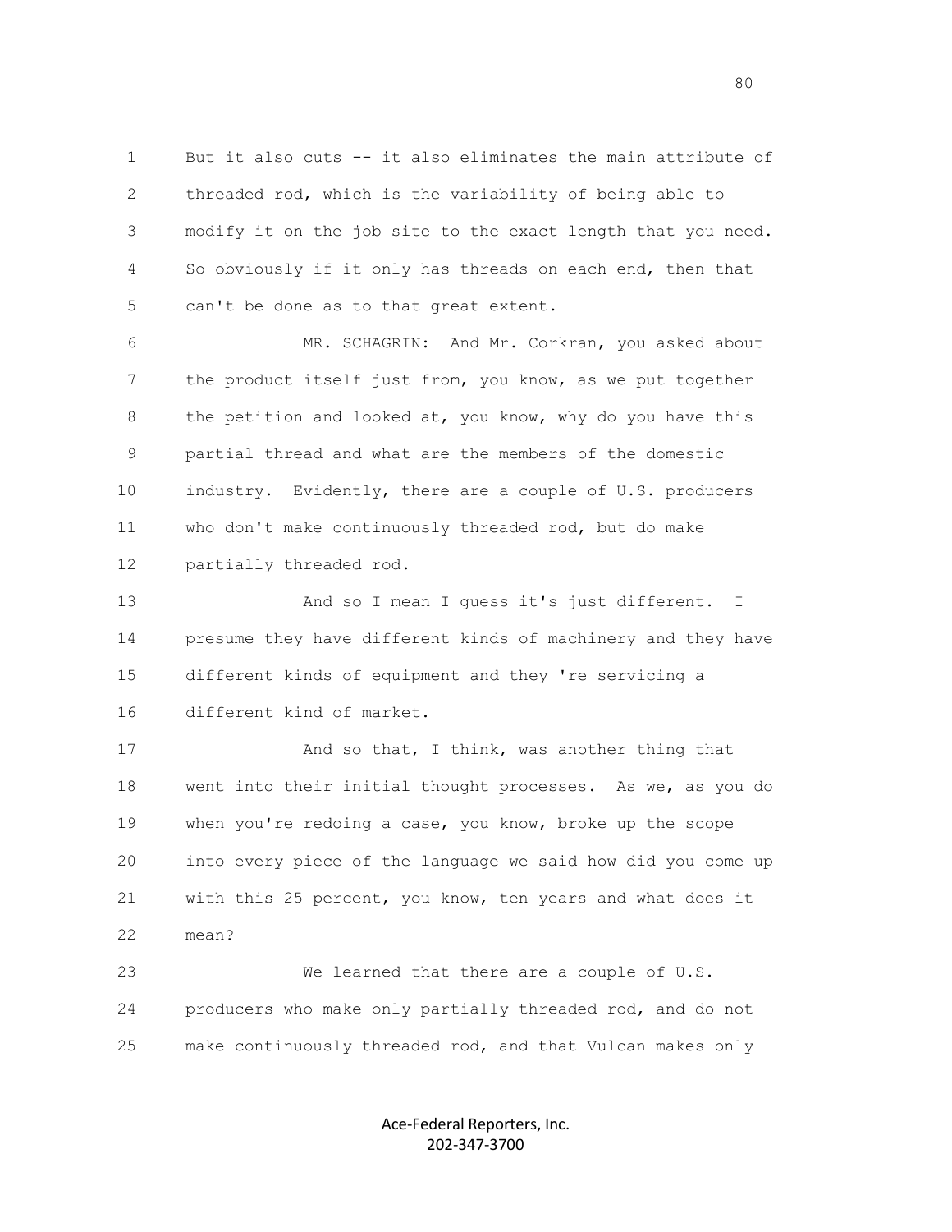But it also cuts -- it also eliminates the main attribute of threaded rod, which is the variability of being able to modify it on the job site to the exact length that you need. So obviously if it only has threads on each end, then that can't be done as to that great extent.

MR. SCHAGRIN: And Mr. Corkran, you asked about the product itself just from, you know, as we put together the petition and looked at, you know, why do you have this partial thread and what are the members of the domestic industry. Evidently, there are a couple of U.S. producers who don't make continuously threaded rod, but do make partially threaded rod.

And so I mean I guess it's just different. I presume they have different kinds of machinery and they have different kinds of equipment and they 're servicing a different kind of market.

And so that, I think, was another thing that went into their initial thought processes. As we, as you do when you're redoing a case, you know, broke up the scope into every piece of the language we said how did you come up with this 25 percent, you know, ten years and what does it mean?

We learned that there are a couple of U.S. producers who make only partially threaded rod, and do not make continuously threaded rod, and that Vulcan makes only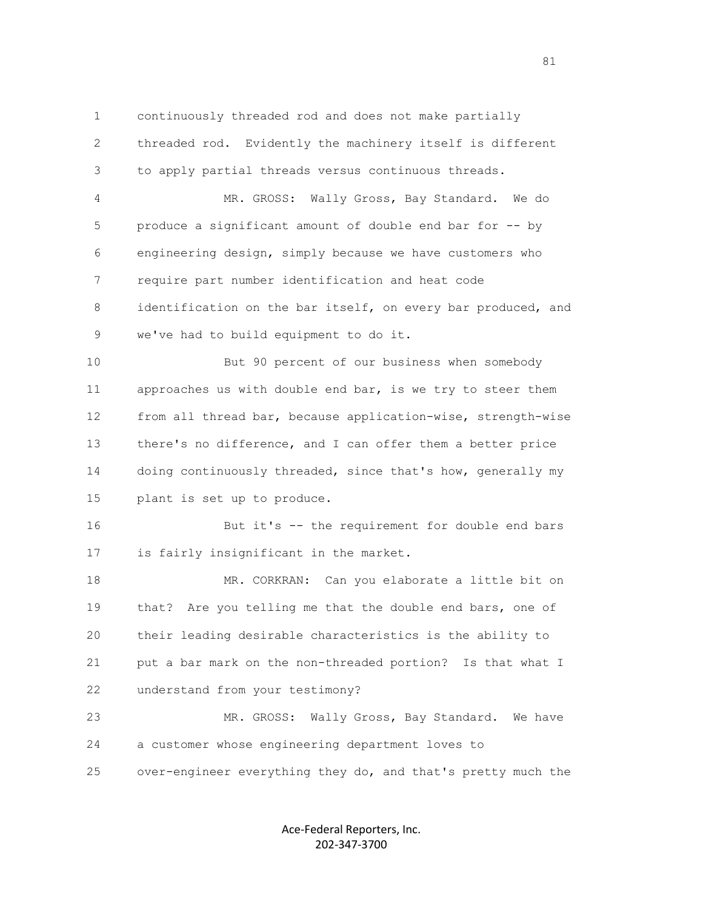1 continuously threaded rod and does not make partially
2 threaded rod. Evidently the machinery itself is different
3 to apply partial threads versus continuous threads.
4 MR. GROSS: Wally Gross, Bay Standard. We do
5 produce a significant amount of double end bar for -- by
6 engineering design, simply because we have customers who
7 require part number identification and heat code
8 identification on the bar itself, on every bar produced, and
9 we've had to build equipment to do it.
10 But 90 percent of our business when somebody
11 approaches us with double end bar, is we try to steer them
12 from all thread bar, because application-wise, strength-wise
13 there's no difference, and I can offer them a better price
14 doing continuously threaded, since that's how, generally my
15 plant is set up to produce.
16 But it's -- the requirement for double end bars
17 is fairly insignificant in the market.
18 MR. CORKRAN: Can you elaborate a little bit on
19 that? Are you telling me that the double end bars, one of
20 their leading desirable characteristics is the ability to
21 put a bar mark on the non-threaded portion? Is that what I
22 understand from your testimony?
23 MR. GROSS: Wally Gross, Bay Standard. We have
24 a customer whose engineering department loves to
25 over-engineer everything they do, and that's pretty much the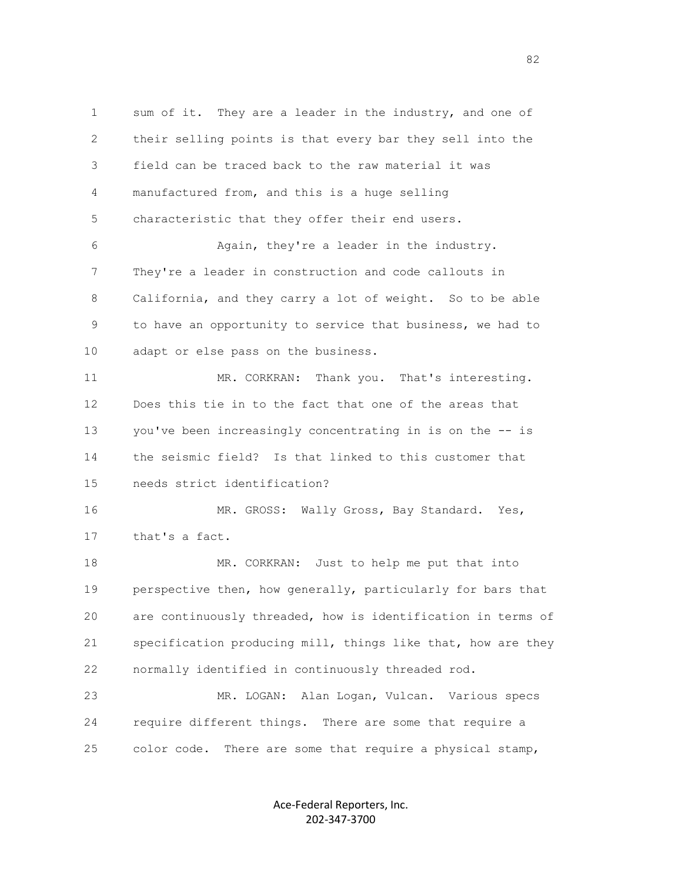sum of it. They are a leader in the industry, and one of their selling points is that every bar they sell into the field can be traced back to the raw material it was manufactured from, and this is a huge selling characteristic that they offer their end users.

Again, they're a leader in the industry. They're a leader in construction and code callouts in California, and they carry a lot of weight. So to be able to have an opportunity to service that business, we had to adapt or else pass on the business.

MR. CORKRAN: Thank you. That's interesting. Does this tie in to the fact that one of the areas that you've been increasingly concentrating in is on the -- is the seismic field? Is that linked to this customer that needs strict identification?

MR. GROSS: Wally Gross, Bay Standard. Yes, that's a fact.

MR. CORKRAN: Just to help me put that into perspective then, how generally, particularly for bars that are continuously threaded, how is identification in terms of specification producing mill, things like that, how are they normally identified in continuously threaded rod.

MR. LOGAN: Alan Logan, Vulcan. Various specs require different things. There are some that require a color code. There are some that require a physical stamp,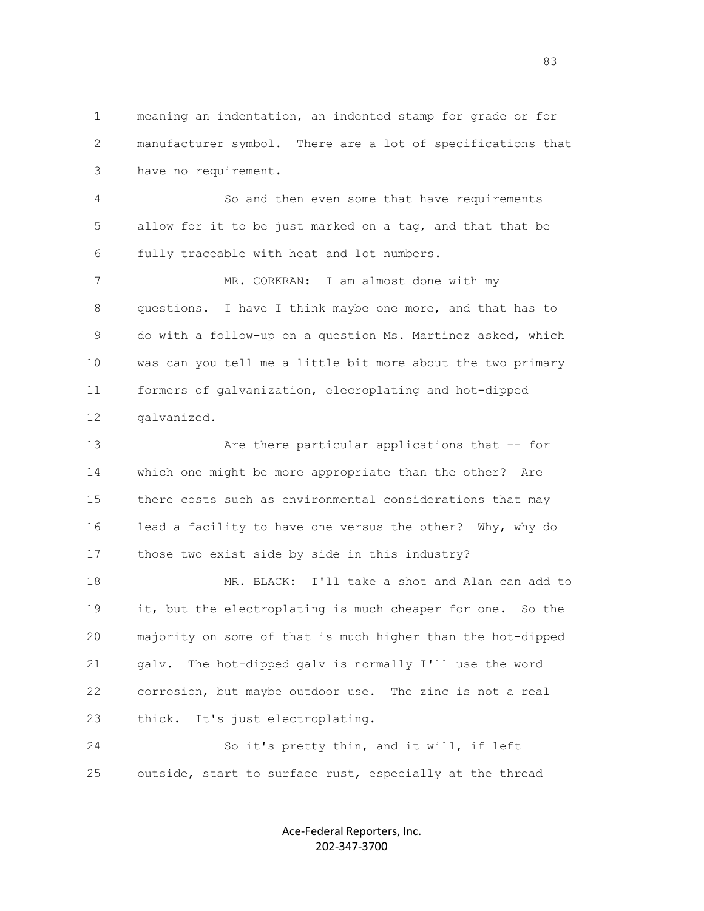meaning an indentation, an indented stamp for grade or for manufacturer symbol. There are a lot of specifications that have no requirement.

So and then even some that have requirements allow for it to be just marked on a tag, and that that be fully traceable with heat and lot numbers.

MR. CORKRAN: I am almost done with my questions. I have I think maybe one more, and that has to do with a follow-up on a question Ms. Martinez asked, which was can you tell me a little bit more about the two primary formers of galvanization, elecroplating and hot-dipped galvanized.

Are there particular applications that -- for which one might be more appropriate than the other? Are there costs such as environmental considerations that may lead a facility to have one versus the other? Why, why do those two exist side by side in this industry?

MR. BLACK: I'll take a shot and Alan can add to it, but the electroplating is much cheaper for one. So the majority on some of that is much higher than the hot-dipped galv. The hot-dipped galv is normally I'll use the word corrosion, but maybe outdoor use. The zinc is not a real thick. It's just electroplating.

So it's pretty thin, and it will, if left outside, start to surface rust, especially at the thread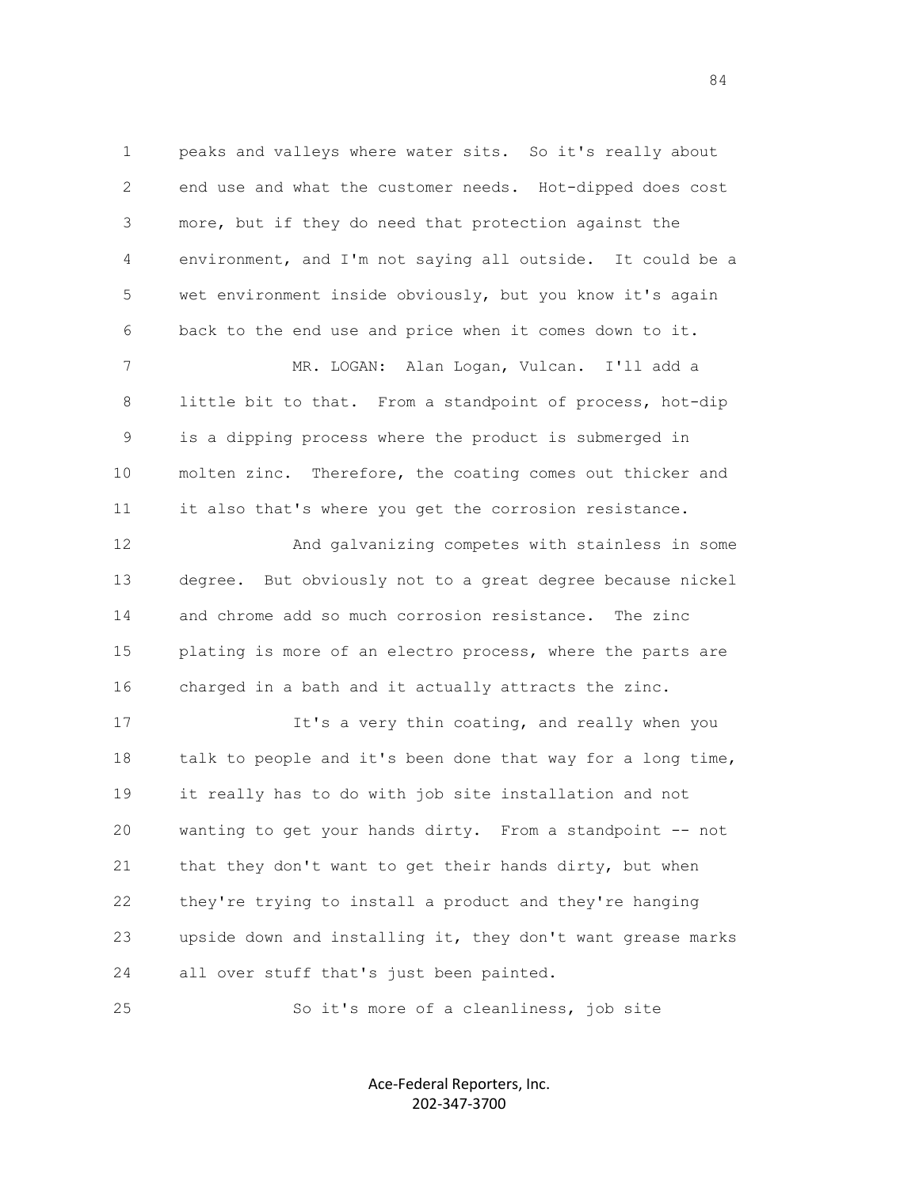peaks and valleys where water sits. So it's really about end use and what the customer needs. Hot-dipped does cost more, but if they do need that protection against the environment, and I'm not saying all outside. It could be a wet environment inside obviously, but you know it's again back to the end use and price when it comes down to it.

MR. LOGAN: Alan Logan, Vulcan. I'll add a little bit to that. From a standpoint of process, hot-dip is a dipping process where the product is submerged in molten zinc. Therefore, the coating comes out thicker and it also that's where you get the corrosion resistance.

And galvanizing competes with stainless in some degree. But obviously not to a great degree because nickel and chrome add so much corrosion resistance. The zinc plating is more of an electro process, where the parts are charged in a bath and it actually attracts the zinc.

It's a very thin coating, and really when you talk to people and it's been done that way for a long time, it really has to do with job site installation and not wanting to get your hands dirty. From a standpoint -- not that they don't want to get their hands dirty, but when they're trying to install a product and they're hanging upside down and installing it, they don't want grease marks all over stuff that's just been painted.

So it's more of a cleanliness, job site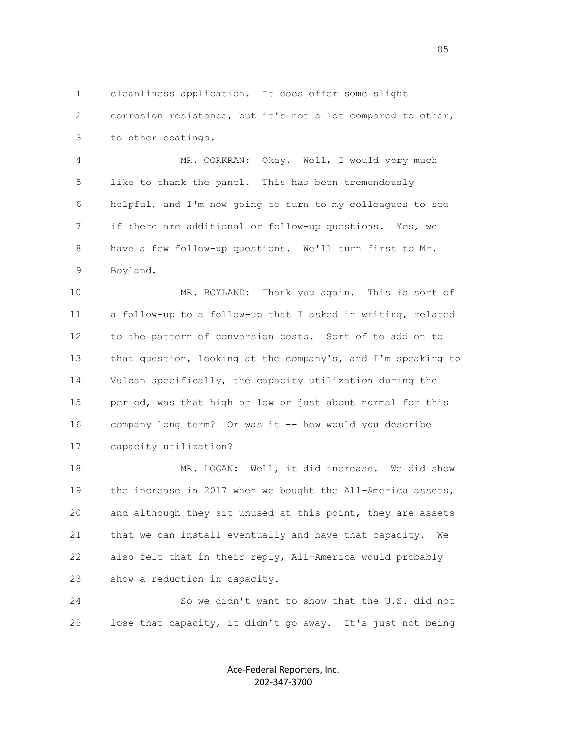1 cleanliness application. It does offer some slight
2 corrosion resistance, but it's not a lot compared to other,
3 to other coatings.

4 MR. CORKRAN: Okay. Well, I would very much
5 like to thank the panel. This has been tremendously
6 helpful, and I'm now going to turn to my colleagues to see
7 if there are additional or follow-up questions. Yes, we
8 have a few follow-up questions. We'll turn first to Mr.
9 Boyland.

10 MR. BOYLAND: Thank you again. This is sort of
11 a follow-up to a follow-up that I asked in writing, related
12 to the pattern of conversion costs. Sort of to add on to
13 that question, looking at the company's, and I'm speaking to
14 Vulcan specifically, the capacity utilization during the
15 period, was that high or low or just about normal for this
16 company long term? Or was it -- how would you describe
17 capacity utilization?

18 MR. LOGAN: Well, it did increase. We did show
19 the increase in 2017 when we bought the All-America assets,
20 and although they sit unused at this point, they are assets
21 that we can install eventually and have that capacity. We
22 also felt that in their reply, All-America would probably
23 show a reduction in capacity.

24 So we didn't want to show that the U.S. did not
25 lose that capacity, it didn't go away. It's just not being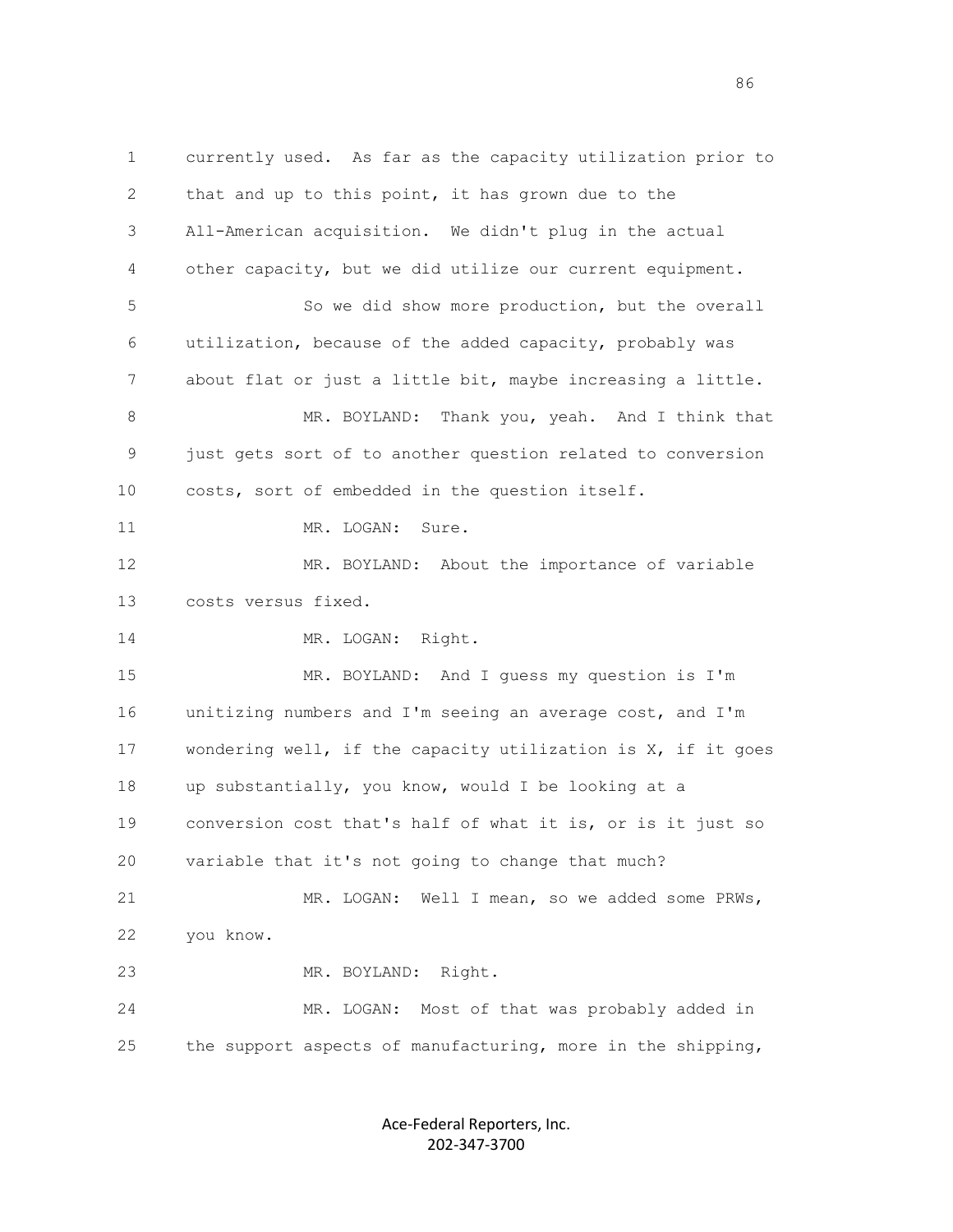currently used. As far as the capacity utilization prior to that and up to this point, it has grown due to the All-American acquisition. We didn't plug in the actual other capacity, but we did utilize our current equipment.

So we did show more production, but the overall utilization, because of the added capacity, probably was about flat or just a little bit, maybe increasing a little.

MR. BOYLAND: Thank you, yeah. And I think that just gets sort of to another question related to conversion costs, sort of embedded in the question itself.

MR. LOGAN: Sure.

MR. BOYLAND: About the importance of variable costs versus fixed.

MR. LOGAN: Right.

MR. BOYLAND: And I guess my question is I'm unitizing numbers and I'm seeing an average cost, and I'm wondering well, if the capacity utilization is X, if it goes up substantially, you know, would I be looking at a conversion cost that's half of what it is, or is it just so variable that it's not going to change that much?

MR. LOGAN: Well I mean, so we added some PRWs, you know.

MR. BOYLAND: Right.

MR. LOGAN: Most of that was probably added in the support aspects of manufacturing, more in the shipping,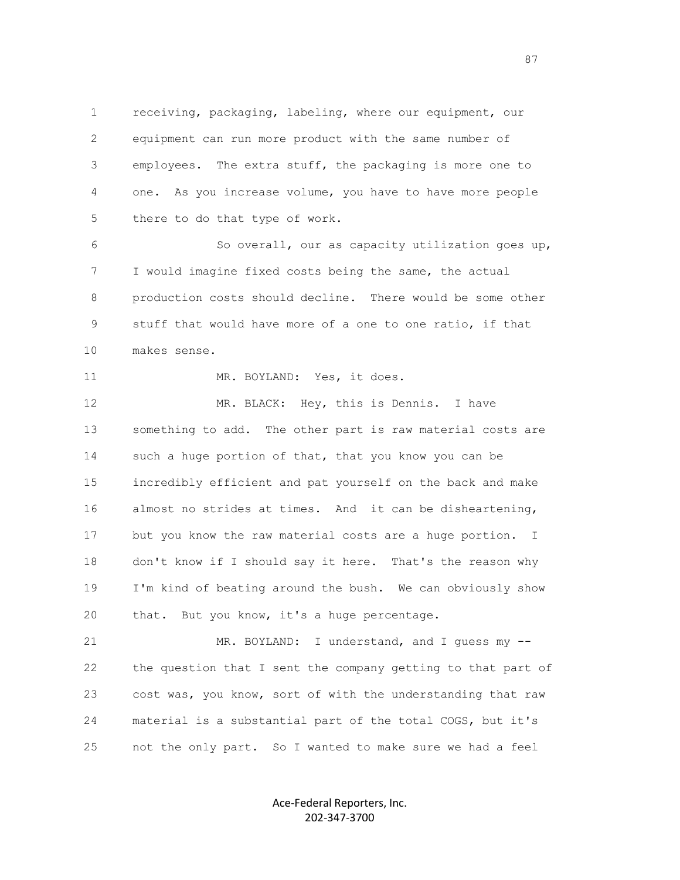receiving, packaging, labeling, where our equipment, our equipment can run more product with the same number of employees. The extra stuff, the packaging is more one to one. As you increase volume, you have to have more people there to do that type of work.

So overall, our as capacity utilization goes up, I would imagine fixed costs being the same, the actual production costs should decline. There would be some other stuff that would have more of a one to one ratio, if that makes sense.

MR. BOYLAND: Yes, it does.

MR. BLACK: Hey, this is Dennis. I have something to add. The other part is raw material costs are such a huge portion of that, that you know you can be incredibly efficient and pat yourself on the back and make almost no strides at times. And it can be disheartening, but you know the raw material costs are a huge portion. I don't know if I should say it here. That's the reason why I'm kind of beating around the bush. We can obviously show that. But you know, it's a huge percentage.

MR. BOYLAND: I understand, and I guess my -- the question that I sent the company getting to that part of cost was, you know, sort of with the understanding that raw material is a substantial part of the total COGS, but it's not the only part. So I wanted to make sure we had a feel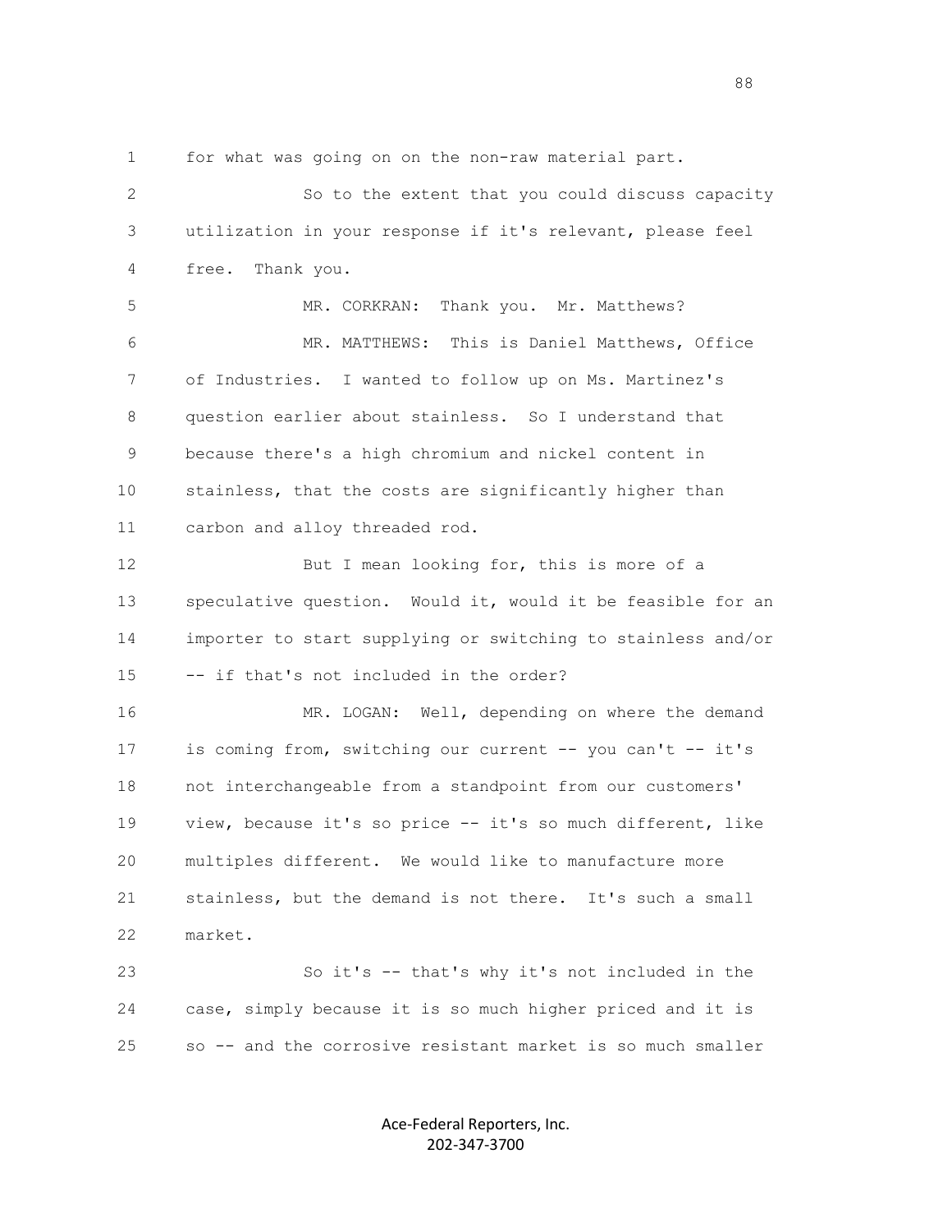for what was going on on the non-raw material part.

So to the extent that you could discuss capacity utilization in your response if it's relevant, please feel free. Thank you.

MR. CORKRAN: Thank you. Mr. Matthews?

MR. MATTHEWS: This is Daniel Matthews, Office of Industries. I wanted to follow up on Ms. Martinez's question earlier about stainless. So I understand that because there's a high chromium and nickel content in stainless, that the costs are significantly higher than carbon and alloy threaded rod.

But I mean looking for, this is more of a speculative question. Would it, would it be feasible for an importer to start supplying or switching to stainless and/or -- if that's not included in the order?

MR. LOGAN: Well, depending on where the demand is coming from, switching our current -- you can't -- it's not interchangeable from a standpoint from our customers' view, because it's so price -- it's so much different, like multiples different. We would like to manufacture more stainless, but the demand is not there. It's such a small market.

So it's -- that's why it's not included in the case, simply because it is so much higher priced and it is so -- and the corrosive resistant market is so much smaller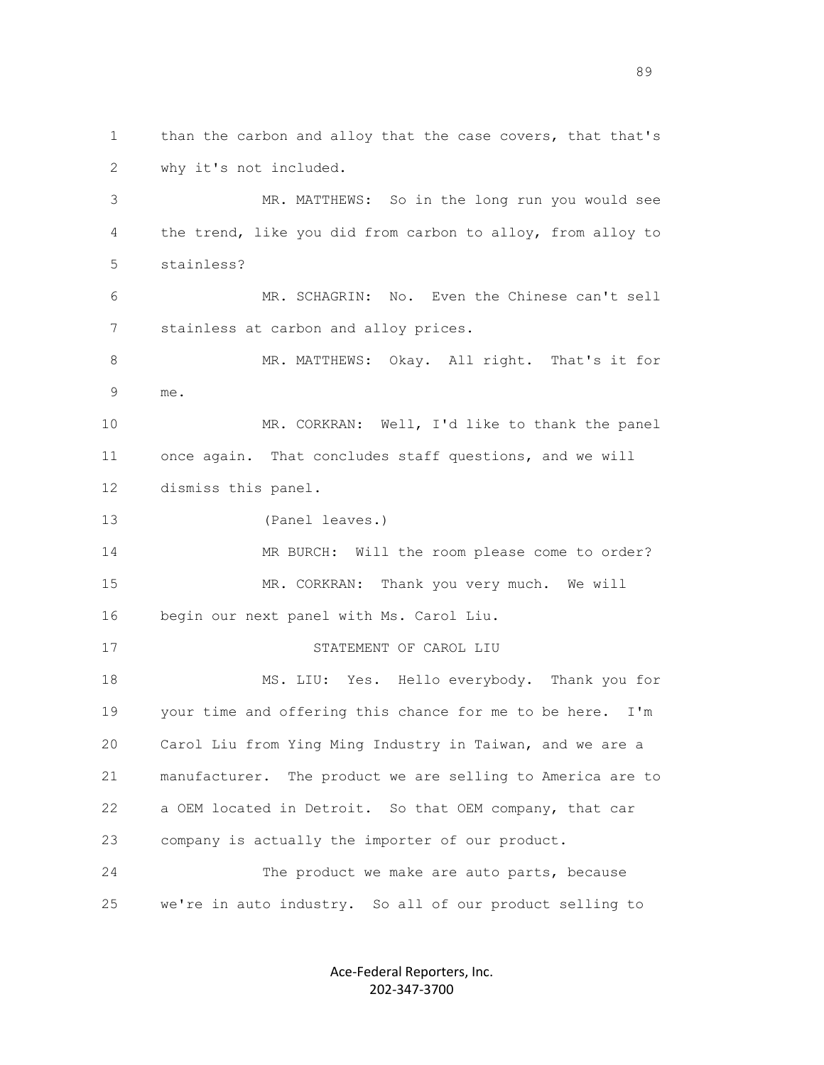than the carbon and alloy that the case covers, that that's why it's not included.

MR. MATTHEWS: So in the long run you would see the trend, like you did from carbon to alloy, from alloy to stainless?

MR. SCHAGRIN: No. Even the Chinese can't sell stainless at carbon and alloy prices.

MR. MATTHEWS: Okay. All right. That's it for me.

MR. CORKRAN: Well, I'd like to thank the panel once again. That concludes staff questions, and we will dismiss this panel.

(Panel leaves.)

MR BURCH: Will the room please come to order?

MR. CORKRAN: Thank you very much. We will begin our next panel with Ms. Carol Liu.

STATEMENT OF CAROL LIU

MS. LIU: Yes. Hello everybody. Thank you for your time and offering this chance for me to be here. I'm Carol Liu from Ying Ming Industry in Taiwan, and we are a manufacturer. The product we are selling to America are to a OEM located in Detroit. So that OEM company, that car company is actually the importer of our product.

The product we make are auto parts, because we're in auto industry. So all of our product selling to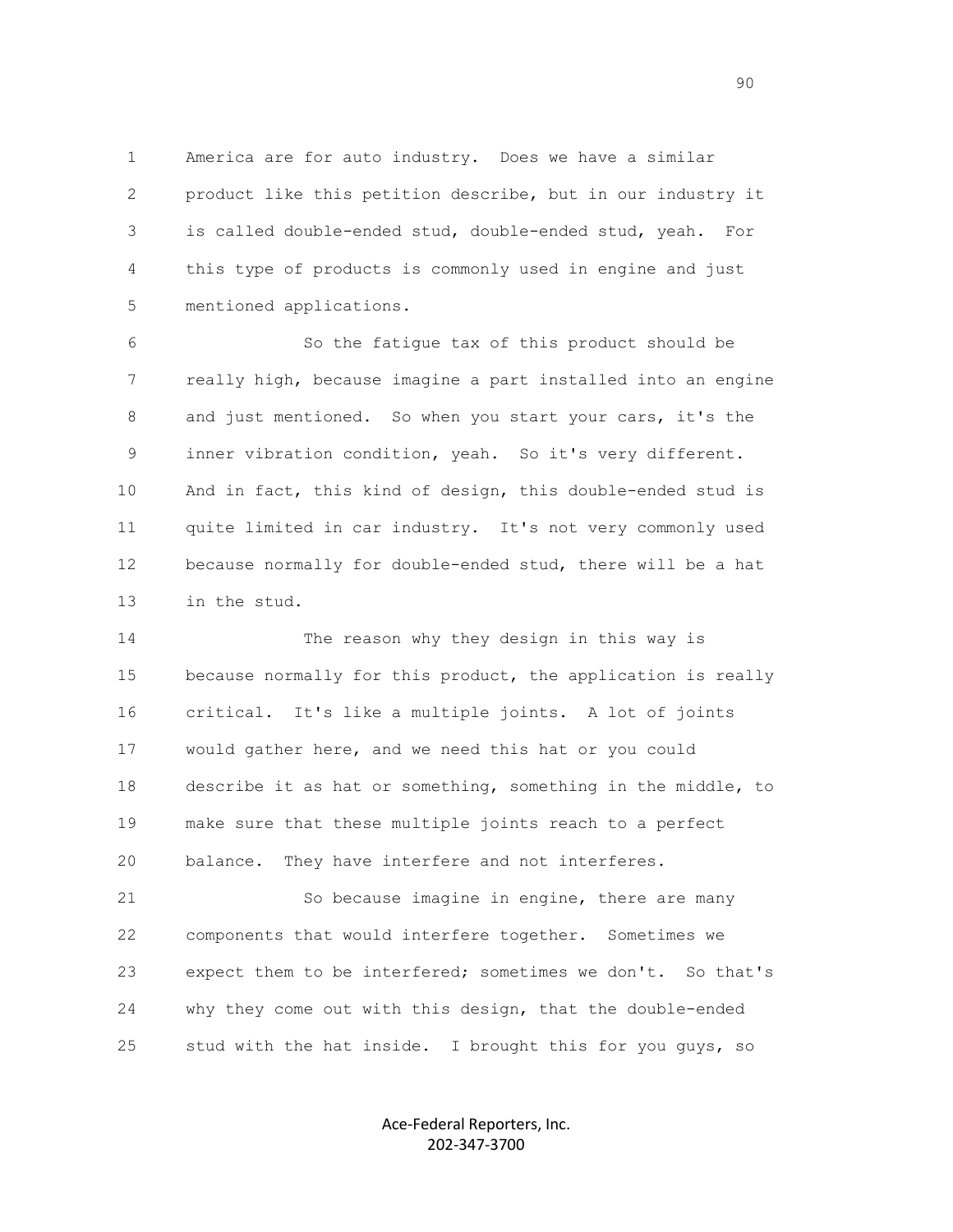1 America are for auto industry. Does we have a similar
2 product like this petition describe, but in our industry it
3 is called double-ended stud, double-ended stud, yeah. For
4 this type of products is commonly used in engine and just
5 mentioned applications.

6 So the fatigue tax of this product should be
7 really high, because imagine a part installed into an engine
8 and just mentioned. So when you start your cars, it's the
9 inner vibration condition, yeah. So it's very different.
10 And in fact, this kind of design, this double-ended stud is
11 quite limited in car industry. It's not very commonly used
12 because normally for double-ended stud, there will be a hat
13 in the stud.

14 The reason why they design in this way is
15 because normally for this product, the application is really
16 critical. It's like a multiple joints. A lot of joints
17 would gather here, and we need this hat or you could
18 describe it as hat or something, something in the middle, to
19 make sure that these multiple joints reach to a perfect
20 balance. They have interfere and not interferes.

21 So because imagine in engine, there are many
22 components that would interfere together. Sometimes we
23 expect them to be interfered; sometimes we don't. So that's
24 why they come out with this design, that the double-ended
25 stud with the hat inside. I brought this for you guys, so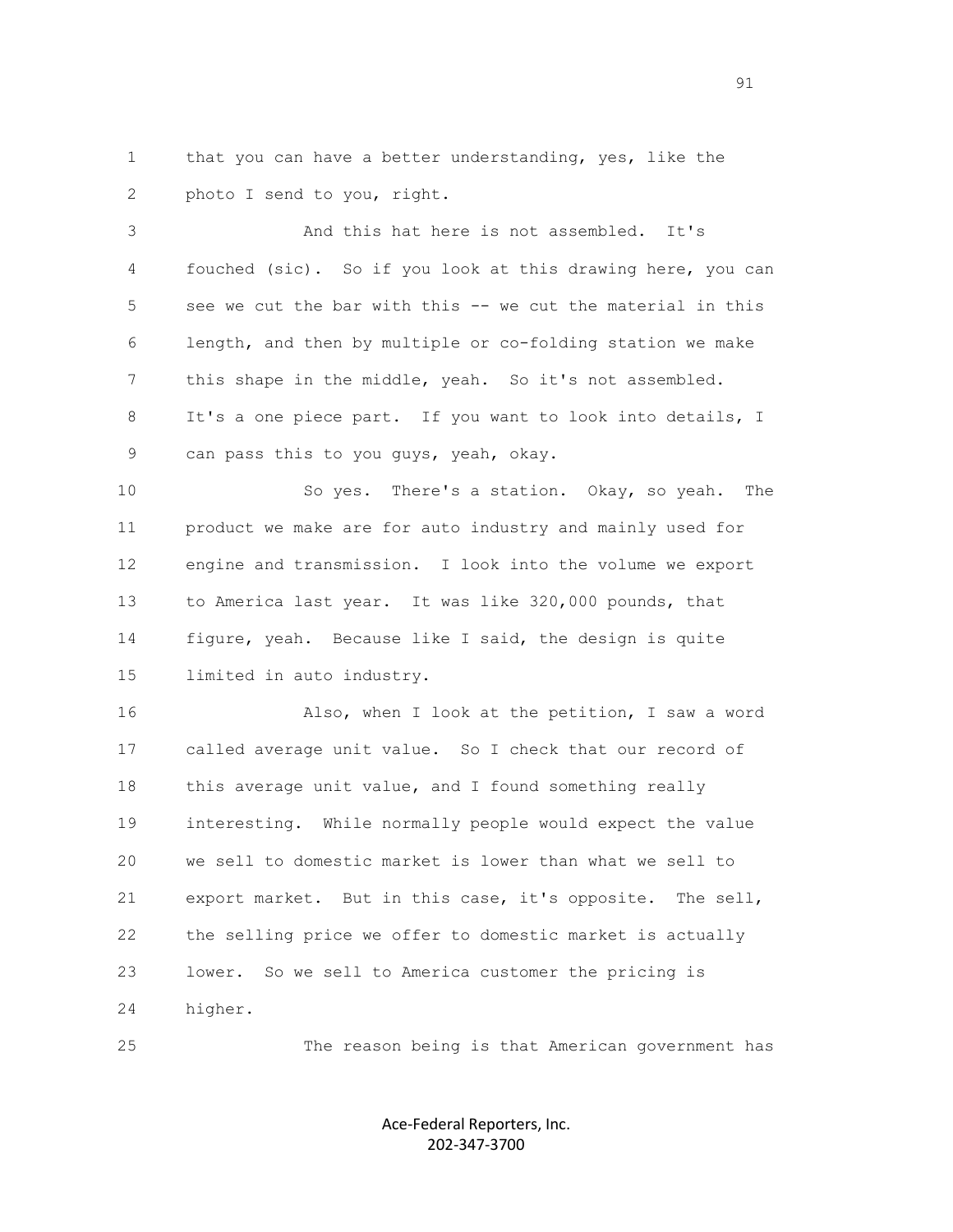1 that you can have a better understanding, yes, like the
2 photo I send to you, right.

3 And this hat here is not assembled. It's
4 fouched (sic). So if you look at this drawing here, you can
5 see we cut the bar with this -- we cut the material in this
6 length, and then by multiple or co-folding station we make
7 this shape in the middle, yeah. So it's not assembled.
8 It's a one piece part. If you want to look into details, I
9 can pass this to you guys, yeah, okay.

10 So yes. There's a station. Okay, so yeah. The
11 product we make are for auto industry and mainly used for
12 engine and transmission. I look into the volume we export
13 to America last year. It was like 320,000 pounds, that
14 figure, yeah. Because like I said, the design is quite
15 limited in auto industry.

16 Also, when I look at the petition, I saw a word
17 called average unit value. So I check that our record of
18 this average unit value, and I found something really
19 interesting. While normally people would expect the value
20 we sell to domestic market is lower than what we sell to
21 export market. But in this case, it's opposite. The sell,
22 the selling price we offer to domestic market is actually
23 lower. So we sell to America customer the pricing is
24 higher.

25 The reason being is that American government has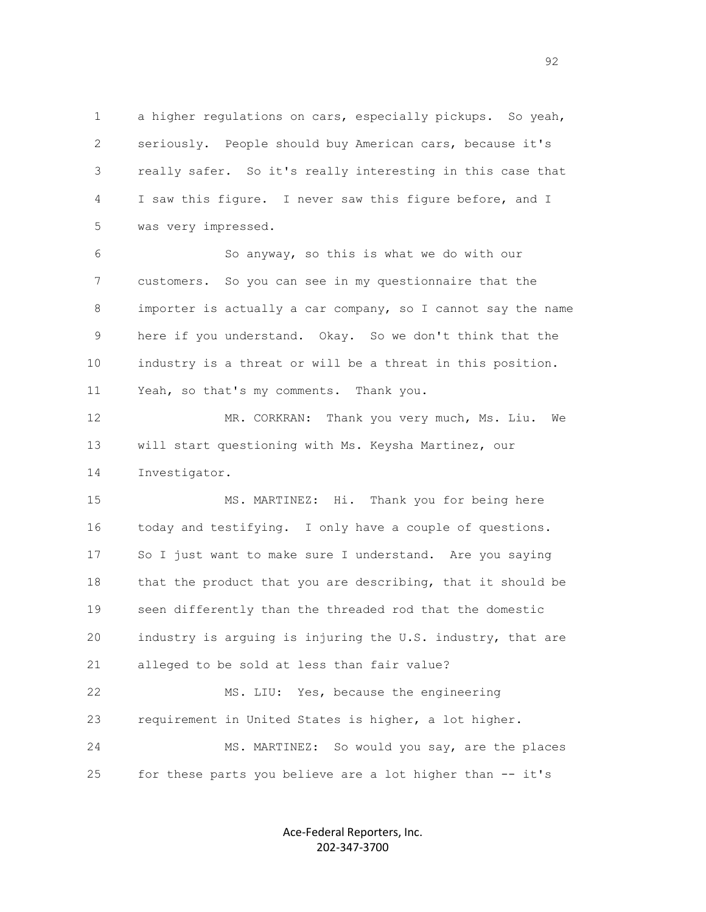1 a higher regulations on cars, especially pickups. So yeah,
2 seriously. People should buy American cars, because it's
3 really safer. So it's really interesting in this case that
4 I saw this figure. I never saw this figure before, and I
5 was very impressed.

6 So anyway, so this is what we do with our
7 customers. So you can see in my questionnaire that the
8 importer is actually a car company, so I cannot say the name
9 here if you understand. Okay. So we don't think that the
10 industry is a threat or will be a threat in this position.
11 Yeah, so that's my comments. Thank you.

12 MR. CORKRAN: Thank you very much, Ms. Liu. We
13 will start questioning with Ms. Keysha Martinez, our
14 Investigator.

15 MS. MARTINEZ: Hi. Thank you for being here
16 today and testifying. I only have a couple of questions.
17 So I just want to make sure I understand. Are you saying
18 that the product that you are describing, that it should be
19 seen differently than the threaded rod that the domestic
20 industry is arguing is injuring the U.S. industry, that are
21 alleged to be sold at less than fair value?

22 MS. LIU: Yes, because the engineering
23 requirement in United States is higher, a lot higher.

24 MS. MARTINEZ: So would you say, are the places
25 for these parts you believe are a lot higher than -- it's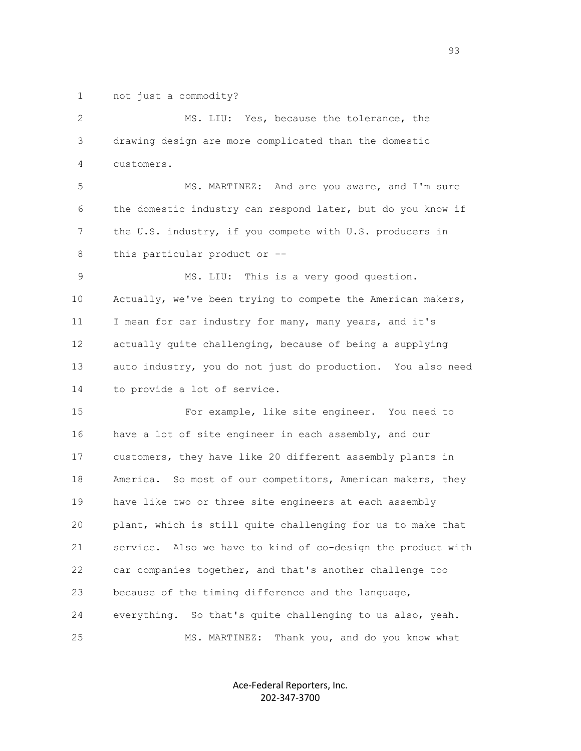1 not just a commodity?

2 MS. LIU: Yes, because the tolerance, the

3 drawing design are more complicated than the domestic

4 customers.

5 MS. MARTINEZ: And are you aware, and I'm sure

6 the domestic industry can respond later, but do you know if

7 the U.S. industry, if you compete with U.S. producers in

8 this particular product or --

9 MS. LIU: This is a very good question.

10 Actually, we've been trying to compete the American makers,

11 I mean for car industry for many, many years, and it's

12 actually quite challenging, because of being a supplying

13 auto industry, you do not just do production. You also need

14 to provide a lot of service.

15 For example, like site engineer. You need to

16 have a lot of site engineer in each assembly, and our

17 customers, they have like 20 different assembly plants in

18 America. So most of our competitors, American makers, they

19 have like two or three site engineers at each assembly

20 plant, which is still quite challenging for us to make that

21 service. Also we have to kind of co-design the product with

22 car companies together, and that's another challenge too

23 because of the timing difference and the language,

24 everything. So that's quite challenging to us also, yeah.

25 MS. MARTINEZ: Thank you, and do you know what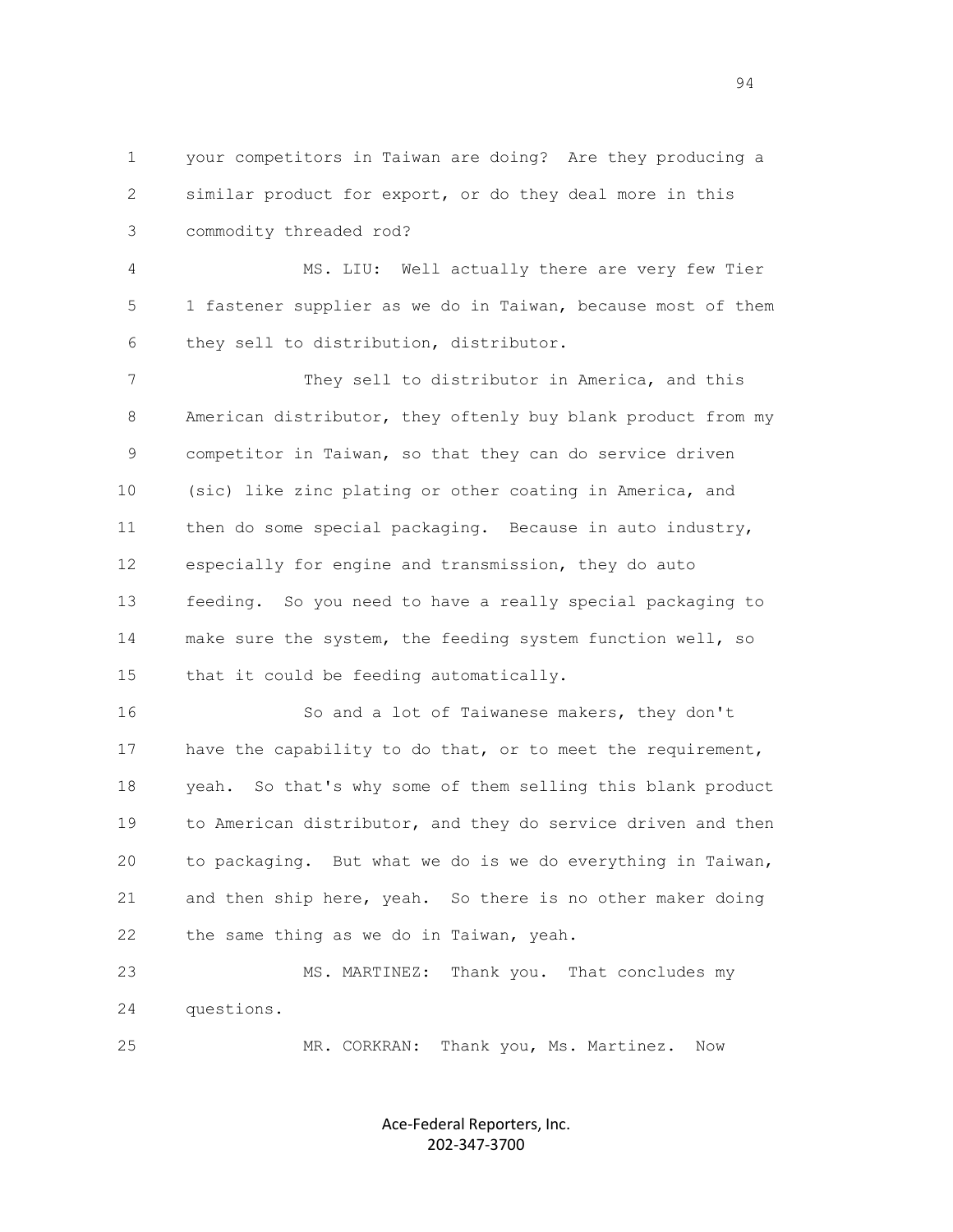your competitors in Taiwan are doing? Are they producing a similar product for export, or do they deal more in this commodity threaded rod?

MS. LIU: Well actually there are very few Tier 1 fastener supplier as we do in Taiwan, because most of them they sell to distribution, distributor.

They sell to distributor in America, and this American distributor, they oftenly buy blank product from my competitor in Taiwan, so that they can do service driven (sic) like zinc plating or other coating in America, and then do some special packaging. Because in auto industry, especially for engine and transmission, they do auto feeding. So you need to have a really special packaging to make sure the system, the feeding system function well, so that it could be feeding automatically.

So and a lot of Taiwanese makers, they don't have the capability to do that, or to meet the requirement, yeah. So that's why some of them selling this blank product to American distributor, and they do service driven and then to packaging. But what we do is we do everything in Taiwan, and then ship here, yeah. So there is no other maker doing the same thing as we do in Taiwan, yeah.

MS. MARTINEZ: Thank you. That concludes my questions.

MR. CORKRAN: Thank you, Ms. Martinez. Now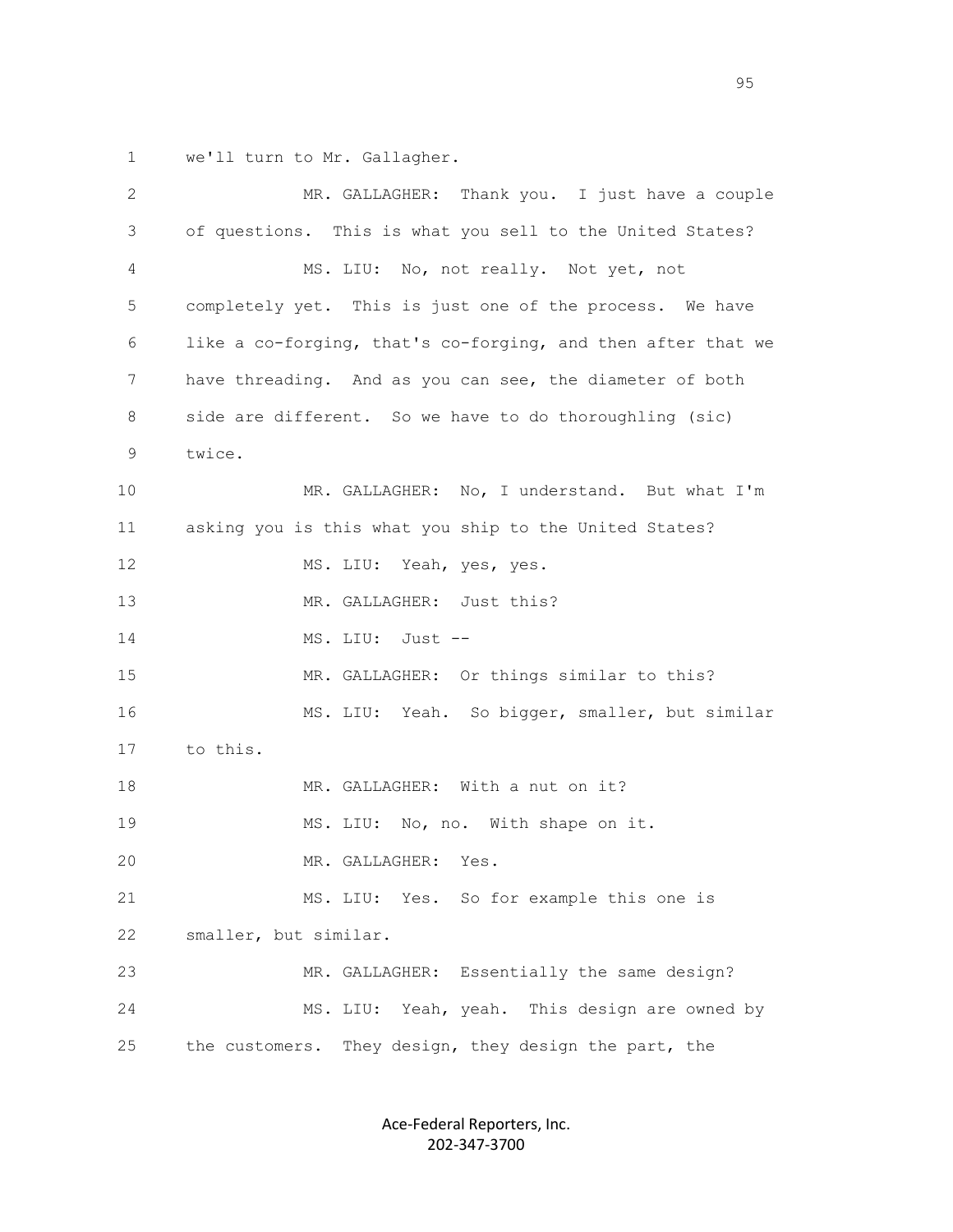we'll turn to Mr. Gallagher.

MR. GALLAGHER: Thank you. I just have a couple of questions. This is what you sell to the United States?

MS. LIU: No, not really. Not yet, not completely yet. This is just one of the process. We have like a co-forging, that's co-forging, and then after that we have threading. And as you can see, the diameter of both side are different. So we have to do thoroughling (sic) twice.

MR. GALLAGHER: No, I understand. But what I'm asking you is this what you ship to the United States?

MS. LIU: Yeah, yes, yes.

MR. GALLAGHER: Just this?

MS. LIU: Just --

MR. GALLAGHER: Or things similar to this?

MS. LIU: Yeah. So bigger, smaller, but similar to this.

MR. GALLAGHER: With a nut on it?

MS. LIU: No, no. With shape on it.

MR. GALLAGHER: Yes.

MS. LIU: Yes. So for example this one is smaller, but similar.

MR. GALLAGHER: Essentially the same design?

MS. LIU: Yeah, yeah. This design are owned by the customers. They design, they design the part, the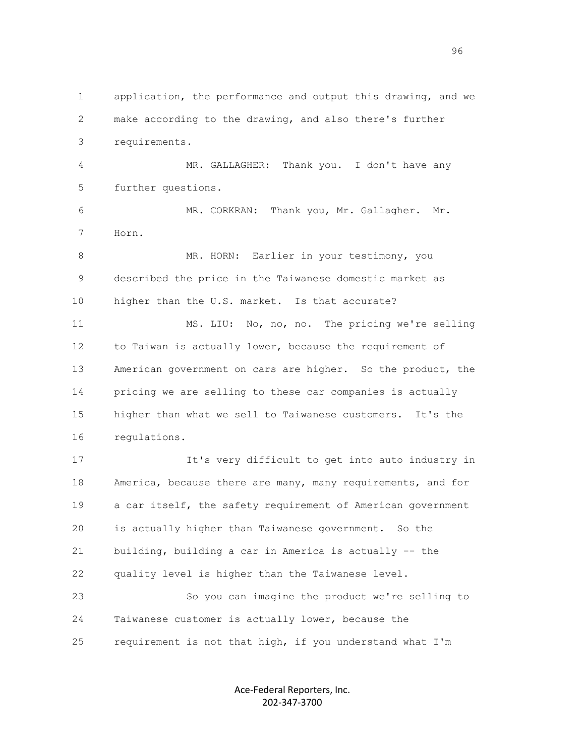application, the performance and output this drawing, and we make according to the drawing, and also there's further requirements.

MR. GALLAGHER: Thank you. I don't have any further questions.

MR. CORKRAN: Thank you, Mr. Gallagher. Mr. Horn.

MR. HORN: Earlier in your testimony, you described the price in the Taiwanese domestic market as higher than the U.S. market. Is that accurate?

MS. LIU: No, no, no. The pricing we're selling to Taiwan is actually lower, because the requirement of American government on cars are higher. So the product, the pricing we are selling to these car companies is actually higher than what we sell to Taiwanese customers. It's the regulations.

It's very difficult to get into auto industry in America, because there are many, many requirements, and for a car itself, the safety requirement of American government is actually higher than Taiwanese government. So the building, building a car in America is actually -- the quality level is higher than the Taiwanese level.

So you can imagine the product we're selling to Taiwanese customer is actually lower, because the requirement is not that high, if you understand what I'm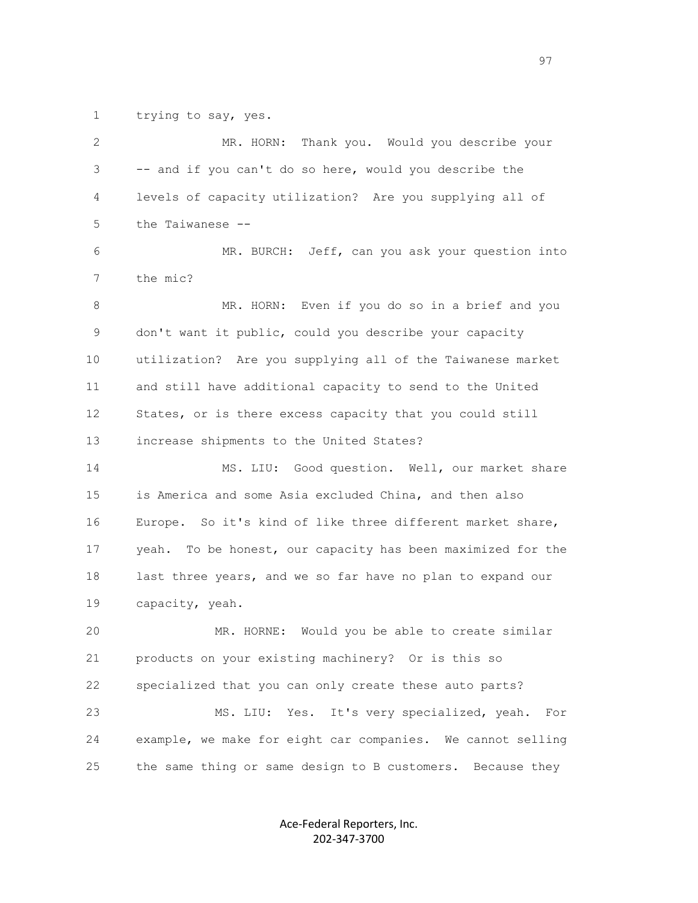1 trying to say, yes.

2 MR. HORN: Thank you. Would you describe your

3 -- and if you can't do so here, would you describe the

4 levels of capacity utilization? Are you supplying all of

5 the Taiwanese --

6 MR. BURCH: Jeff, can you ask your question into

7 the mic?

8 MR. HORN: Even if you do so in a brief and you

9 don't want it public, could you describe your capacity

10 utilization? Are you supplying all of the Taiwanese market

11 and still have additional capacity to send to the United

12 States, or is there excess capacity that you could still

13 increase shipments to the United States?

14 MS. LIU: Good question. Well, our market share

15 is America and some Asia excluded China, and then also

16 Europe. So it's kind of like three different market share,

17 yeah. To be honest, our capacity has been maximized for the

18 last three years, and we so far have no plan to expand our

19 capacity, yeah.

20 MR. HORNE: Would you be able to create similar

21 products on your existing machinery? Or is this so

22 specialized that you can only create these auto parts?

23 MS. LIU: Yes. It's very specialized, yeah. For

24 example, we make for eight car companies. We cannot selling

25 the same thing or same design to B customers. Because they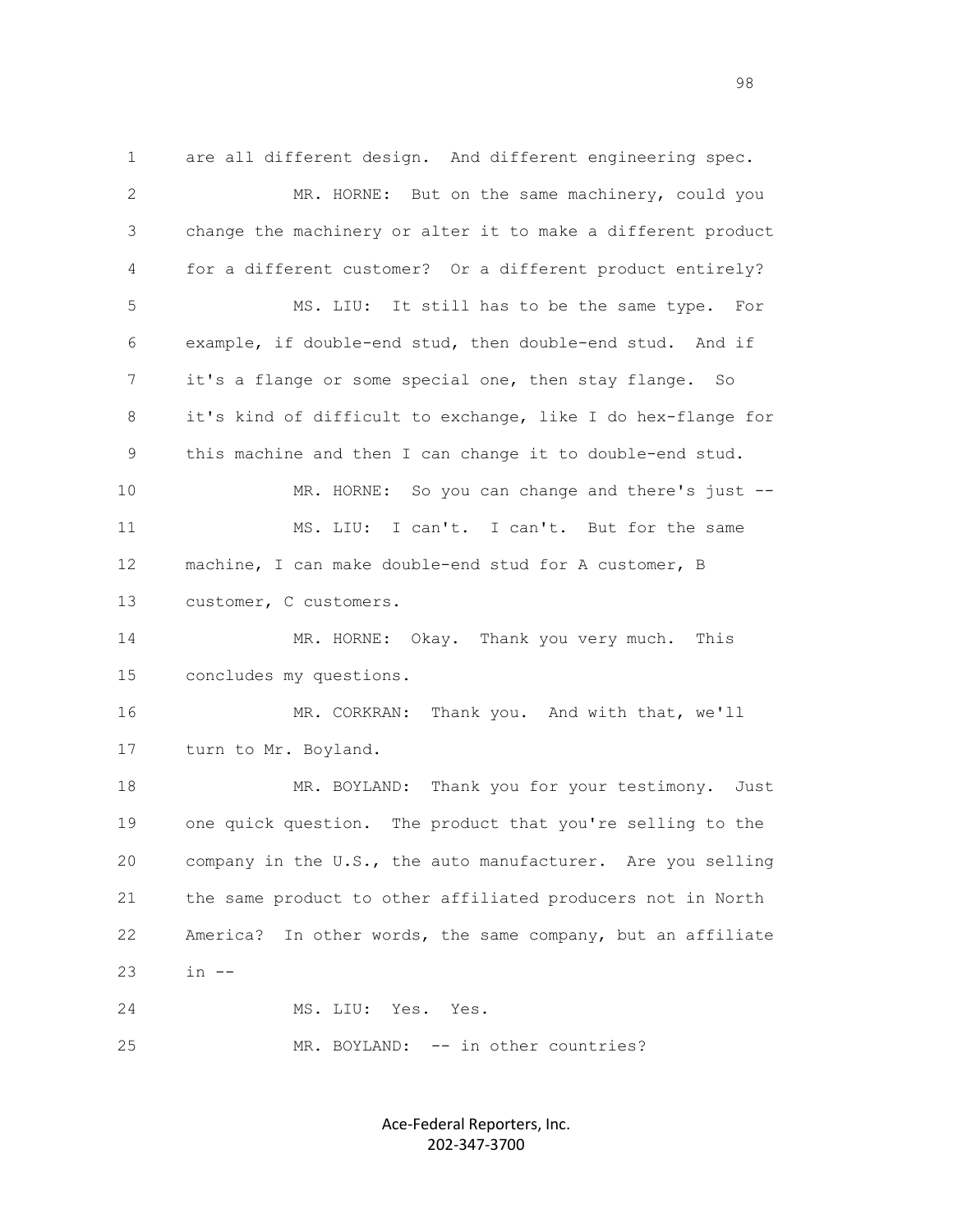are all different design. And different engineering spec.

MR. HORNE: But on the same machinery, could you change the machinery or alter it to make a different product for a different customer? Or a different product entirely?

MS. LIU: It still has to be the same type. For example, if double-end stud, then double-end stud. And if it's a flange or some special one, then stay flange. So it's kind of difficult to exchange, like I do hex-flange for this machine and then I can change it to double-end stud.

MR. HORNE: So you can change and there's just --

MS. LIU: I can't. I can't. But for the same machine, I can make double-end stud for A customer, B customer, C customers.

MR. HORNE: Okay. Thank you very much. This concludes my questions.

MR. CORKRAN: Thank you. And with that, we'll turn to Mr. Boyland.

MR. BOYLAND: Thank you for your testimony. Just one quick question. The product that you're selling to the company in the U.S., the auto manufacturer. Are you selling the same product to other affiliated producers not in North America? In other words, the same company, but an affiliate in --

MS. LIU: Yes. Yes.

MR. BOYLAND: -- in other countries?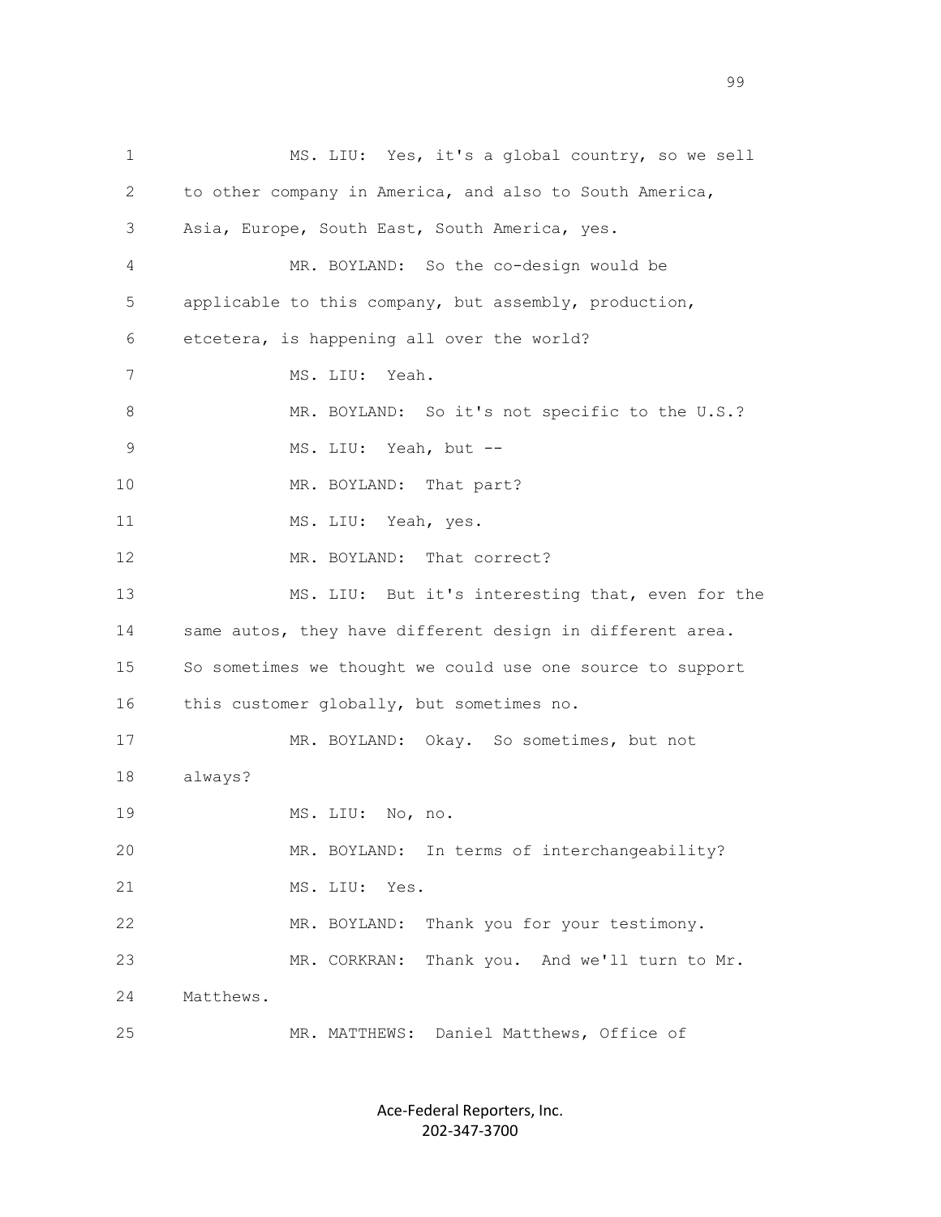MS. LIU: Yes, it's a global country, so we sell to other company in America, and also to South America, Asia, Europe, South East, South America, yes.

MR. BOYLAND: So the co-design would be applicable to this company, but assembly, production, etcetera, is happening all over the world?

MS. LIU: Yeah.

MR. BOYLAND: So it's not specific to the U.S.?

MS. LIU: Yeah, but --

MR. BOYLAND: That part?

MS. LIU: Yeah, yes.

MR. BOYLAND: That correct?

MS. LIU: But it's interesting that, even for the same autos, they have different design in different area. So sometimes we thought we could use one source to support this customer globally, but sometimes no.

MR. BOYLAND: Okay. So sometimes, but not always?

MS. LIU: No, no.

MR. BOYLAND: In terms of interchangeability?

MS. LIU: Yes.

MR. BOYLAND: Thank you for your testimony.

MR. CORKRAN: Thank you. And we'll turn to Mr. Matthews.

MR. MATTHEWS: Daniel Matthews, Office of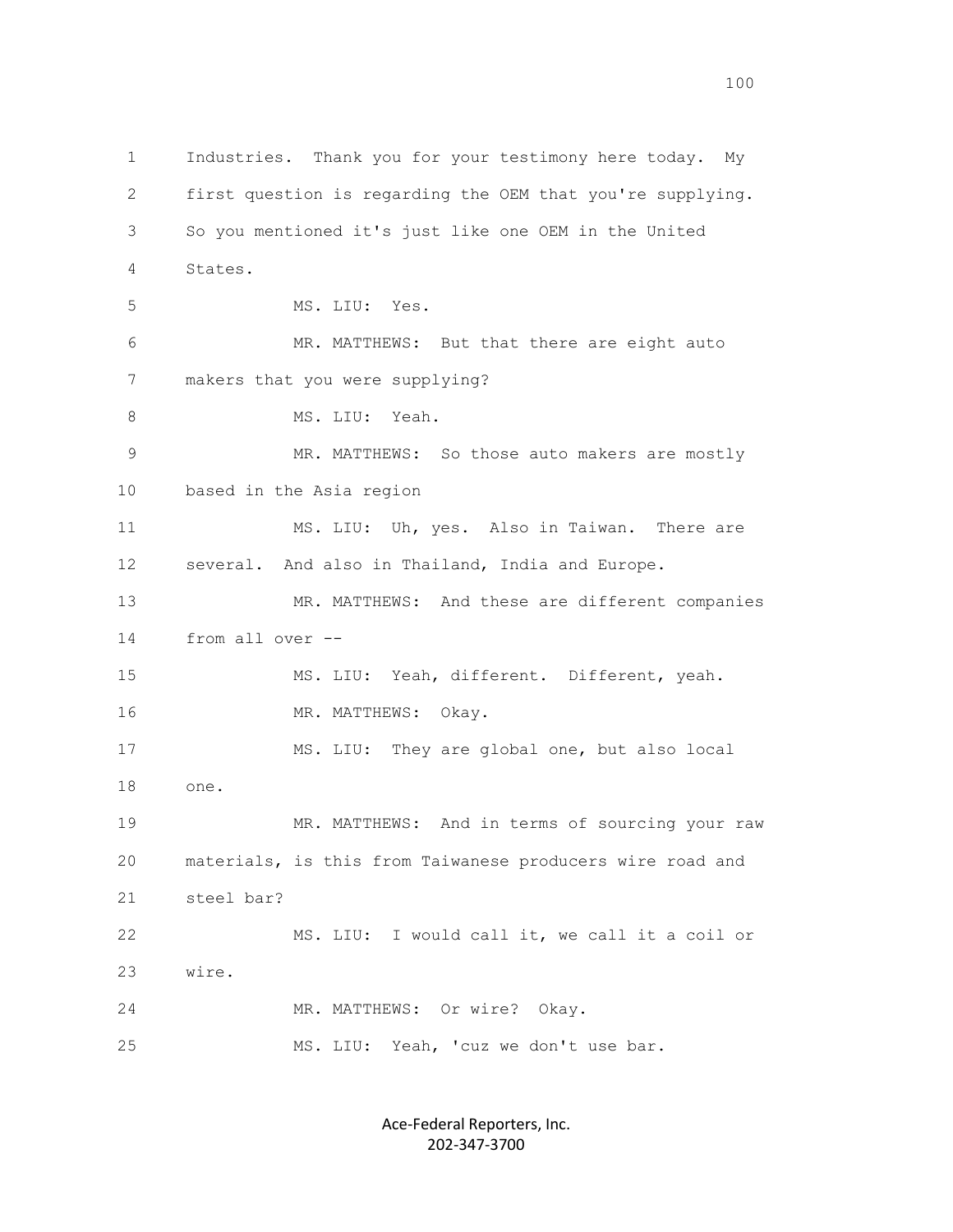Industries. Thank you for your testimony here today. My first question is regarding the OEM that you're supplying. So you mentioned it's just like one OEM in the United States.

MS. LIU: Yes.

MR. MATTHEWS: But that there are eight auto makers that you were supplying?

MS. LIU: Yeah.

MR. MATTHEWS: So those auto makers are mostly based in the Asia region

MS. LIU: Uh, yes. Also in Taiwan. There are several. And also in Thailand, India and Europe.

MR. MATTHEWS: And these are different companies from all over --

MS. LIU: Yeah, different. Different, yeah.

MR. MATTHEWS: Okay.

MS. LIU: They are global one, but also local one.

MR. MATTHEWS: And in terms of sourcing your raw materials, is this from Taiwanese producers wire road and steel bar?

MS. LIU: I would call it, we call it a coil or wire.

MR. MATTHEWS: Or wire? Okay.

MS. LIU: Yeah, 'cuz we don't use bar.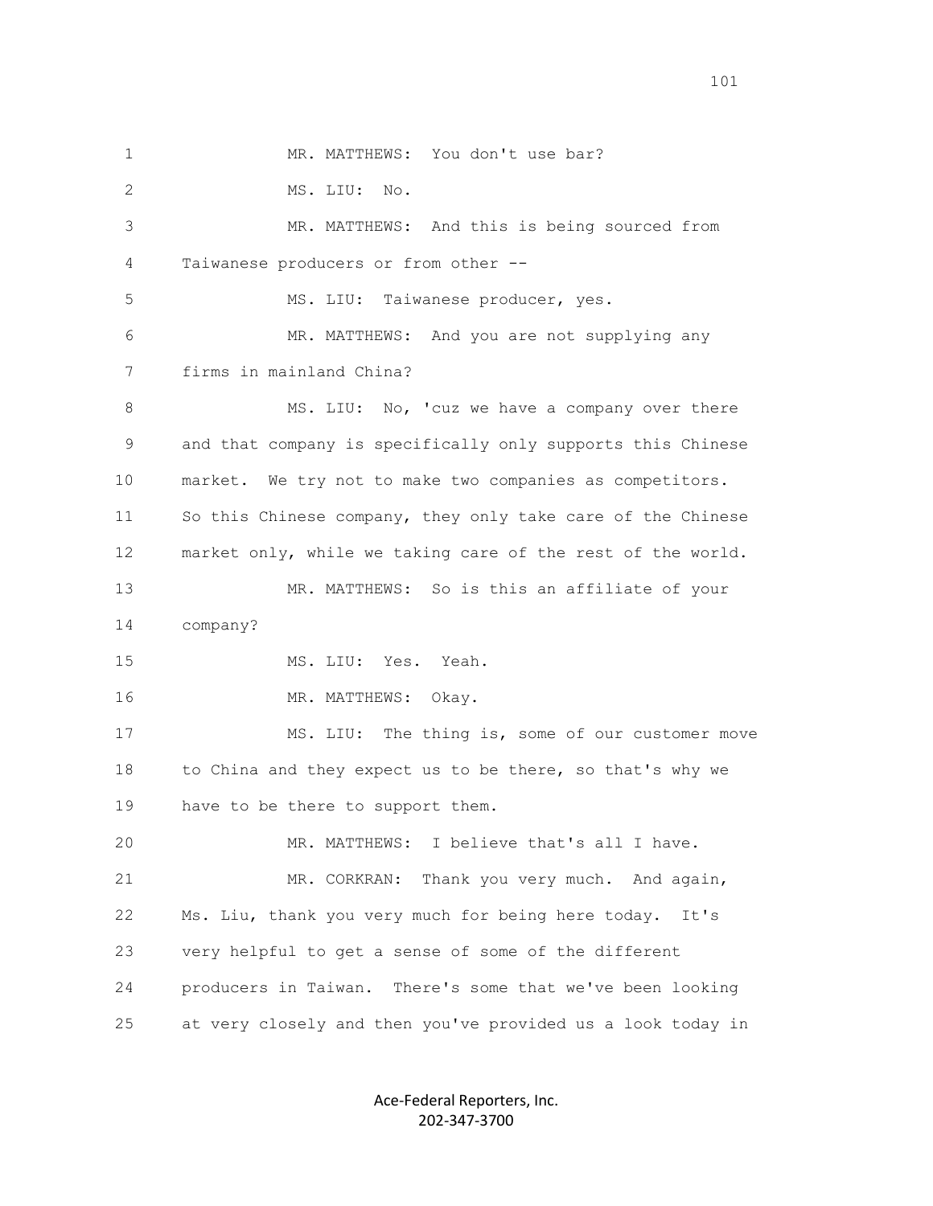1 MR. MATTHEWS: You don't use bar?

2 MS. LIU: No.

3 MR. MATTHEWS: And this is being sourced from

4 Taiwanese producers or from other --

5 MS. LIU: Taiwanese producer, yes.

6 MR. MATTHEWS: And you are not supplying any

7 firms in mainland China?

8 MS. LIU: No, 'cuz we have a company over there

9 and that company is specifically only supports this Chinese

10 market. We try not to make two companies as competitors.

11 So this Chinese company, they only take care of the Chinese

12 market only, while we taking care of the rest of the world.

13 MR. MATTHEWS: So is this an affiliate of your

14 company?

15 MS. LIU: Yes. Yeah.

16 MR. MATTHEWS: Okay.

17 MS. LIU: The thing is, some of our customer move

18 to China and they expect us to be there, so that's why we

19 have to be there to support them.

20 MR. MATTHEWS: I believe that's all I have.

21 MR. CORKRAN: Thank you very much. And again,

22 Ms. Liu, thank you very much for being here today. It's

23 very helpful to get a sense of some of the different

24 producers in Taiwan. There's some that we've been looking

25 at very closely and then you've provided us a look today in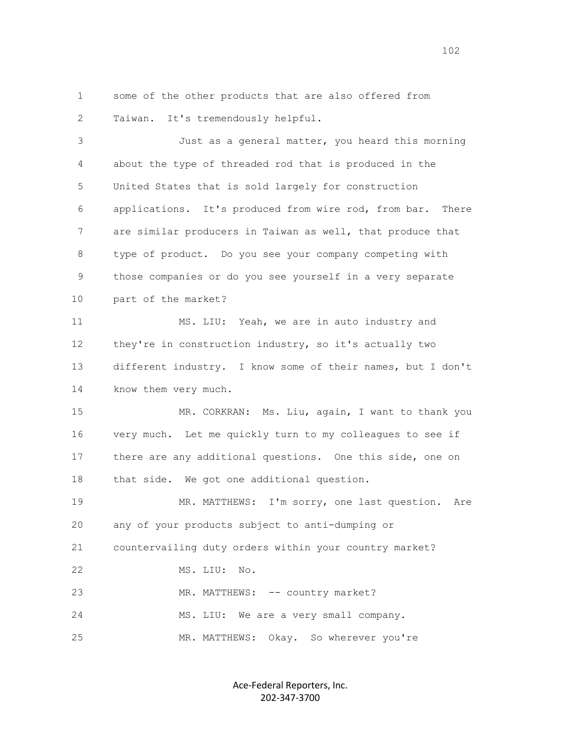some of the other products that are also offered from Taiwan. It's tremendously helpful.

Just as a general matter, you heard this morning about the type of threaded rod that is produced in the United States that is sold largely for construction applications. It's produced from wire rod, from bar. There are similar producers in Taiwan as well, that produce that type of product. Do you see your company competing with those companies or do you see yourself in a very separate part of the market?

MS. LIU: Yeah, we are in auto industry and they're in construction industry, so it's actually two different industry. I know some of their names, but I don't know them very much.

MR. CORKRAN: Ms. Liu, again, I want to thank you very much. Let me quickly turn to my colleagues to see if there are any additional questions. One this side, one on that side. We got one additional question.

MR. MATTHEWS: I'm sorry, one last question. Are any of your products subject to anti-dumping or countervailing duty orders within your country market?

MS. LIU: No.

MR. MATTHEWS: -- country market?

MS. LIU: We are a very small company.

MR. MATTHEWS: Okay. So wherever you're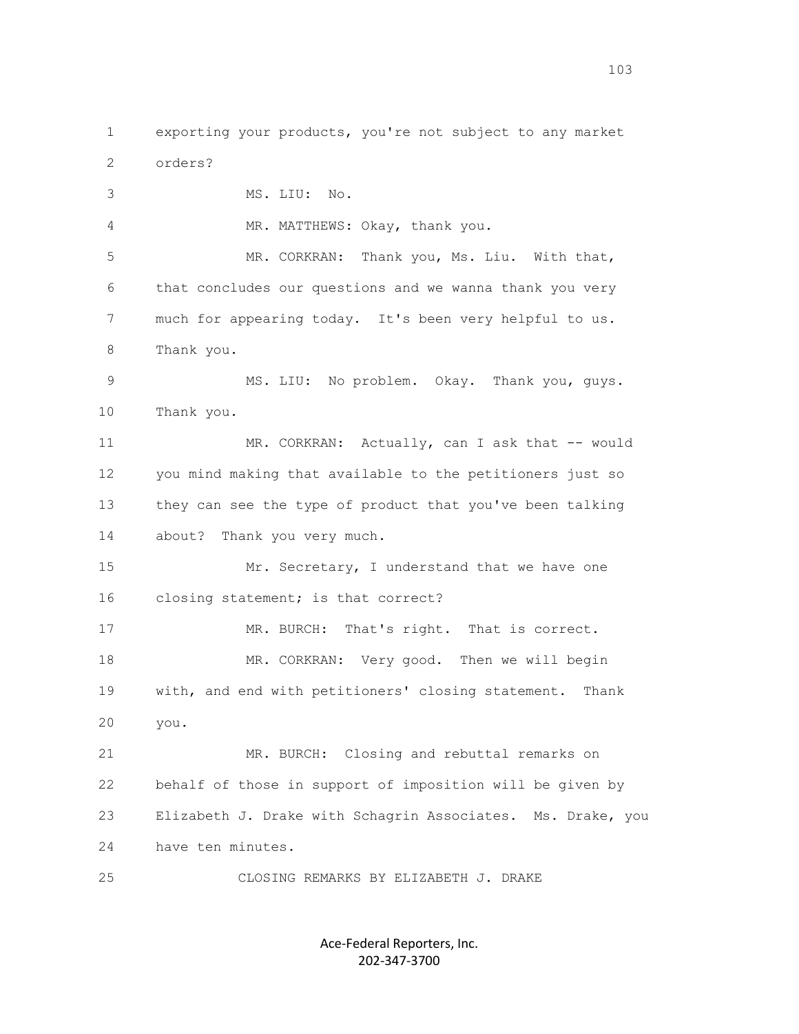exporting your products, you're not subject to any market orders?

MS. LIU: No.

MR. MATTHEWS: Okay, thank you.

MR. CORKRAN: Thank you, Ms. Liu. With that, that concludes our questions and we wanna thank you very much for appearing today. It's been very helpful to us. Thank you.

MS. LIU: No problem. Okay. Thank you, guys. Thank you.

MR. CORKRAN: Actually, can I ask that -- would you mind making that available to the petitioners just so they can see the type of product that you've been talking about? Thank you very much.

Mr. Secretary, I understand that we have one closing statement; is that correct?

MR. BURCH: That's right. That is correct.

MR. CORKRAN: Very good. Then we will begin with, and end with petitioners' closing statement. Thank you.

MR. BURCH: Closing and rebuttal remarks on behalf of those in support of imposition will be given by Elizabeth J. Drake with Schagrin Associates. Ms. Drake, you have ten minutes.

CLOSING REMARKS BY ELIZABETH J. DRAKE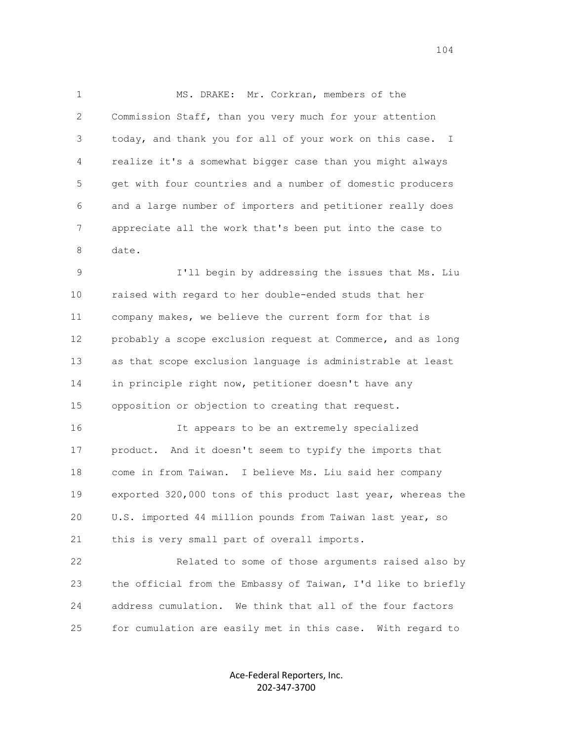MS. DRAKE: Mr. Corkran, members of the Commission Staff, than you very much for your attention today, and thank you for all of your work on this case. I realize it's a somewhat bigger case than you might always get with four countries and a number of domestic producers and a large number of importers and petitioner really does appreciate all the work that's been put into the case to date.

I'll begin by addressing the issues that Ms. Liu raised with regard to her double-ended studs that her company makes, we believe the current form for that is probably a scope exclusion request at Commerce, and as long as that scope exclusion language is administrable at least in principle right now, petitioner doesn't have any opposition or objection to creating that request.

It appears to be an extremely specialized product. And it doesn't seem to typify the imports that come in from Taiwan. I believe Ms. Liu said her company exported 320,000 tons of this product last year, whereas the U.S. imported 44 million pounds from Taiwan last year, so this is very small part of overall imports.

Related to some of those arguments raised also by the official from the Embassy of Taiwan, I'd like to briefly address cumulation. We think that all of the four factors for cumulation are easily met in this case. With regard to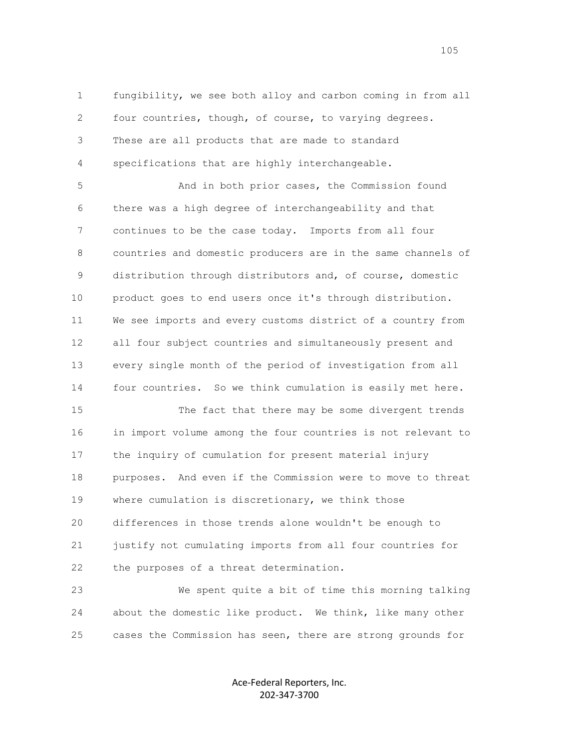fungibility, we see both alloy and carbon coming in from all four countries, though, of course, to varying degrees. These are all products that are made to standard specifications that are highly interchangeable.

And in both prior cases, the Commission found there was a high degree of interchangeability and that continues to be the case today. Imports from all four countries and domestic producers are in the same channels of distribution through distributors and, of course, domestic product goes to end users once it's through distribution. We see imports and every customs district of a country from all four subject countries and simultaneously present and every single month of the period of investigation from all four countries. So we think cumulation is easily met here.

The fact that there may be some divergent trends in import volume among the four countries is not relevant to the inquiry of cumulation for present material injury purposes. And even if the Commission were to move to threat where cumulation is discretionary, we think those differences in those trends alone wouldn't be enough to justify not cumulating imports from all four countries for the purposes of a threat determination.

We spent quite a bit of time this morning talking about the domestic like product. We think, like many other cases the Commission has seen, there are strong grounds for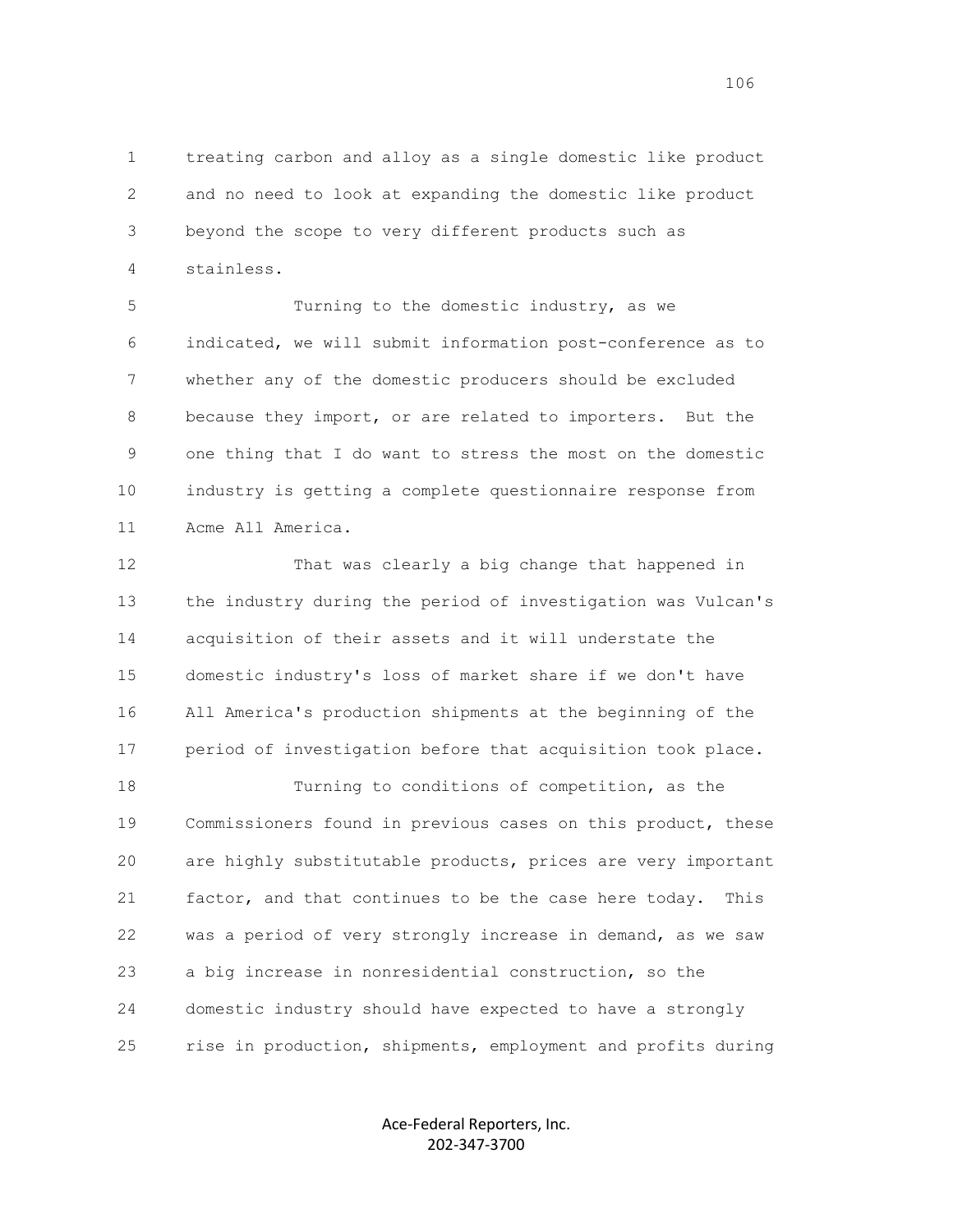treating carbon and alloy as a single domestic like product and no need to look at expanding the domestic like product beyond the scope to very different products such as stainless.

Turning to the domestic industry, as we indicated, we will submit information post-conference as to whether any of the domestic producers should be excluded because they import, or are related to importers. But the one thing that I do want to stress the most on the domestic industry is getting a complete questionnaire response from Acme All America.

That was clearly a big change that happened in the industry during the period of investigation was Vulcan's acquisition of their assets and it will understate the domestic industry's loss of market share if we don't have All America's production shipments at the beginning of the period of investigation before that acquisition took place.

Turning to conditions of competition, as the Commissioners found in previous cases on this product, these are highly substitutable products, prices are very important factor, and that continues to be the case here today. This was a period of very strongly increase in demand, as we saw a big increase in nonresidential construction, so the domestic industry should have expected to have a strongly rise in production, shipments, employment and profits during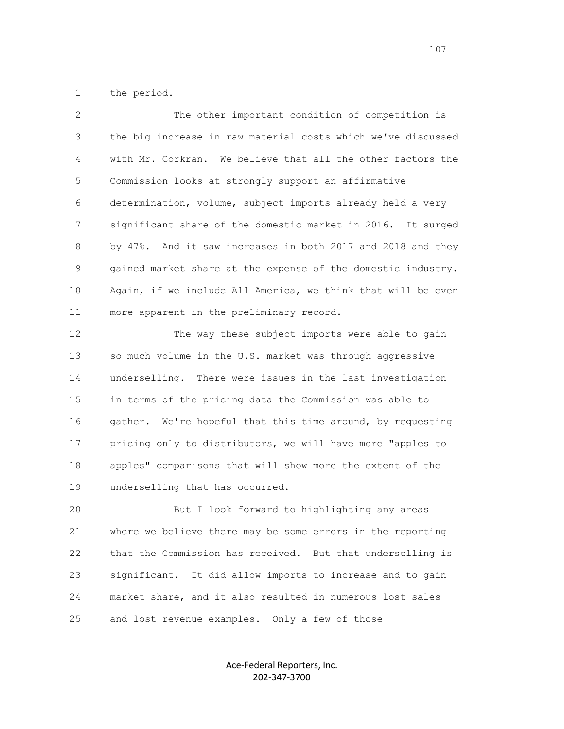the period.

The other important condition of competition is the big increase in raw material costs which we've discussed with Mr. Corkran. We believe that all the other factors the Commission looks at strongly support an affirmative determination, volume, subject imports already held a very significant share of the domestic market in 2016. It surged by 47%. And it saw increases in both 2017 and 2018 and they gained market share at the expense of the domestic industry. Again, if we include All America, we think that will be even more apparent in the preliminary record.

The way these subject imports were able to gain so much volume in the U.S. market was through aggressive underselling. There were issues in the last investigation in terms of the pricing data the Commission was able to gather. We're hopeful that this time around, by requesting pricing only to distributors, we will have more "apples to apples" comparisons that will show more the extent of the underselling that has occurred.

But I look forward to highlighting any areas where we believe there may be some errors in the reporting that the Commission has received. But that underselling is significant. It did allow imports to increase and to gain market share, and it also resulted in numerous lost sales and lost revenue examples. Only a few of those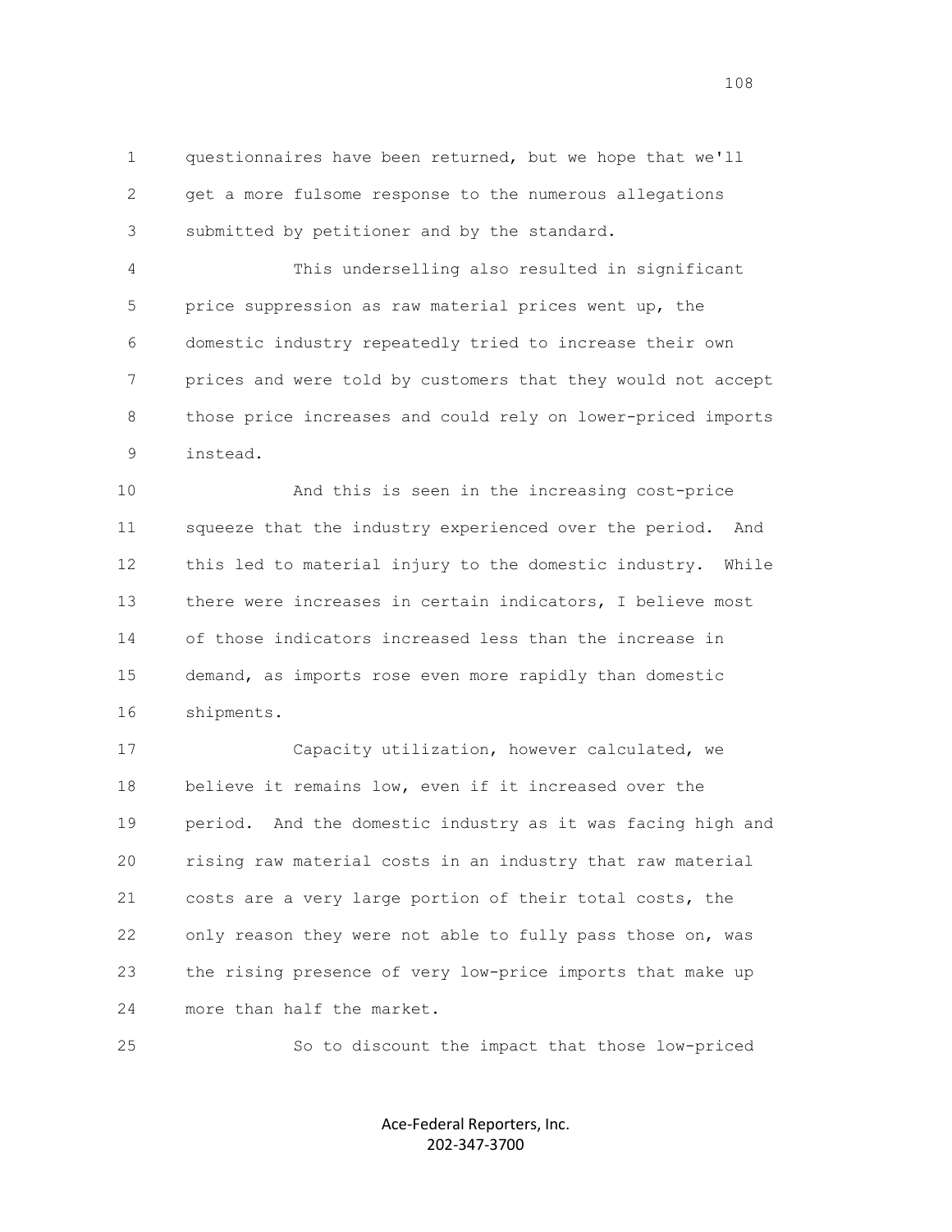questionnaires have been returned, but we hope that we'll get a more fulsome response to the numerous allegations submitted by petitioner and by the standard.

This underselling also resulted in significant price suppression as raw material prices went up, the domestic industry repeatedly tried to increase their own prices and were told by customers that they would not accept those price increases and could rely on lower-priced imports instead.

And this is seen in the increasing cost-price squeeze that the industry experienced over the period. And this led to material injury to the domestic industry. While there were increases in certain indicators, I believe most of those indicators increased less than the increase in demand, as imports rose even more rapidly than domestic shipments.

Capacity utilization, however calculated, we believe it remains low, even if it increased over the period. And the domestic industry as it was facing high and rising raw material costs in an industry that raw material costs are a very large portion of their total costs, the only reason they were not able to fully pass those on, was the rising presence of very low-price imports that make up more than half the market.

So to discount the impact that those low-priced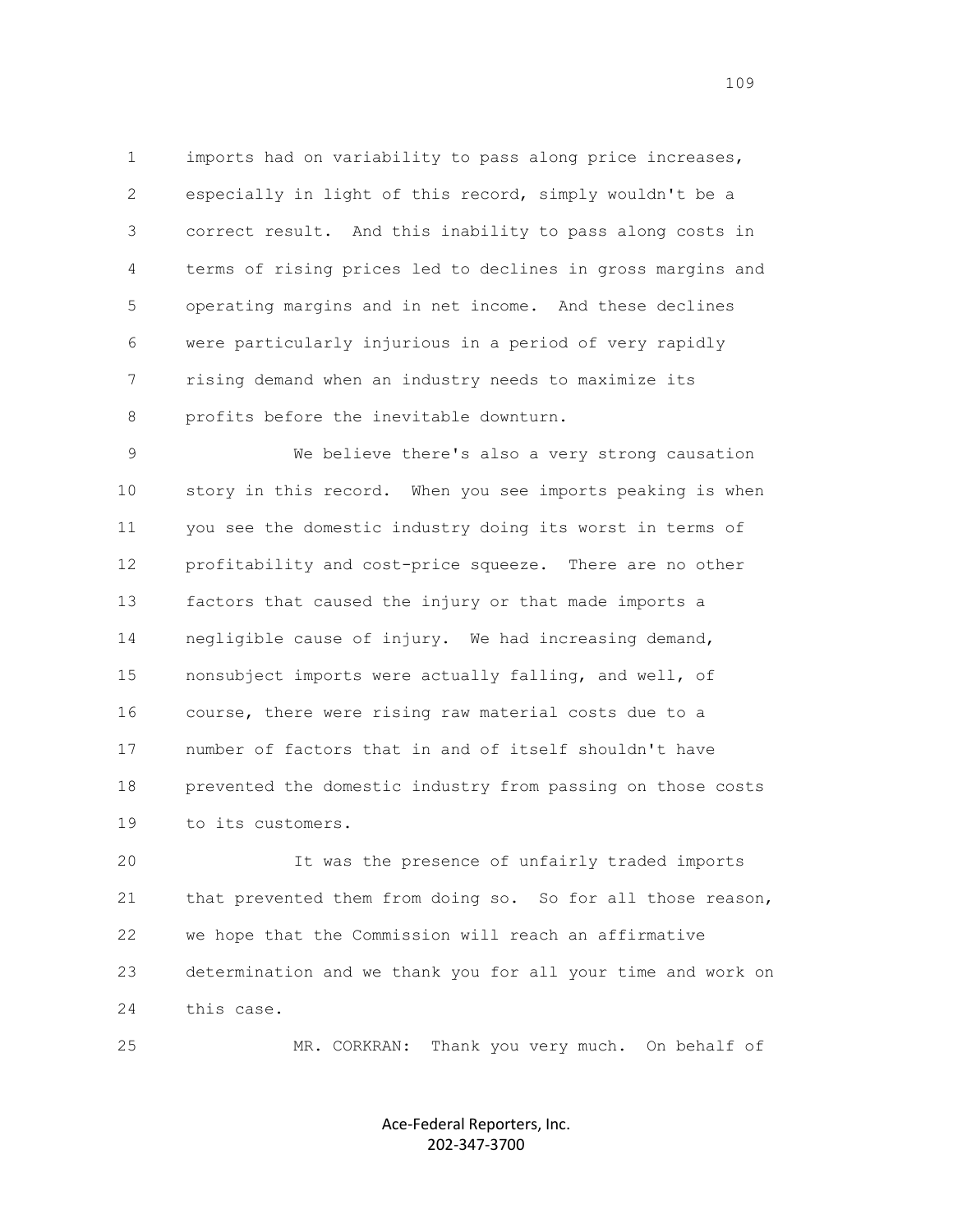imports had on variability to pass along price increases, especially in light of this record, simply wouldn't be a correct result. And this inability to pass along costs in terms of rising prices led to declines in gross margins and operating margins and in net income. And these declines were particularly injurious in a period of very rapidly rising demand when an industry needs to maximize its profits before the inevitable downturn.

We believe there's also a very strong causation story in this record. When you see imports peaking is when you see the domestic industry doing its worst in terms of profitability and cost-price squeeze. There are no other factors that caused the injury or that made imports a negligible cause of injury. We had increasing demand, nonsubject imports were actually falling, and well, of course, there were rising raw material costs due to a number of factors that in and of itself shouldn't have prevented the domestic industry from passing on those costs to its customers.

It was the presence of unfairly traded imports that prevented them from doing so. So for all those reason, we hope that the Commission will reach an affirmative determination and we thank you for all your time and work on this case.

MR. CORKRAN: Thank you very much. On behalf of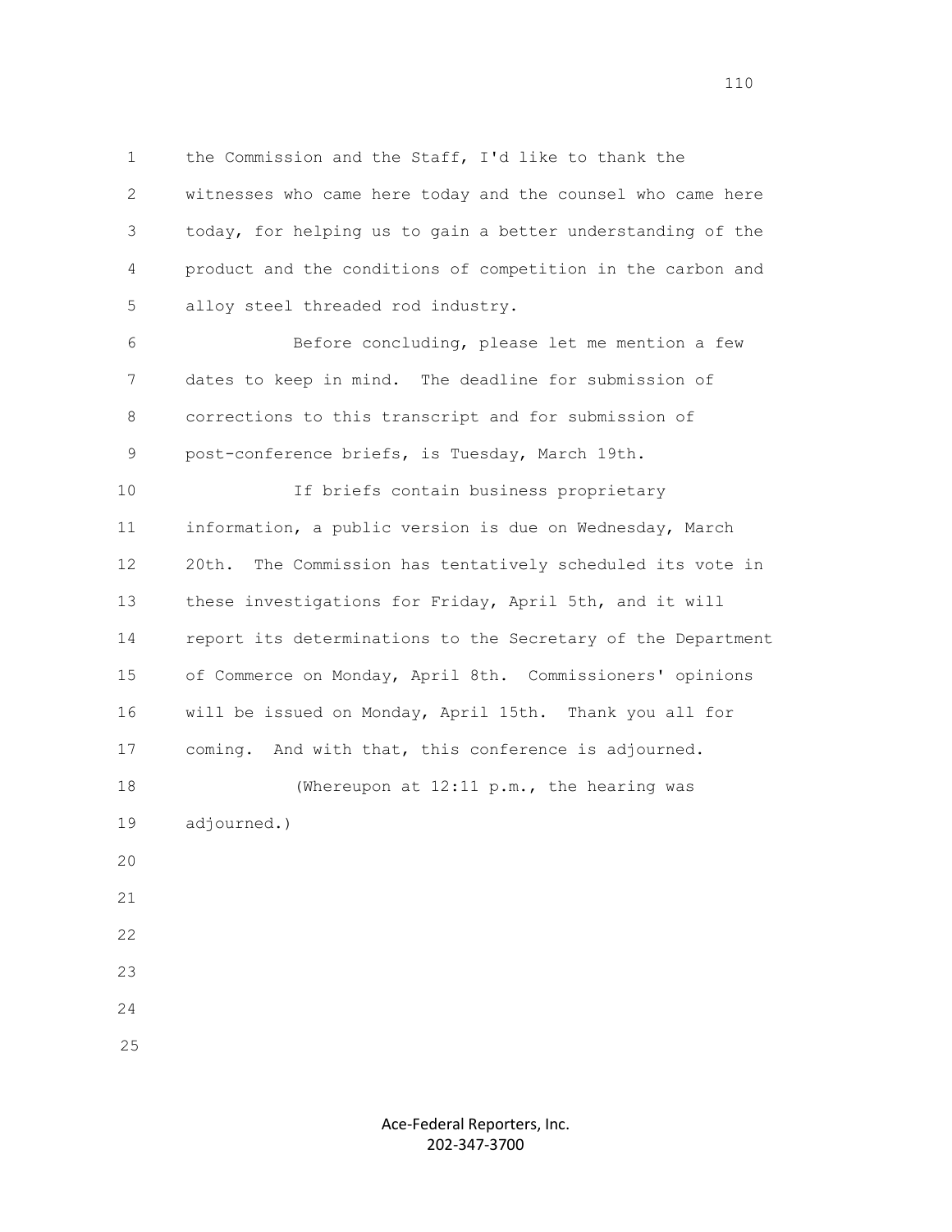the Commission and the Staff, I'd like to thank the witnesses who came here today and the counsel who came here today, for helping us to gain a better understanding of the product and the conditions of competition in the carbon and alloy steel threaded rod industry.

Before concluding, please let me mention a few dates to keep in mind. The deadline for submission of corrections to this transcript and for submission of post-conference briefs, is Tuesday, March 19th.

If briefs contain business proprietary information, a public version is due on Wednesday, March 20th. The Commission has tentatively scheduled its vote in these investigations for Friday, April 5th, and it will report its determinations to the Secretary of the Department of Commerce on Monday, April 8th. Commissioners' opinions will be issued on Monday, April 15th. Thank you all for coming. And with that, this conference is adjourned.

(Whereupon at 12:11 p.m., the hearing was adjourned.)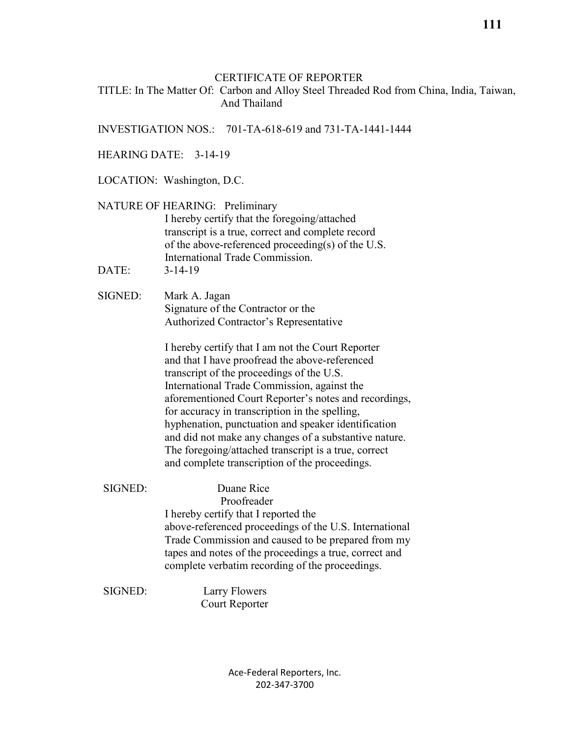CERTIFICATE OF REPORTER

TITLE: In The Matter Of: Carbon and Alloy Steel Threaded Rod from China, India, Taiwan, And Thailand

INVESTIGATION NOS.: 701-TA-618-619 and 731-TA-1441-1444

HEARING DATE: 3-14-19

LOCATION: Washington, D.C.

NATURE OF HEARING: Preliminary

I hereby certify that the foregoing/attached transcript is a true, correct and complete record of the above-referenced proceeding(s) of the U.S. International Trade Commission.

DATE: 3-14-19

SIGNED: Mark A. Jagan
Signature of the Contractor or the Authorized Contractor's Representative

I hereby certify that I am not the Court Reporter and that I have proofread the above-referenced transcript of the proceedings of the U.S. International Trade Commission, against the aforementioned Court Reporter's notes and recordings, for accuracy in transcription in the spelling, hyphenation, punctuation and speaker identification and did not make any changes of a substantive nature. The foregoing/attached transcript is a true, correct and complete transcription of the proceedings.

SIGNED: Duane Rice
Proofreader

I hereby certify that I reported the above-referenced proceedings of the U.S. International Trade Commission and caused to be prepared from my tapes and notes of the proceedings a true, correct and complete verbatim recording of the proceedings.

SIGNED: Larry Flowers
Court Reporter